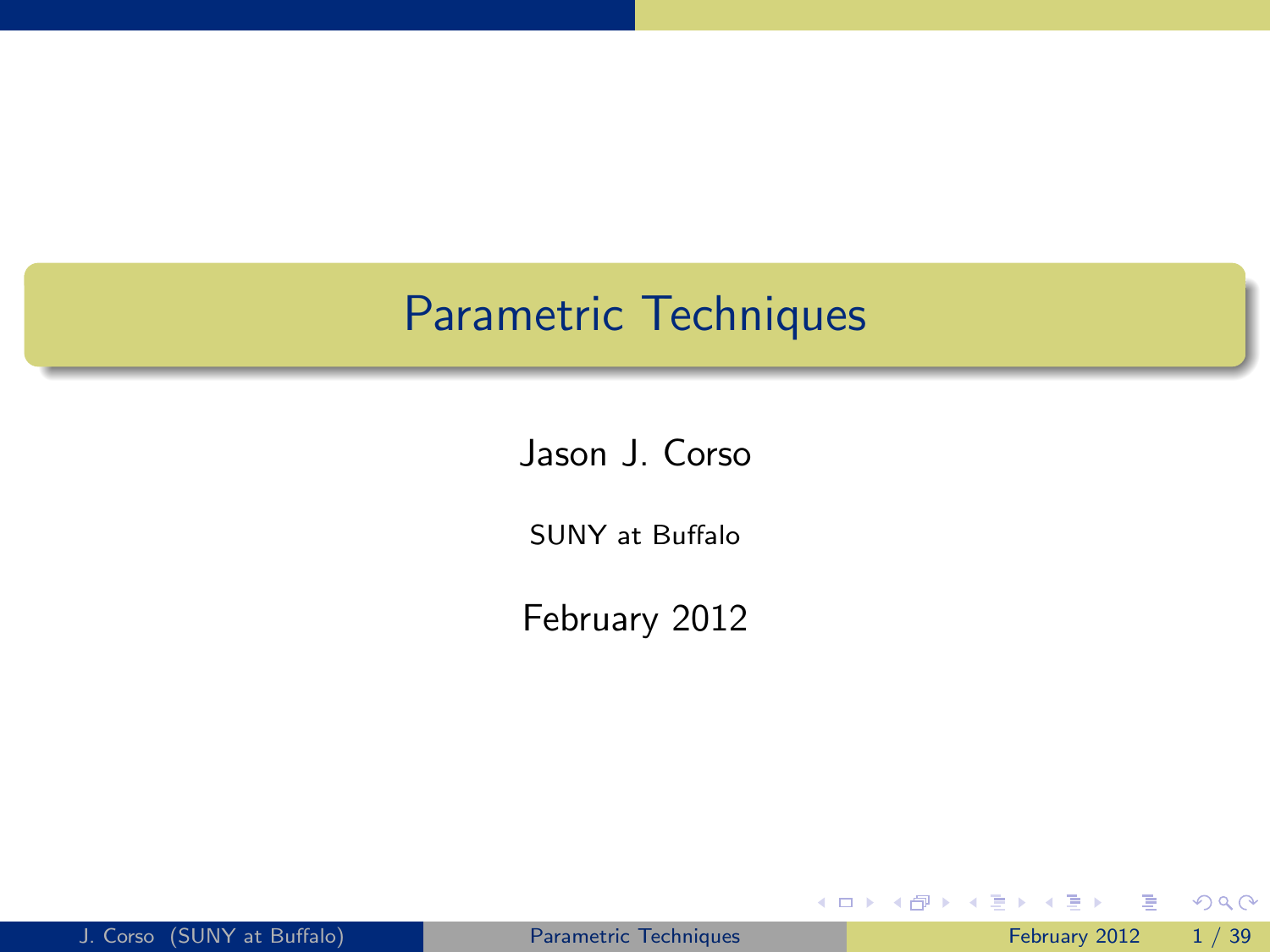# Parametric Techniques

Jason J. Corso

SUNY at Buffalo

February 2012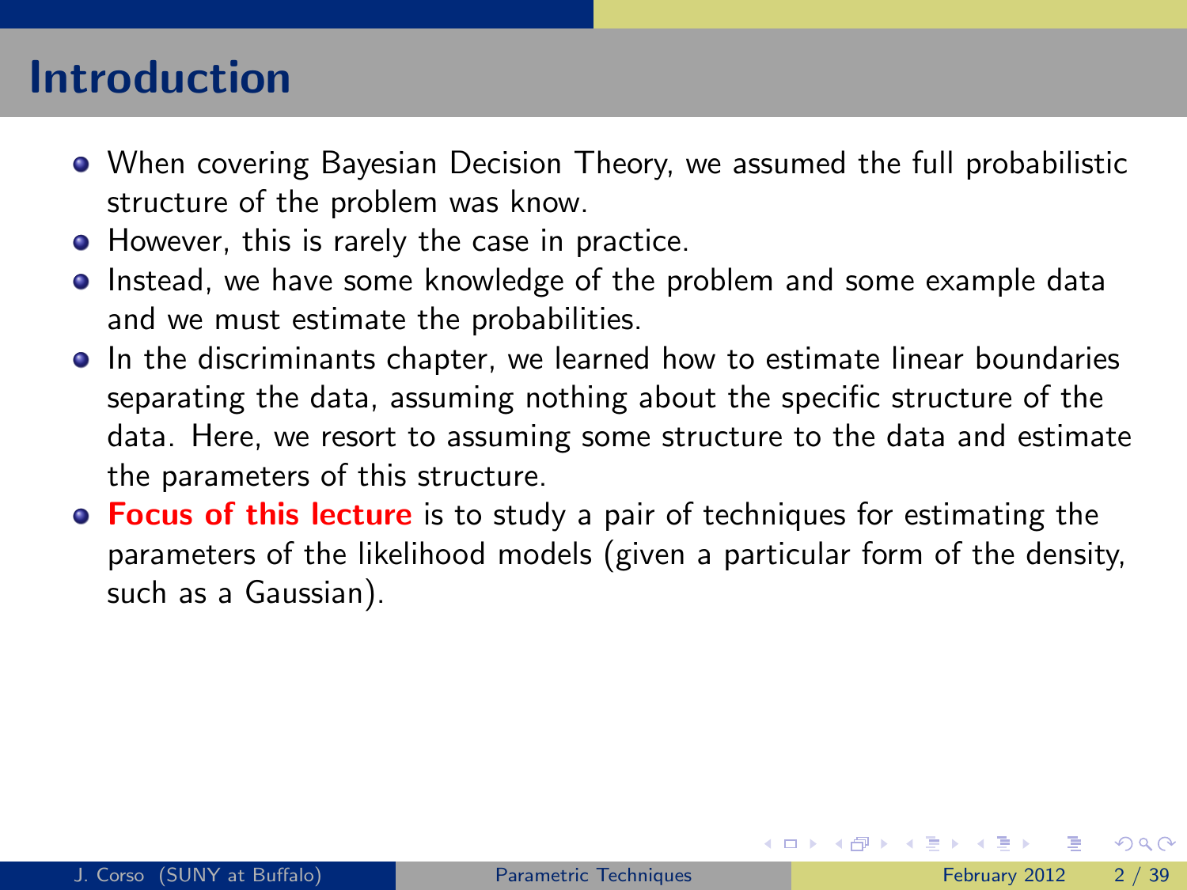# Introduction

- When covering Bayesian Decision Theory, we assumed the full probabilistic structure of the problem was know.
- However, this is rarely the case in practice.
- Instead, we have some knowledge of the problem and some example data and we must estimate the probabilities.
- In the discriminants chapter, we learned how to estimate linear boundaries separating the data, assuming nothing about the specific structure of the data. Here, we resort to assuming some structure to the data and estimate the parameters of this structure.
- **Focus of this lecture** is to study a pair of techniques for estimating the parameters of the likelihood models (given a particular form of the density, such as a Gaussian).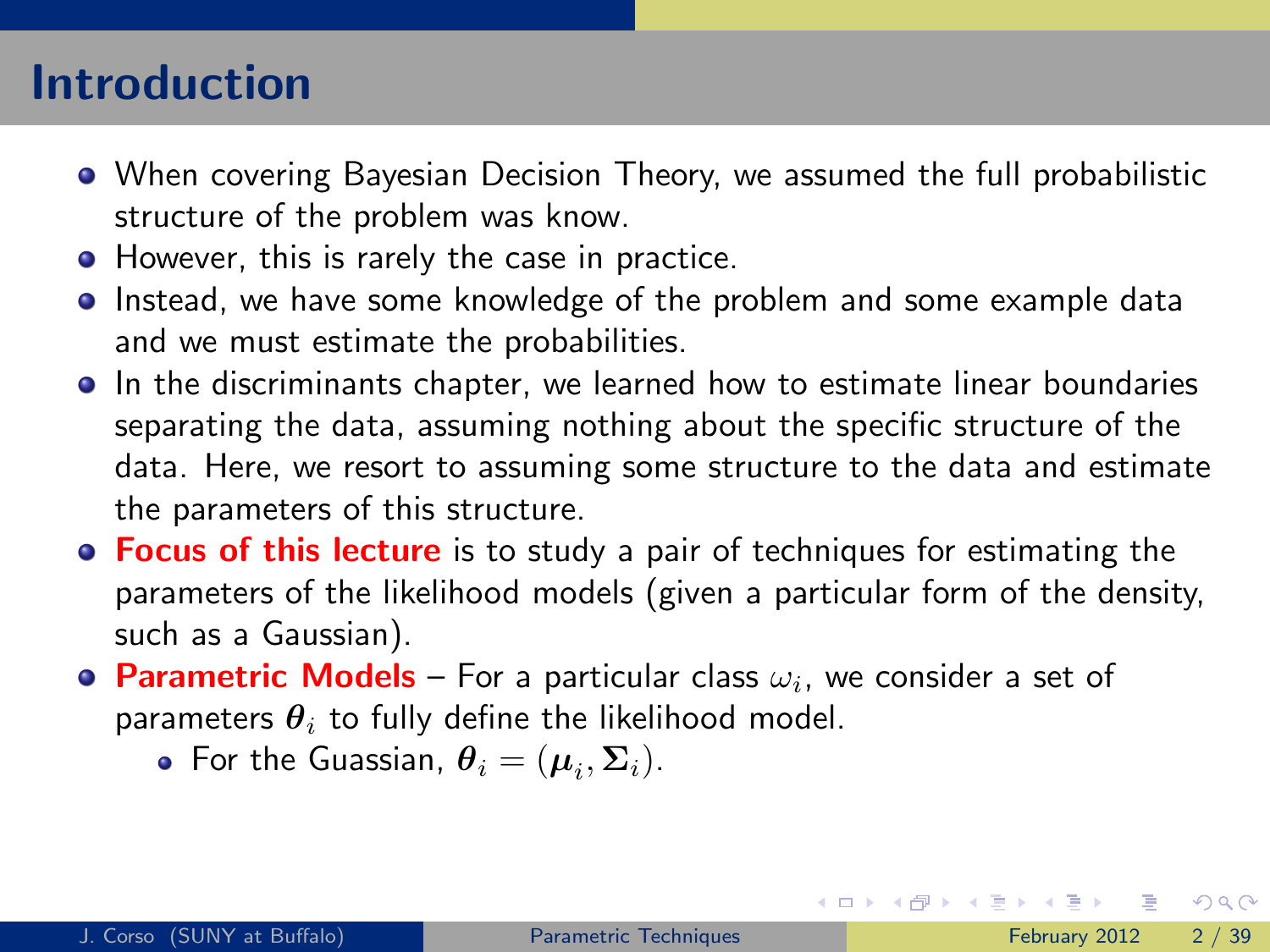# Introduction

- When covering Bayesian Decision Theory, we assumed the full probabilistic structure of the problem was know.
- However, this is rarely the case in practice.
- Instead, we have some knowledge of the problem and some example data and we must estimate the probabilities.
- In the discriminants chapter, we learned how to estimate linear boundaries separating the data, assuming nothing about the specific structure of the data. Here, we resort to assuming some structure to the data and estimate the parameters of this structure.
- **Focus of this lecture** is to study a pair of techniques for estimating the parameters of the likelihood models (given a particular form of the density, such as a Gaussian).
- **Parametric Models** – For a particular class $\omega_i$, we consider a set of parameters $\boldsymbol{\theta}_i$ to fully define the likelihood model.
  - For the Guassian, $\boldsymbol{\theta}_i = (\boldsymbol{\mu}_i, \boldsymbol{\Sigma}_i)$.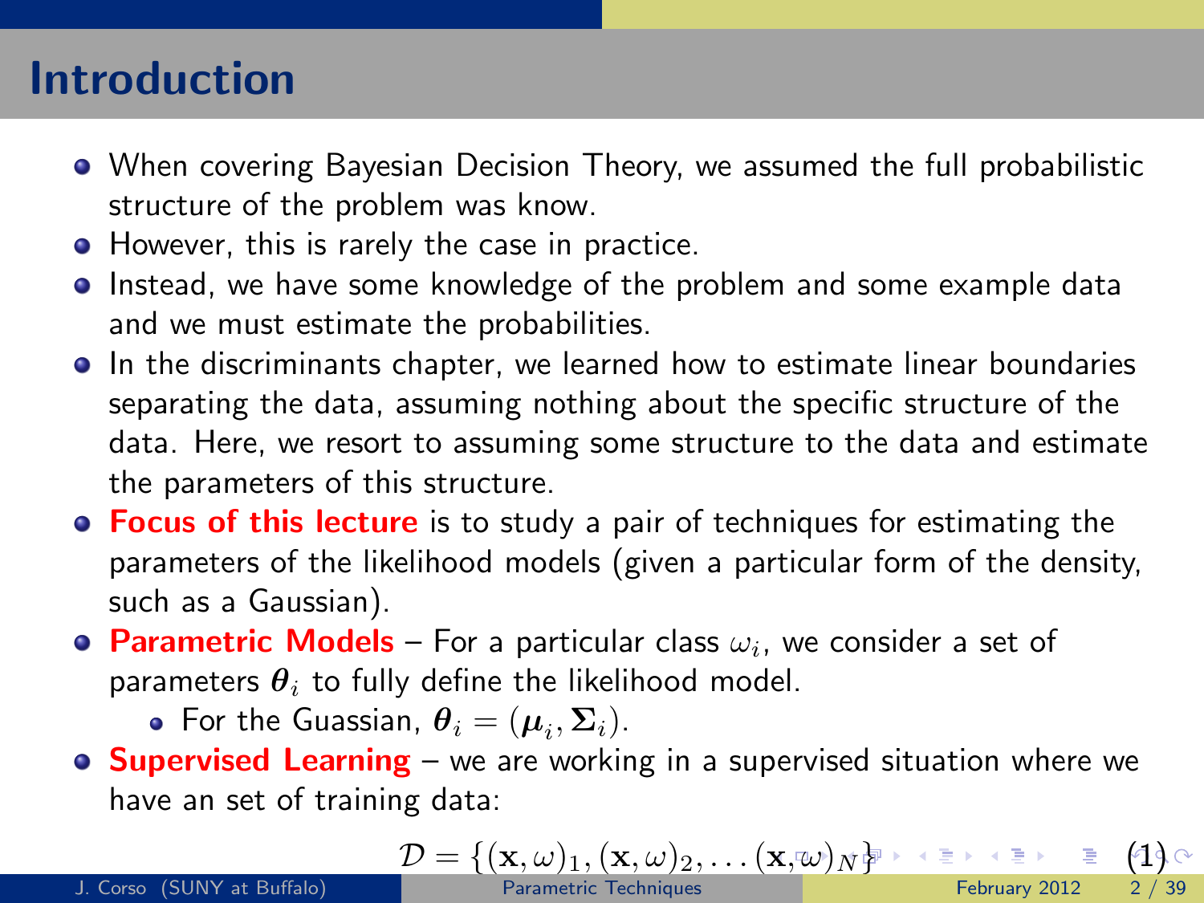# Introduction

- When covering Bayesian Decision Theory, we assumed the full probabilistic structure of the problem was know.
- However, this is rarely the case in practice.
- Instead, we have some knowledge of the problem and some example data and we must estimate the probabilities.
- In the discriminants chapter, we learned how to estimate linear boundaries separating the data, assuming nothing about the specific structure of the data. Here, we resort to assuming some structure to the data and estimate the parameters of this structure.
- **Focus of this lecture** is to study a pair of techniques for estimating the parameters of the likelihood models (given a particular form of the density, such as a Gaussian).
- **Parametric Models** – For a particular class $\omega_i$, we consider a set of parameters $\boldsymbol{\theta}_i$ to fully define the likelihood model.
  - For the Guassian, $\boldsymbol{\theta}_i = (\boldsymbol{\mu}_i, \boldsymbol{\Sigma}_i)$.
- **Supervised Learning** – we are working in a supervised situation where we have an set of training data:

$$\mathcal{D} = \{(\mathbf{x}, \omega)_1, (\mathbf{x}, \omega)_2, \ldots (\mathbf{x}, \omega)_N\} \tag{1}$$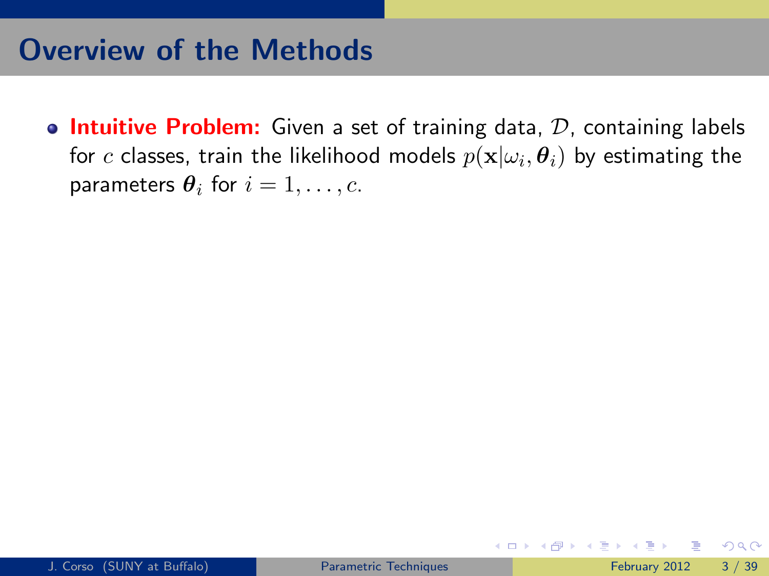# Overview of the Methods

- **Intuitive Problem:** Given a set of training data, $\mathcal{D}$, containing labels for $c$ classes, train the likelihood models $p(\mathbf{x}|\omega_i, \boldsymbol{\theta}_i)$ by estimating the parameters $\boldsymbol{\theta}_i$ for $i = 1, \ldots, c$.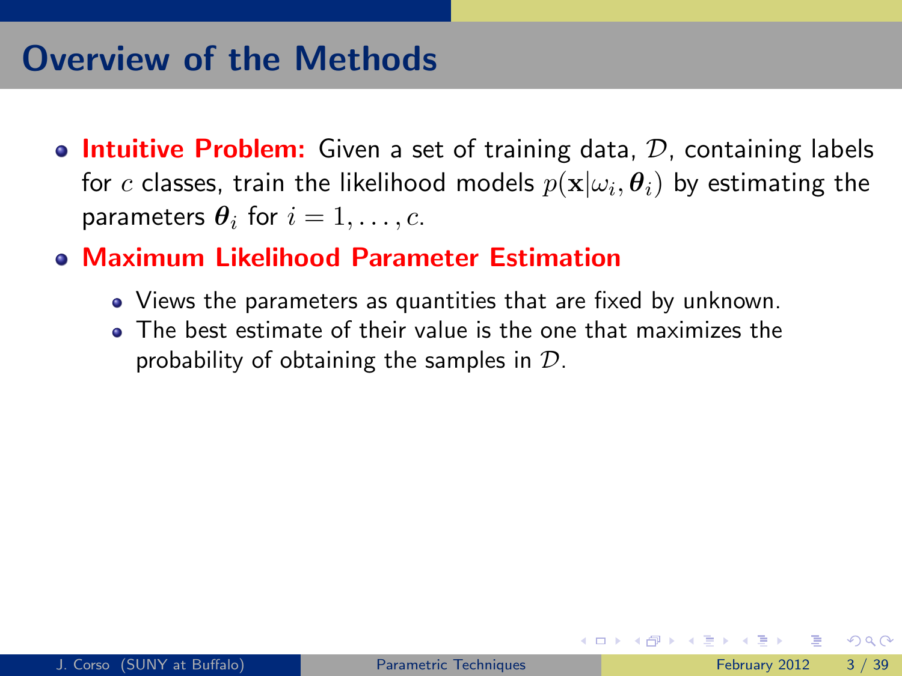## Overview of the Methods

- **Intuitive Problem:** Given a set of training data, $\mathcal{D}$, containing labels for $c$ classes, train the likelihood models $p(\mathbf{x}|\omega_i, \boldsymbol{\theta}_i)$ by estimating the parameters $\boldsymbol{\theta}_i$ for $i = 1, \ldots, c$.
- **Maximum Likelihood Parameter Estimation**
  - Views the parameters as quantities that are fixed by unknown.
  - The best estimate of their value is the one that maximizes the probability of obtaining the samples in $\mathcal{D}$.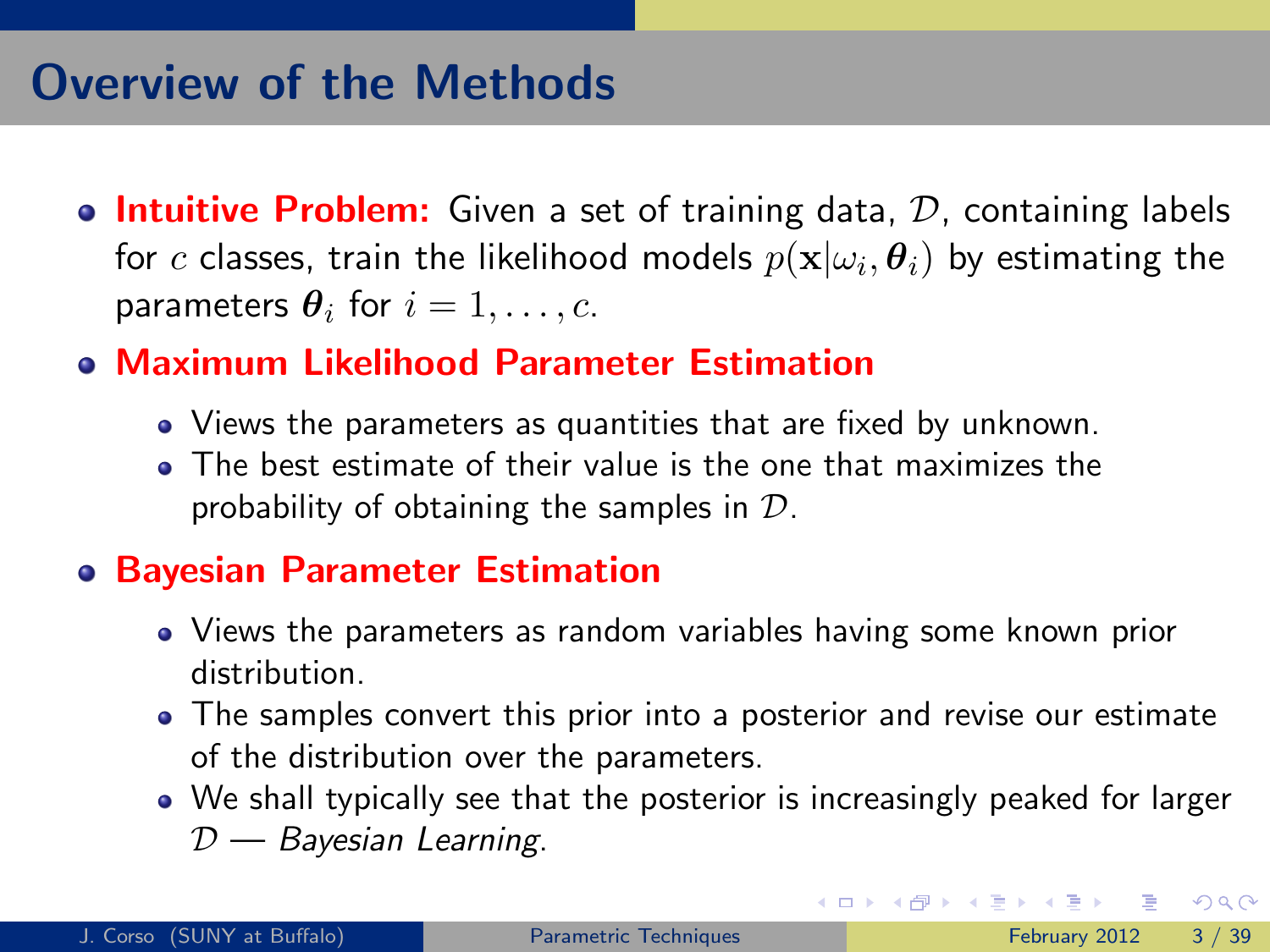# Overview of the Methods

- **Intuitive Problem:** Given a set of training data, $\mathcal{D}$, containing labels for $c$ classes, train the likelihood models $p(\mathbf{x}|\omega_i, \boldsymbol{\theta}_i)$ by estimating the parameters $\boldsymbol{\theta}_i$ for $i = 1, \ldots, c$.
- **Maximum Likelihood Parameter Estimation**
  - Views the parameters as quantities that are fixed by unknown.
  - The best estimate of their value is the one that maximizes the probability of obtaining the samples in $\mathcal{D}$.
- **Bayesian Parameter Estimation**
  - Views the parameters as random variables having some known prior distribution.
  - The samples convert this prior into a posterior and revise our estimate of the distribution over the parameters.
  - We shall typically see that the posterior is increasingly peaked for larger $\mathcal{D}$ — *Bayesian Learning*.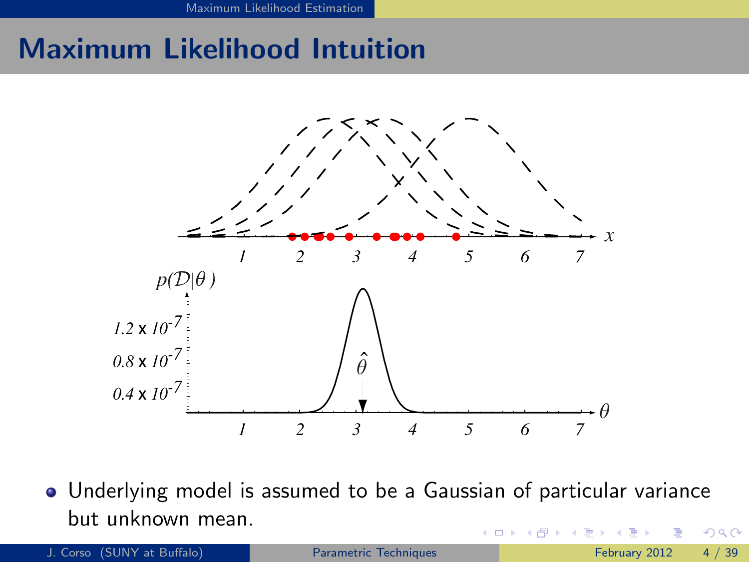# Maximum Likelihood Intuition

- Underlying model is assumed to be a Gaussian of particular variance but unknown mean.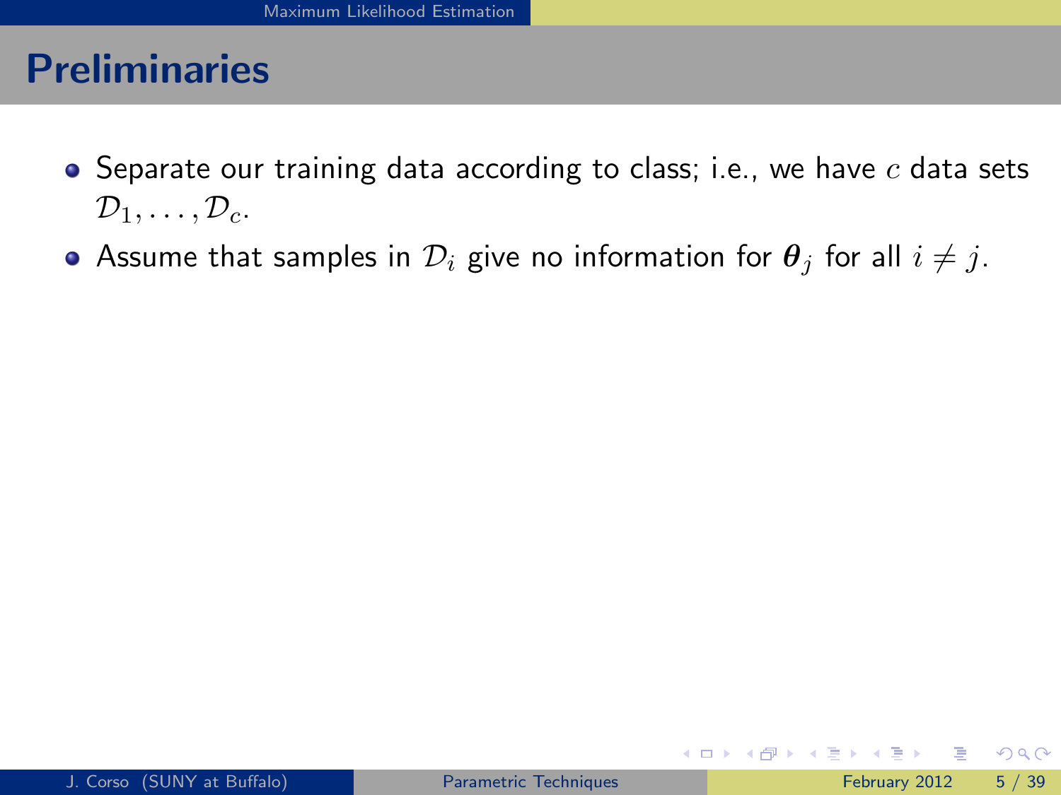## Preliminaries

- Separate our training data according to class; i.e., we have $c$ data sets $\mathcal{D}_1, \dots, \mathcal{D}_c$.
- Assume that samples in $\mathcal{D}_i$ give no information for $\boldsymbol{\theta}_j$ for all $i \neq j$.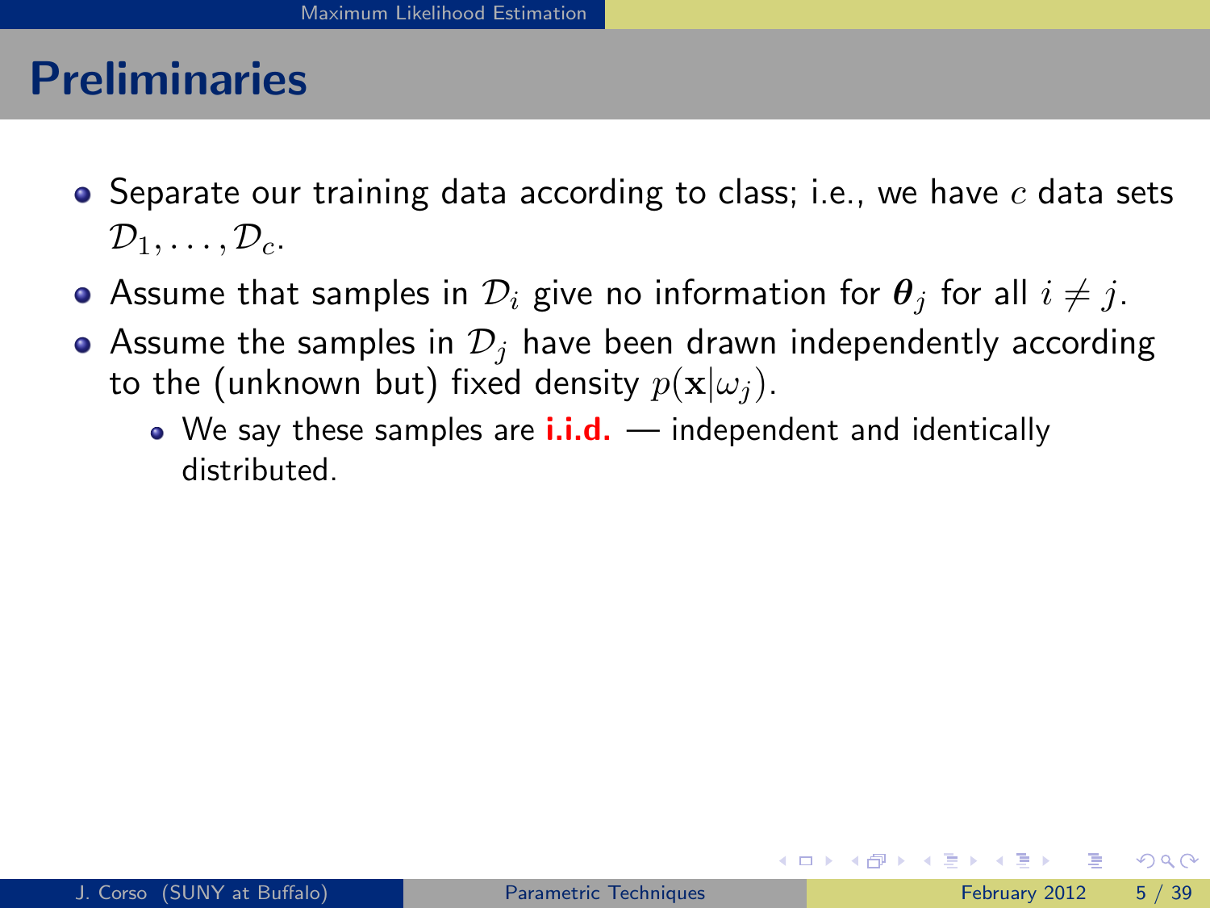# Preliminaries

- Separate our training data according to class; i.e., we have $c$ data sets $\mathcal{D}_1, \ldots, \mathcal{D}_c$.
- Assume that samples in $\mathcal{D}_i$ give no information for $\boldsymbol{\theta}_j$ for all $i \neq j$.
- Assume the samples in $\mathcal{D}_j$ have been drawn independently according to the (unknown but) fixed density $p(\mathbf{x}|\omega_j)$.
  - We say these samples are **i.i.d.** — independent and identically distributed.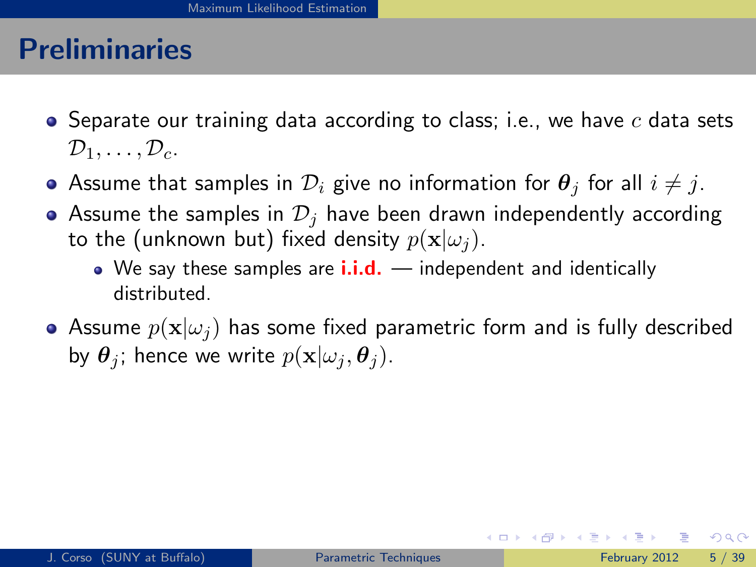## Preliminaries

- Separate our training data according to class; i.e., we have $c$ data sets $\mathcal{D}_1, \ldots, \mathcal{D}_c$.
- Assume that samples in $\mathcal{D}_i$ give no information for $\boldsymbol{\theta}_j$ for all $i \neq j$.
- Assume the samples in $\mathcal{D}_j$ have been drawn independently according to the (unknown but) fixed density $p(\mathbf{x}|\omega_j)$.
  - We say these samples are **i.i.d.** — independent and identically distributed.
- Assume $p(\mathbf{x}|\omega_j)$ has some fixed parametric form and is fully described by $\boldsymbol{\theta}_j$; hence we write $p(\mathbf{x}|\omega_j, \boldsymbol{\theta}_j)$.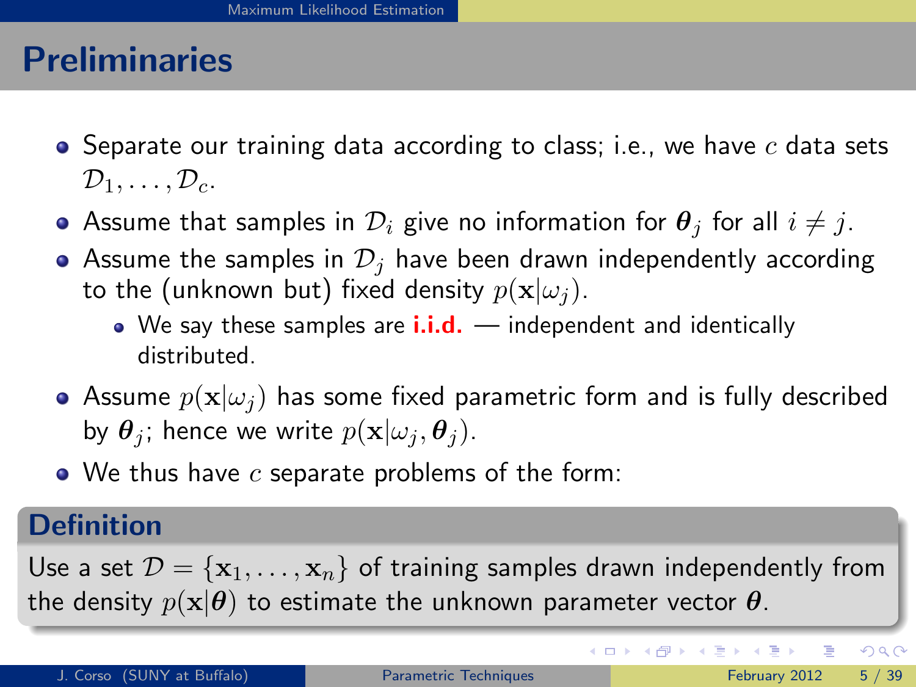# Preliminaries

- Separate our training data according to class; i.e., we have $c$ data sets $\mathcal{D}_1, \ldots, \mathcal{D}_c$.
- Assume that samples in $\mathcal{D}_i$ give no information for $\boldsymbol{\theta}_j$ for all $i \neq j$.
- Assume the samples in $\mathcal{D}_j$ have been drawn independently according to the (unknown but) fixed density $p(\mathbf{x}|\omega_j)$.
  - We say these samples are **i.i.d.** — independent and identically distributed.
- Assume $p(\mathbf{x}|\omega_j)$ has some fixed parametric form and is fully described by $\boldsymbol{\theta}_j$; hence we write $p(\mathbf{x}|\omega_j, \boldsymbol{\theta}_j)$.
- We thus have $c$ separate problems of the form:

## Definition

Use a set $\mathcal{D} = \{\mathbf{x}_1, \ldots, \mathbf{x}_n\}$ of training samples drawn independently from the density $p(\mathbf{x}|\boldsymbol{\theta})$ to estimate the unknown parameter vector $\boldsymbol{\theta}$.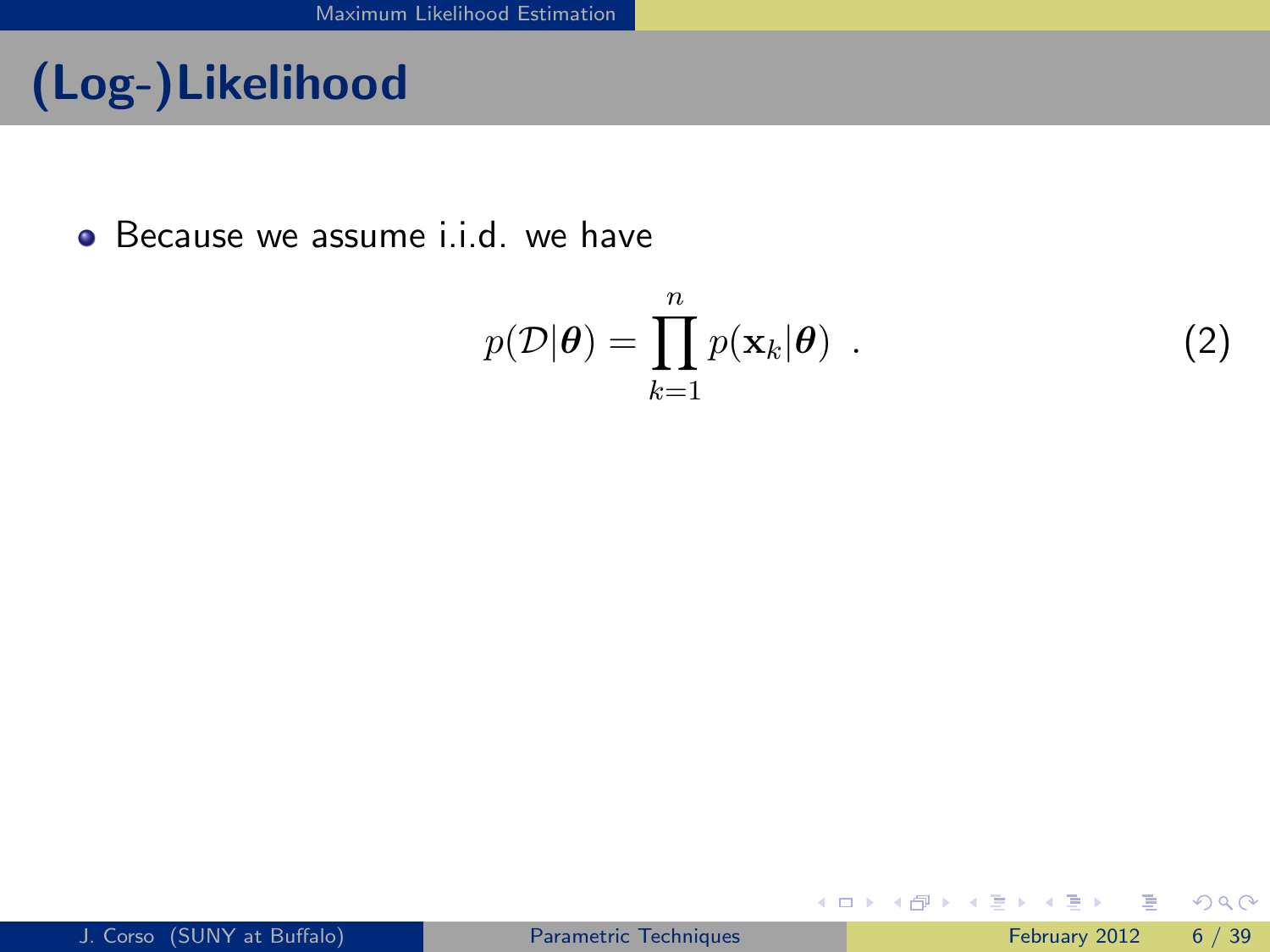# (Log-)Likelihood

- Because we assume i.i.d. we have

$$p(\mathcal{D}|\boldsymbol{\theta}) = \prod_{k=1}^{n} p(\mathbf{x}_k|\boldsymbol{\theta}) \ . \tag{2}$$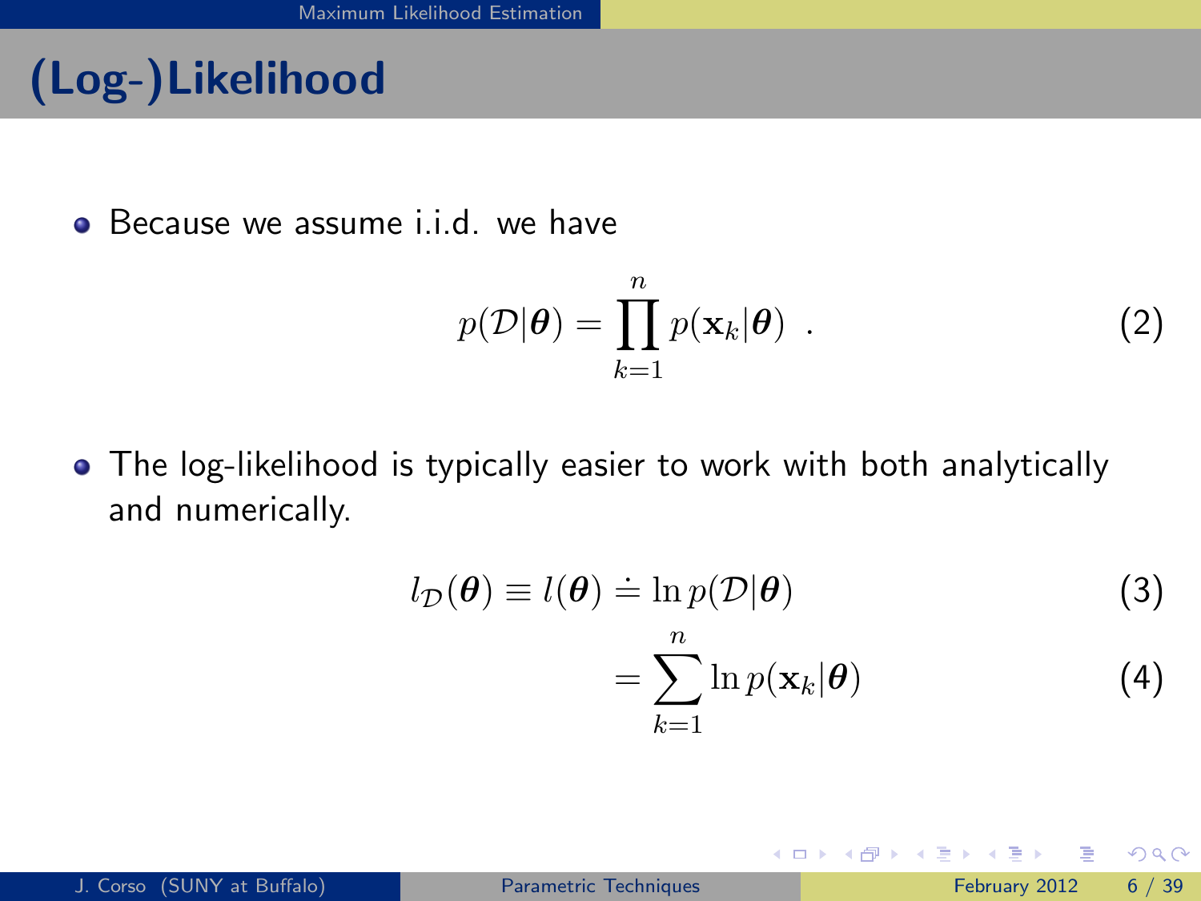# (Log-)Likelihood

- Because we assume i.i.d. we have

$$p(\mathcal{D}|\boldsymbol{\theta}) = \prod_{k=1}^{n} p(\mathbf{x}_k|\boldsymbol{\theta}) \ . \tag{2}$$

- The log-likelihood is typically easier to work with both analytically and numerically.

$$l_{\mathcal{D}}(\boldsymbol{\theta}) \equiv l(\boldsymbol{\theta}) \doteq \ln p(\mathcal{D}|\boldsymbol{\theta}) \tag{3}$$

$$= \sum_{k=1}^{n} \ln p(\mathbf{x}_k|\boldsymbol{\theta}) \tag{4}$$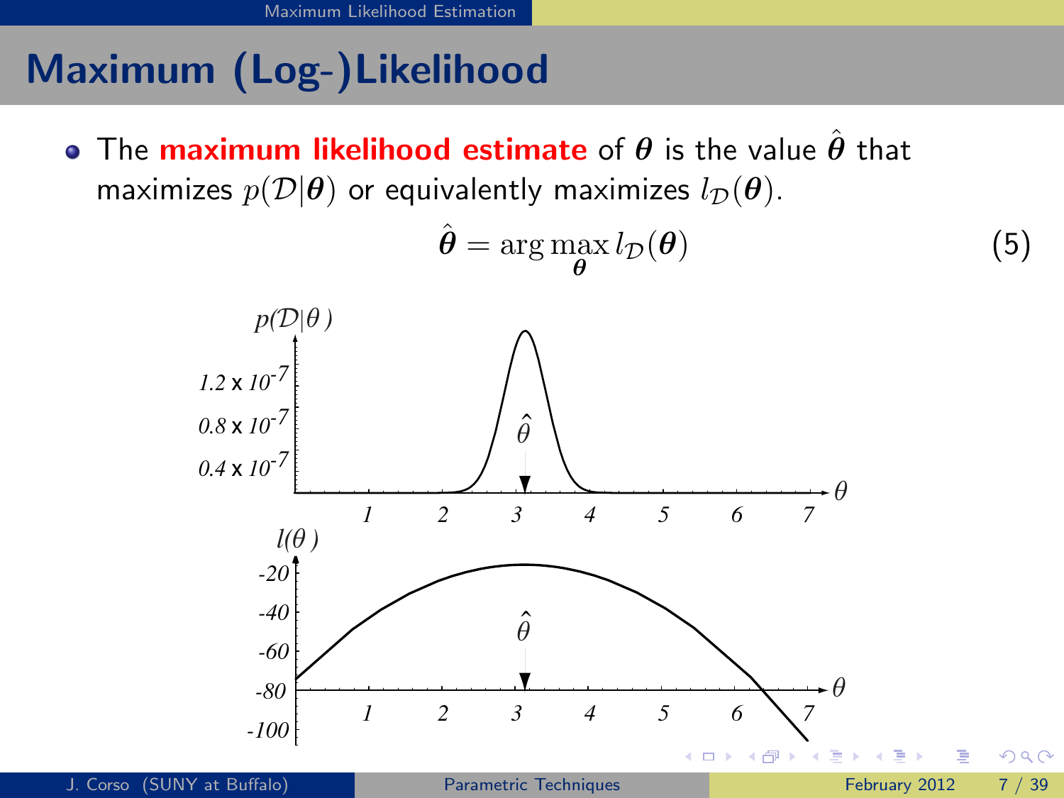# Maximum (Log-)Likelihood

- The **maximum likelihood estimate** of $\boldsymbol{\theta}$ is the value $\hat{\boldsymbol{\theta}}$ that maximizes $p(\mathcal{D}|\boldsymbol{\theta})$ or equivalently maximizes $l_{\mathcal{D}}(\boldsymbol{\theta})$.

$$\hat{\boldsymbol{\theta}} = \arg\max_{\boldsymbol{\theta}} l_{\mathcal{D}}(\boldsymbol{\theta}) \tag{5}$$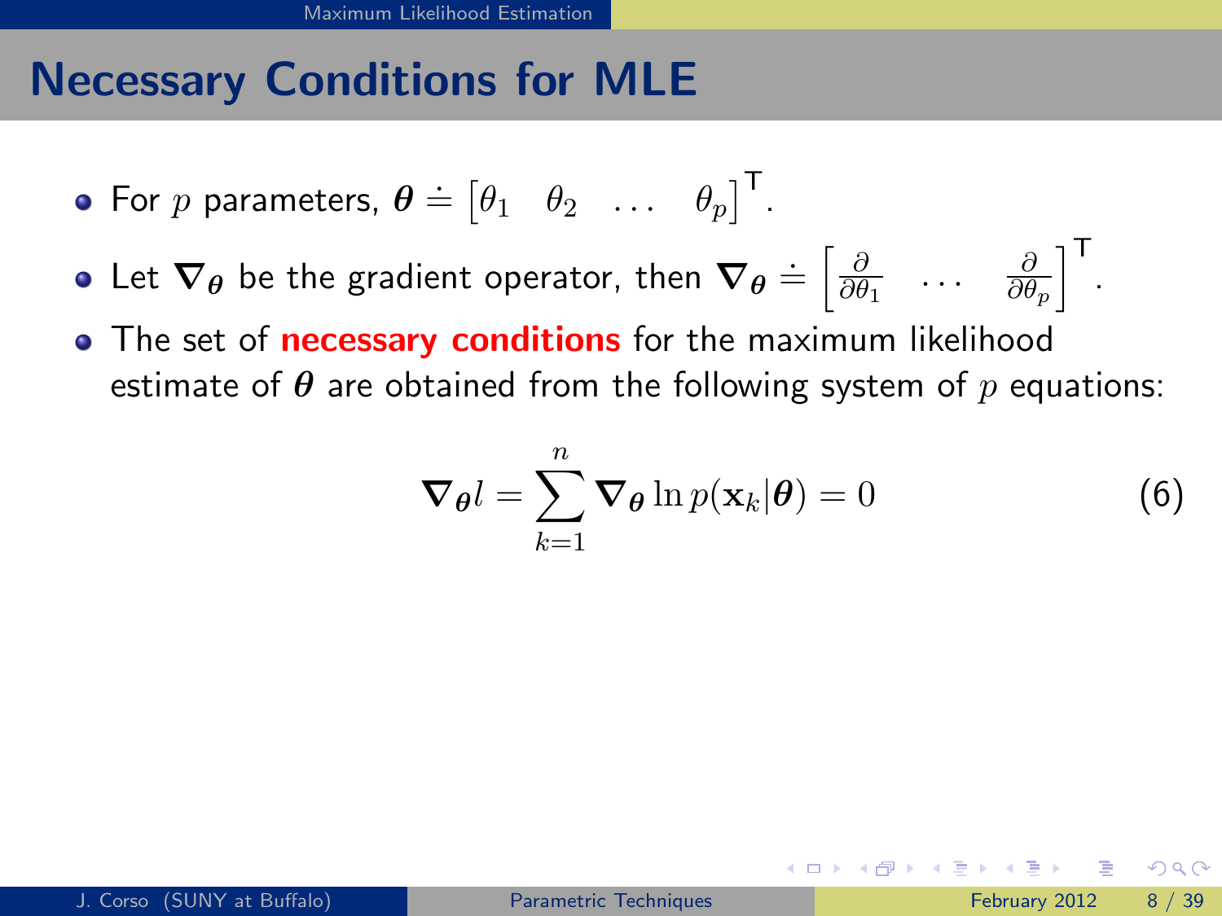## Necessary Conditions for MLE

- For $p$ parameters, $\boldsymbol{\theta} \doteq \begin{bmatrix} \theta_1 & \theta_2 & \dots & \theta_p \end{bmatrix}^\mathsf{T}$.
- Let $\boldsymbol{\nabla}_{\boldsymbol{\theta}}$ be the gradient operator, then $\boldsymbol{\nabla}_{\boldsymbol{\theta}} \doteq \begin{bmatrix} \frac{\partial}{\partial \theta_1} & \dots & \frac{\partial}{\partial \theta_p} \end{bmatrix}^\mathsf{T}$.
- The set of **necessary conditions** for the maximum likelihood estimate of $\boldsymbol{\theta}$ are obtained from the following system of $p$ equations:

$$\boldsymbol{\nabla}_{\boldsymbol{\theta}} l = \sum_{k=1}^{n} \boldsymbol{\nabla}_{\boldsymbol{\theta}} \ln p(\mathbf{x}_k | \boldsymbol{\theta}) = 0 \tag{6}$$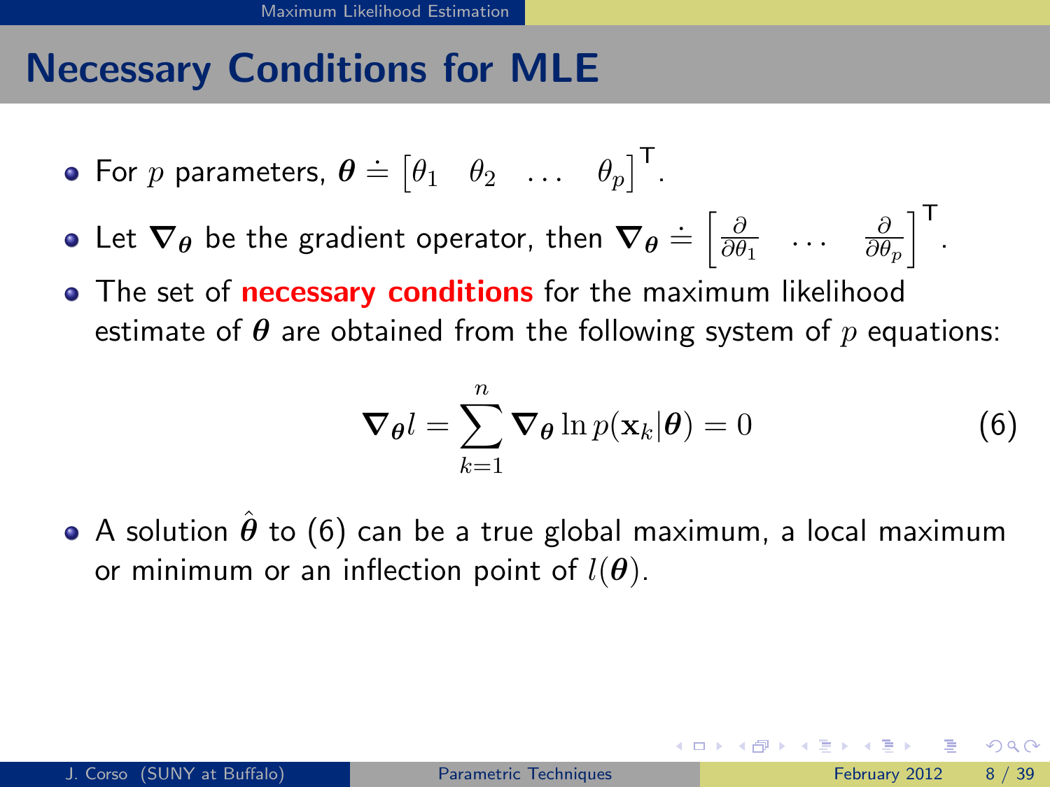# Necessary Conditions for MLE

- For $p$ parameters, $\boldsymbol{\theta} \doteq \begin{bmatrix} \theta_1 & \theta_2 & \dots & \theta_p \end{bmatrix}^{\mathsf{T}}$.
- Let $\boldsymbol{\nabla}_{\boldsymbol{\theta}}$ be the gradient operator, then $\boldsymbol{\nabla}_{\boldsymbol{\theta}} \doteq \begin{bmatrix} \frac{\partial}{\partial \theta_1} & \dots & \frac{\partial}{\partial \theta_p} \end{bmatrix}^{\mathsf{T}}$.
- The set of **necessary conditions** for the maximum likelihood estimate of $\boldsymbol{\theta}$ are obtained from the following system of $p$ equations:

$$\boldsymbol{\nabla}_{\boldsymbol{\theta}} l = \sum_{k=1}^{n} \boldsymbol{\nabla}_{\boldsymbol{\theta}} \ln p(\mathbf{x}_k | \boldsymbol{\theta}) = 0 \tag{6}$$

- A solution $\hat{\boldsymbol{\theta}}$ to (6) can be a true global maximum, a local maximum or minimum or an inflection point of $l(\boldsymbol{\theta})$.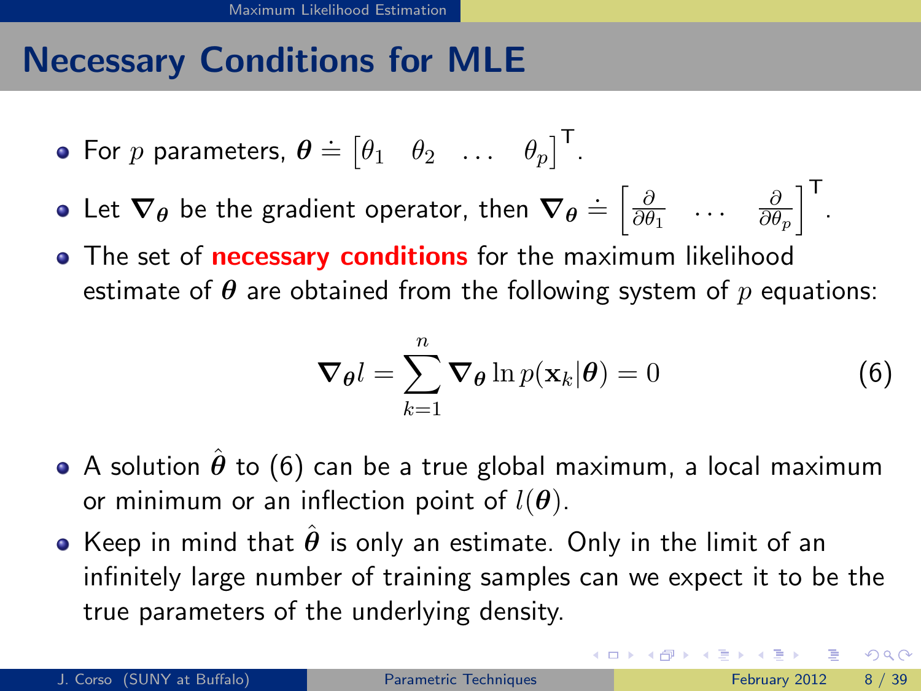## Necessary Conditions for MLE

- For $p$ parameters, $\boldsymbol{\theta} \doteq \begin{bmatrix} \theta_1 & \theta_2 & \dots & \theta_p \end{bmatrix}^\mathsf{T}$.
- Let $\boldsymbol{\nabla}_{\boldsymbol{\theta}}$ be the gradient operator, then $\boldsymbol{\nabla}_{\boldsymbol{\theta}} \doteq \begin{bmatrix} \frac{\partial}{\partial \theta_1} & \dots & \frac{\partial}{\partial \theta_p} \end{bmatrix}^\mathsf{T}$.
- The set of **necessary conditions** for the maximum likelihood estimate of $\boldsymbol{\theta}$ are obtained from the following system of $p$ equations:

$$\boldsymbol{\nabla}_{\boldsymbol{\theta}} l = \sum_{k=1}^{n} \boldsymbol{\nabla}_{\boldsymbol{\theta}} \ln p(\mathbf{x}_k | \boldsymbol{\theta}) = 0 \tag{6}$$

- A solution $\hat{\boldsymbol{\theta}}$ to (6) can be a true global maximum, a local maximum or minimum or an inflection point of $l(\boldsymbol{\theta})$.
- Keep in mind that $\hat{\boldsymbol{\theta}}$ is only an estimate. Only in the limit of an infinitely large number of training samples can we expect it to be the true parameters of the underlying density.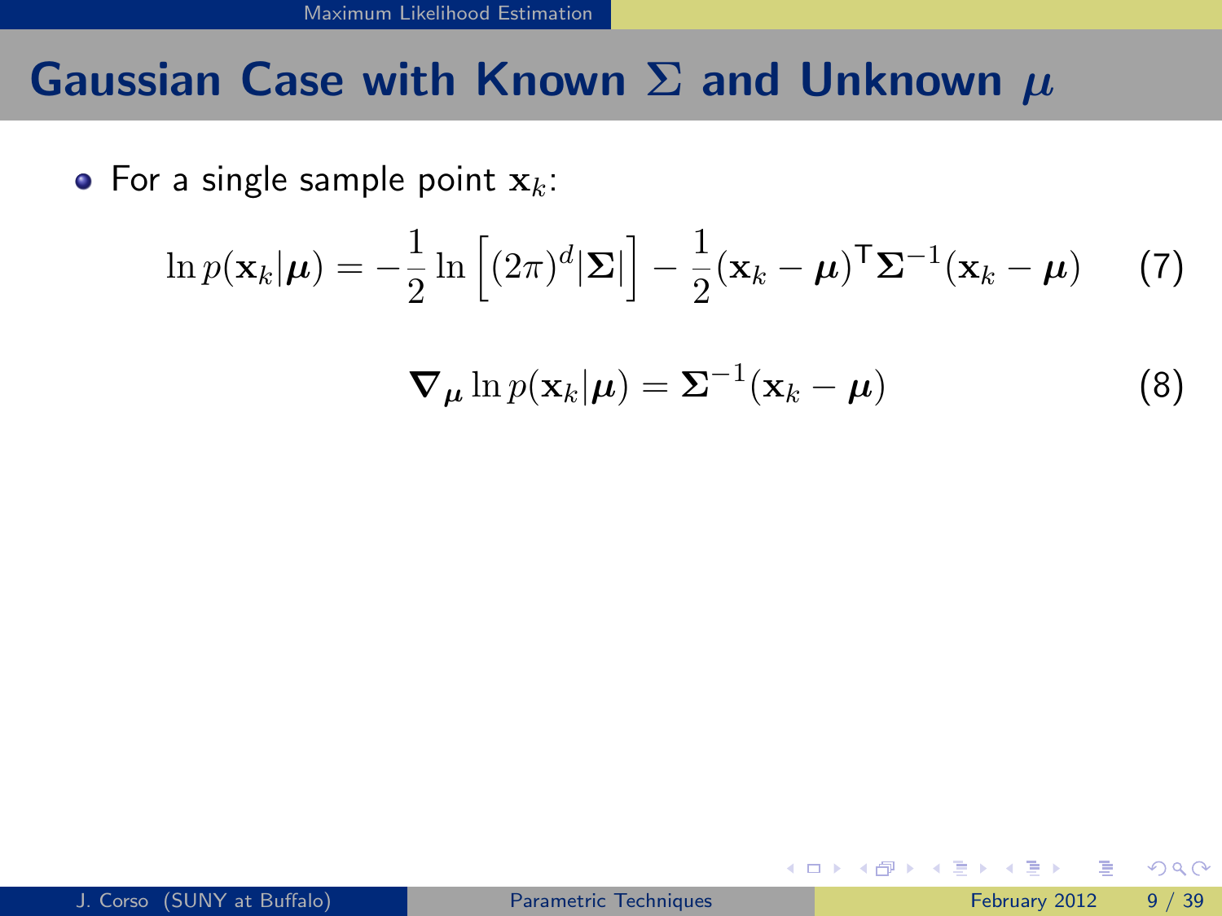# Gaussian Case with Known $\Sigma$ and Unknown $\mu$

- For a single sample point $\mathbf{x}_k$:

$$\ln p(\mathbf{x}_k|\boldsymbol{\mu}) = -\frac{1}{2}\ln\left[(2\pi)^d|\boldsymbol{\Sigma}|\right] - \frac{1}{2}(\mathbf{x}_k - \boldsymbol{\mu})^{\mathsf{T}}\boldsymbol{\Sigma}^{-1}(\mathbf{x}_k - \boldsymbol{\mu}) \tag{7}$$

$$\boldsymbol{\nabla}_{\boldsymbol{\mu}} \ln p(\mathbf{x}_k|\boldsymbol{\mu}) = \boldsymbol{\Sigma}^{-1}(\mathbf{x}_k - \boldsymbol{\mu}) \tag{8}$$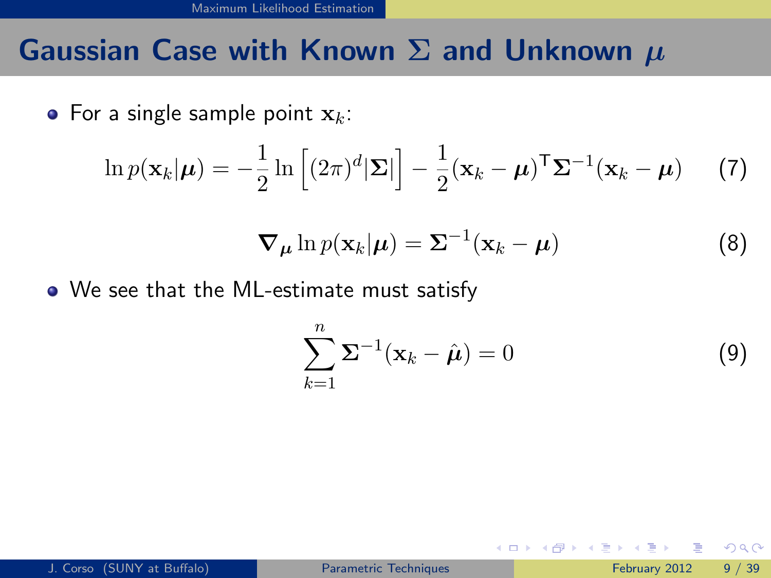## Gaussian Case with Known $\Sigma$ and Unknown $\mu$

- For a single sample point $\mathbf{x}_k$:

$$\ln p(\mathbf{x}_k|\boldsymbol{\mu}) = -\frac{1}{2}\ln\left[(2\pi)^d|\boldsymbol{\Sigma}|\right] - \frac{1}{2}(\mathbf{x}_k - \boldsymbol{\mu})^\mathsf{T}\boldsymbol{\Sigma}^{-1}(\mathbf{x}_k - \boldsymbol{\mu}) \tag{7}$$

$$\boldsymbol{\nabla}_{\boldsymbol{\mu}} \ln p(\mathbf{x}_k|\boldsymbol{\mu}) = \boldsymbol{\Sigma}^{-1}(\mathbf{x}_k - \boldsymbol{\mu}) \tag{8}$$

- We see that the ML-estimate must satisfy

$$\sum_{k=1}^{n} \boldsymbol{\Sigma}^{-1}(\mathbf{x}_k - \hat{\boldsymbol{\mu}}) = 0 \tag{9}$$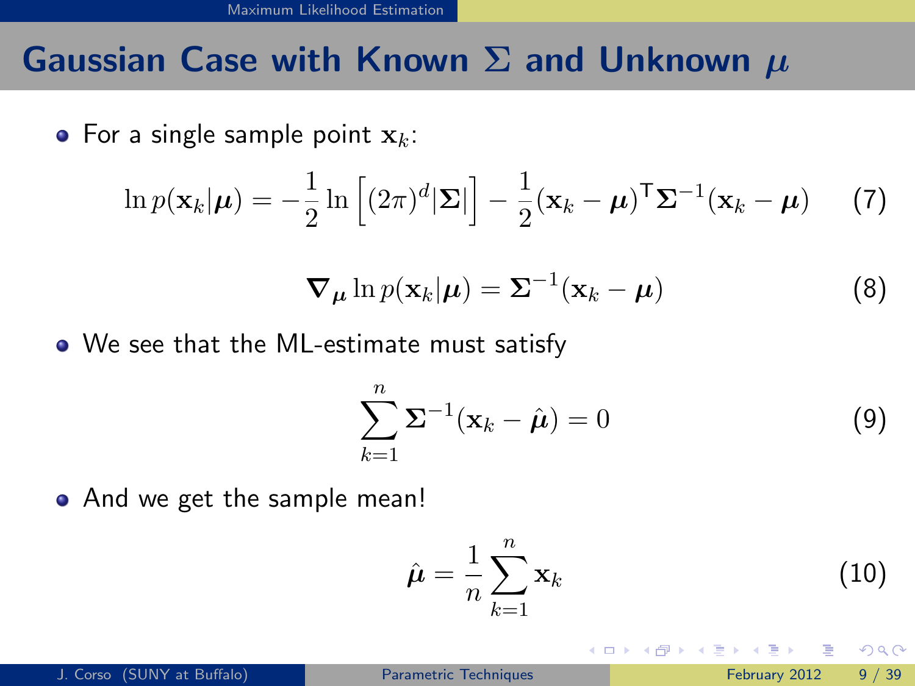## Gaussian Case with Known $\Sigma$ and Unknown $\mu$

- For a single sample point $\mathbf{x}_k$:

$$\ln p(\mathbf{x}_k|\boldsymbol{\mu}) = -\frac{1}{2}\ln\left[(2\pi)^d|\boldsymbol{\Sigma}|\right] - \frac{1}{2}(\mathbf{x}_k - \boldsymbol{\mu})^{\mathsf{T}}\boldsymbol{\Sigma}^{-1}(\mathbf{x}_k - \boldsymbol{\mu}) \tag{7}$$

$$\boldsymbol{\nabla}_{\boldsymbol{\mu}} \ln p(\mathbf{x}_k|\boldsymbol{\mu}) = \boldsymbol{\Sigma}^{-1}(\mathbf{x}_k - \boldsymbol{\mu}) \tag{8}$$

- We see that the ML-estimate must satisfy

$$\sum_{k=1}^{n} \boldsymbol{\Sigma}^{-1}(\mathbf{x}_k - \hat{\boldsymbol{\mu}}) = 0 \tag{9}$$

- And we get the sample mean!

$$\hat{\boldsymbol{\mu}} = \frac{1}{n}\sum_{k=1}^{n}\mathbf{x}_k \tag{10}$$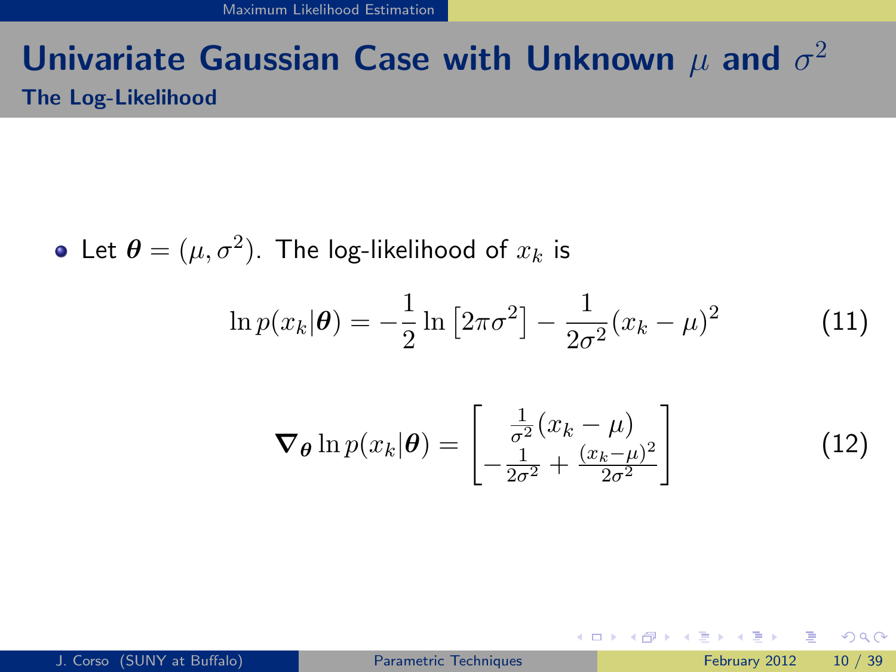# Univariate Gaussian Case with Unknown $\mu$ and $\sigma^2$

## The Log-Likelihood

- Let $\boldsymbol{\theta} = (\mu, \sigma^2)$. The log-likelihood of $x_k$ is

$$\ln p(x_k|\boldsymbol{\theta}) = -\frac{1}{2} \ln \left[2\pi\sigma^2\right] - \frac{1}{2\sigma^2}(x_k - \mu)^2 \tag{11}$$

$$\boldsymbol{\nabla}_{\boldsymbol{\theta}} \ln p(x_k|\boldsymbol{\theta}) = \begin{bmatrix} \frac{1}{\sigma^2}(x_k - \mu) \\ -\frac{1}{2\sigma^2} + \frac{(x_k-\mu)^2}{2\sigma^2} \end{bmatrix} \tag{12}$$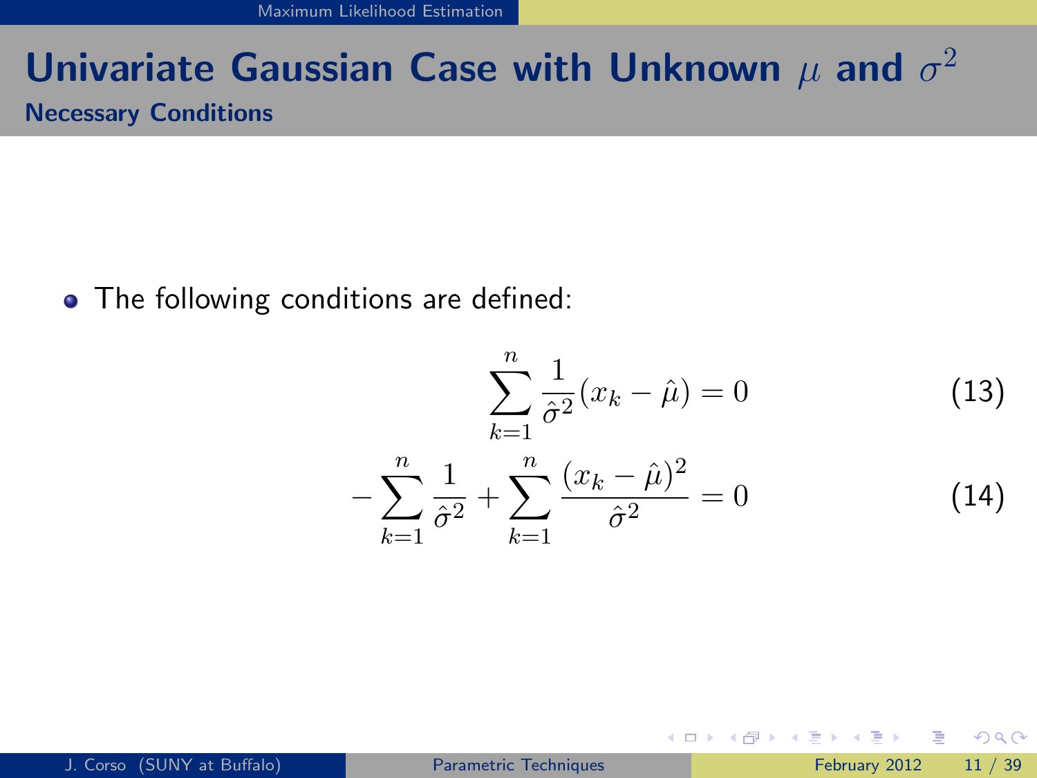# Univariate Gaussian Case with Unknown $\mu$ and $\sigma^2$

## Necessary Conditions

- The following conditions are defined:

$$\sum_{k=1}^{n} \frac{1}{\hat{\sigma}^2}(x_k - \hat{\mu}) = 0 \tag{13}$$

$$-\sum_{k=1}^{n} \frac{1}{\hat{\sigma}^2} + \sum_{k=1}^{n} \frac{(x_k - \hat{\mu})^2}{\hat{\sigma}^2} = 0 \tag{14}$$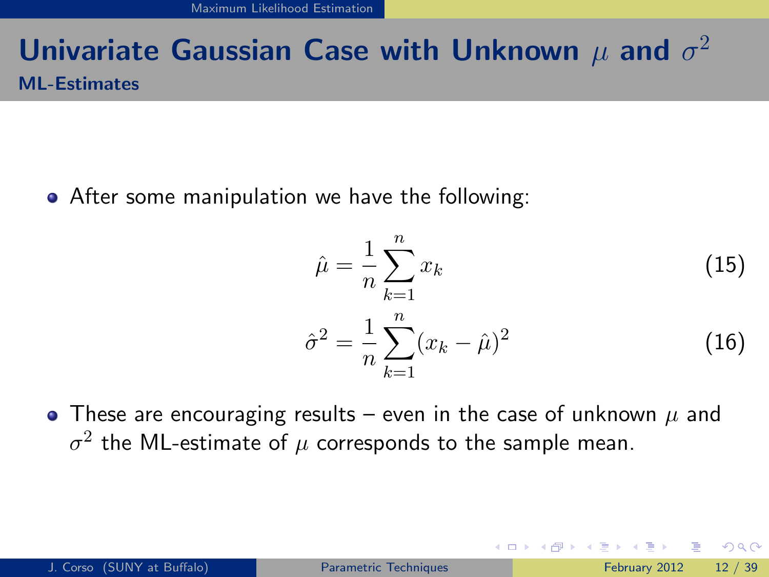# Univariate Gaussian Case with Unknown $\mu$ and $\sigma^2$

## ML-Estimates

- After some manipulation we have the following:

$$\hat{\mu} = \frac{1}{n} \sum_{k=1}^{n} x_k \tag{15}$$

$$\hat{\sigma}^2 = \frac{1}{n} \sum_{k=1}^{n} (x_k - \hat{\mu})^2 \tag{16}$$

- These are encouraging results – even in the case of unknown $\mu$ and $\sigma^2$ the ML-estimate of $\mu$ corresponds to the sample mean.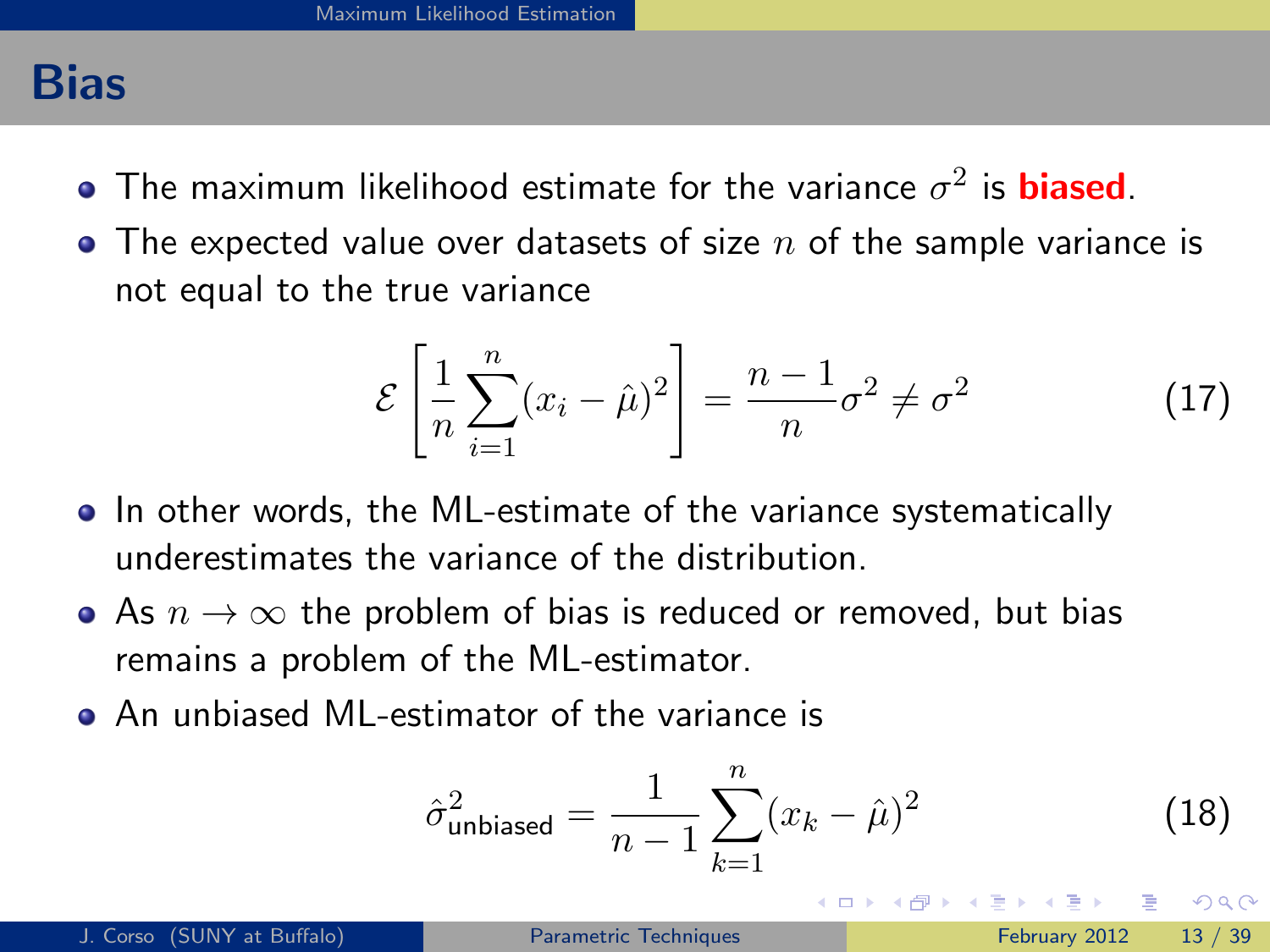## Bias

- The maximum likelihood estimate for the variance $\sigma^2$ is **biased**.
- The expected value over datasets of size $n$ of the sample variance is not equal to the true variance

$$\mathcal{E}\left[\frac{1}{n}\sum_{i=1}^{n}(x_i - \hat{\mu})^2\right] = \frac{n-1}{n}\sigma^2 \neq \sigma^2 \tag{17}$$

- In other words, the ML-estimate of the variance systematically underestimates the variance of the distribution.
- As $n \to \infty$ the problem of bias is reduced or removed, but bias remains a problem of the ML-estimator.
- An unbiased ML-estimator of the variance is

$$\hat{\sigma}^2_{\text{unbiased}} = \frac{1}{n-1}\sum_{k=1}^{n}(x_k - \hat{\mu})^2 \tag{18}$$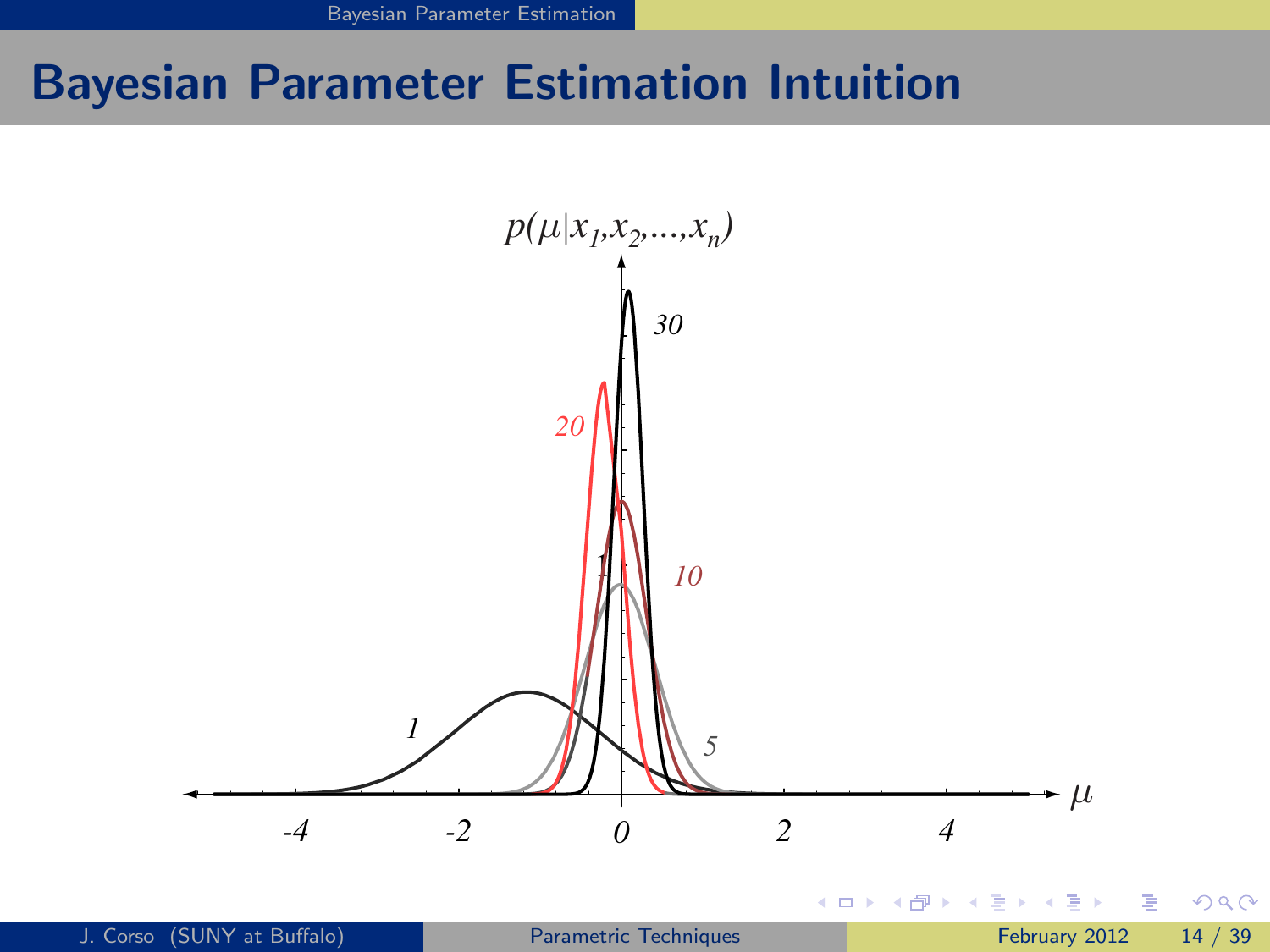# Bayesian Parameter Estimation Intuition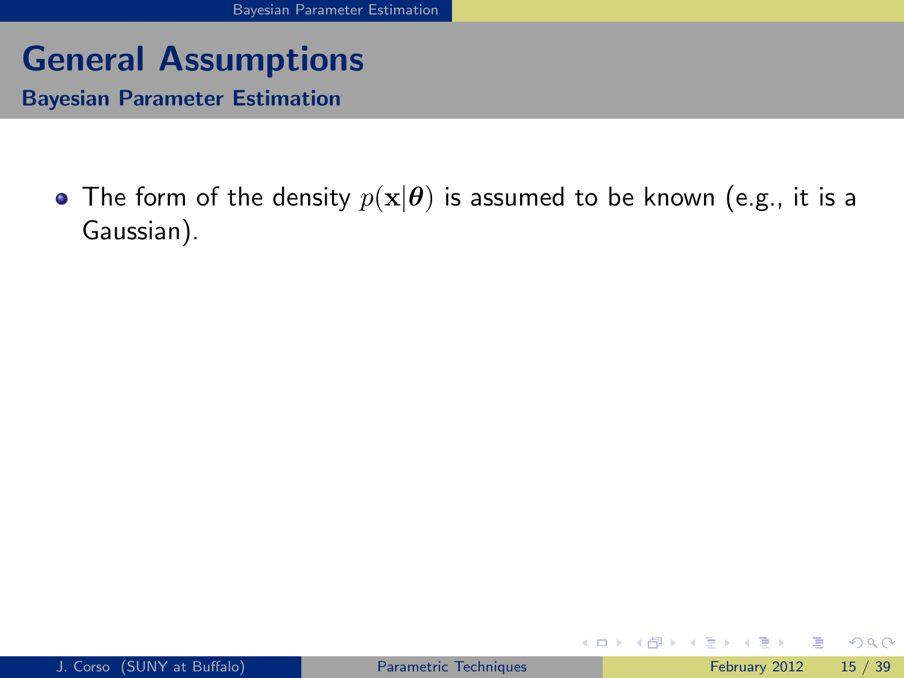# General Assumptions

## Bayesian Parameter Estimation

- The form of the density $p(\mathbf{x}|\boldsymbol{\theta})$ is assumed to be known (e.g., it is a Gaussian).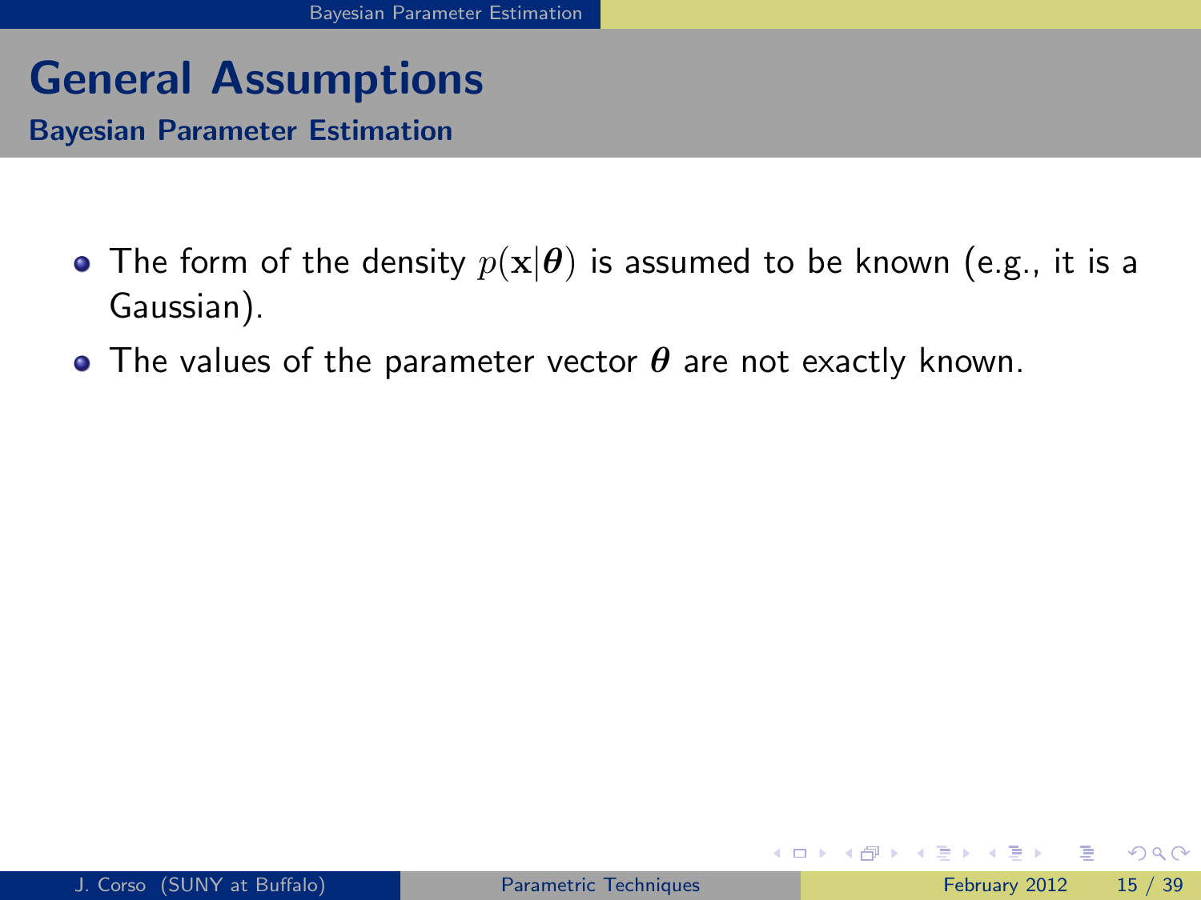# General Assumptions

## Bayesian Parameter Estimation

- The form of the density $p(\mathbf{x}|\boldsymbol{\theta})$ is assumed to be known (e.g., it is a Gaussian).
- The values of the parameter vector $\boldsymbol{\theta}$ are not exactly known.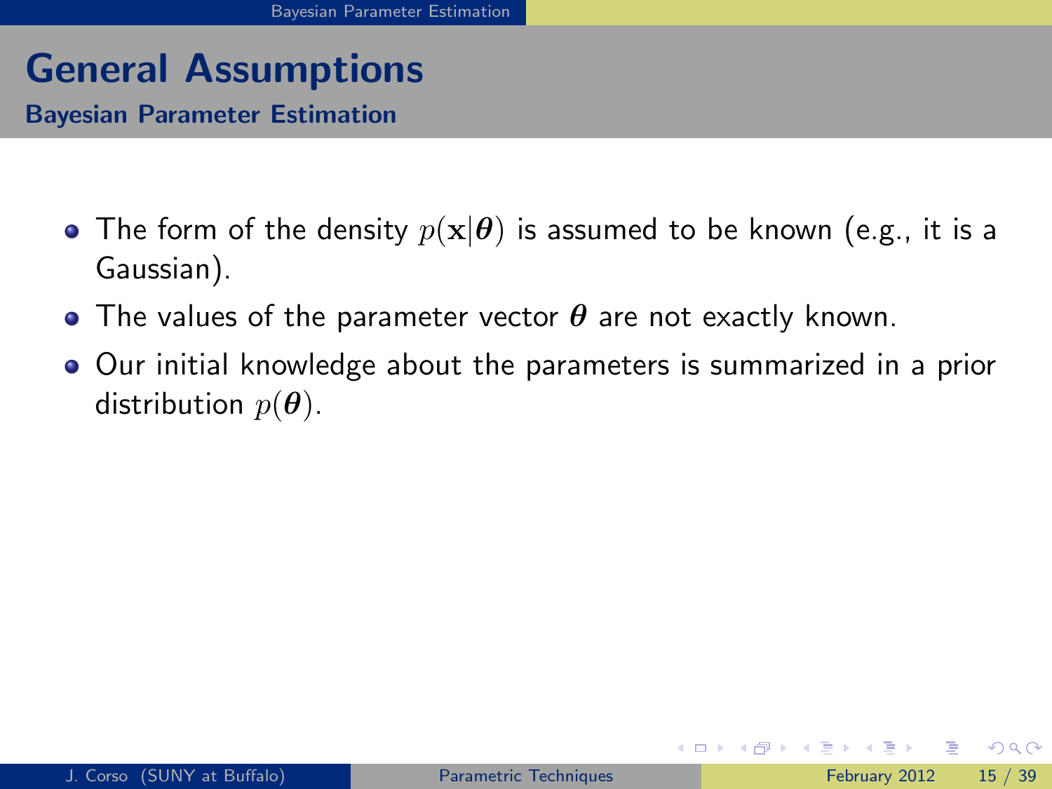# General Assumptions

## Bayesian Parameter Estimation

- The form of the density $p(\mathbf{x}|\boldsymbol{\theta})$ is assumed to be known (e.g., it is a Gaussian).
- The values of the parameter vector $\boldsymbol{\theta}$ are not exactly known.
- Our initial knowledge about the parameters is summarized in a prior distribution $p(\boldsymbol{\theta})$.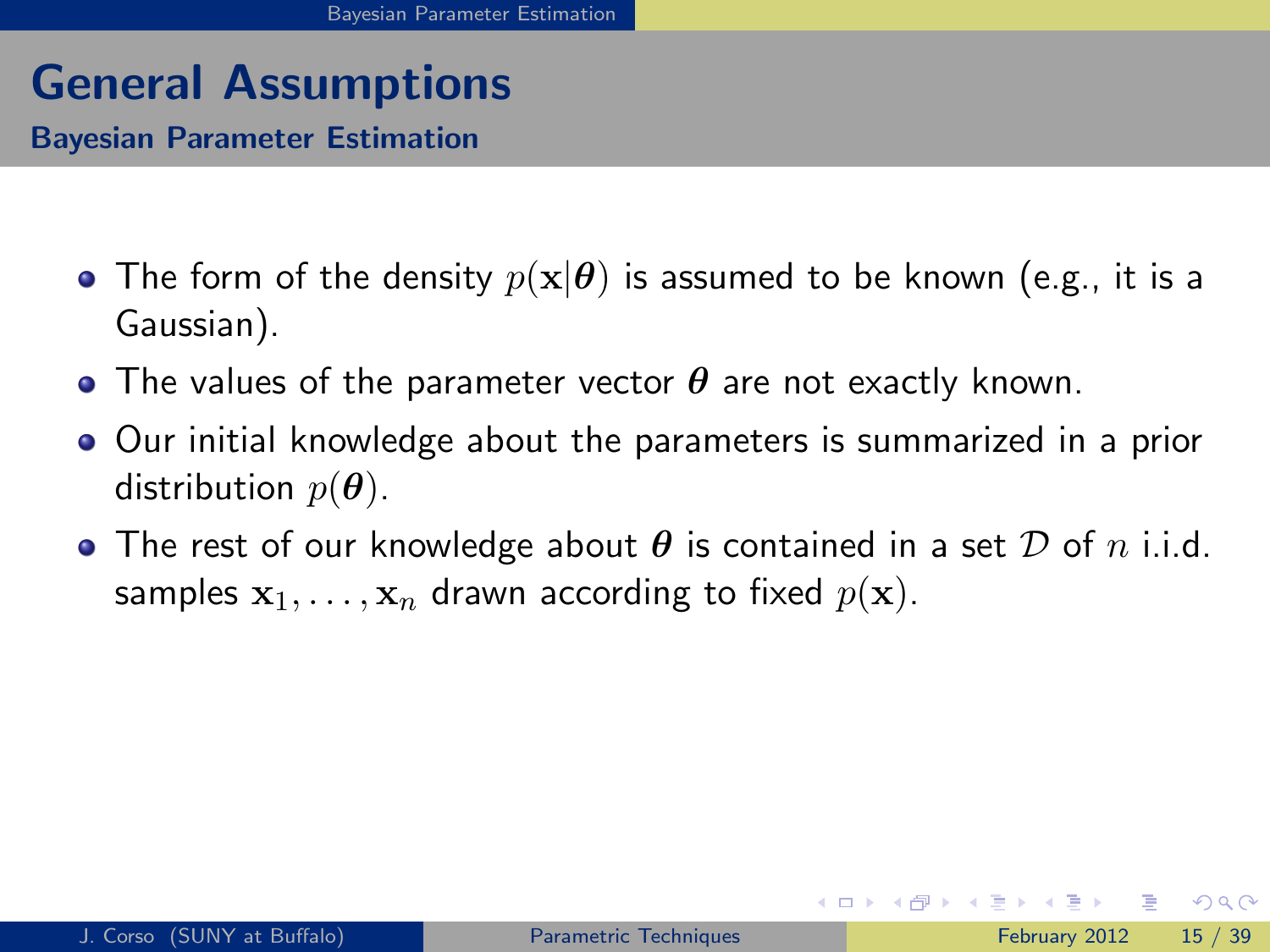# General Assumptions

## Bayesian Parameter Estimation

- The form of the density $p(\mathbf{x}|\boldsymbol{\theta})$ is assumed to be known (e.g., it is a Gaussian).
- The values of the parameter vector $\boldsymbol{\theta}$ are not exactly known.
- Our initial knowledge about the parameters is summarized in a prior distribution $p(\boldsymbol{\theta})$.
- The rest of our knowledge about $\boldsymbol{\theta}$ is contained in a set $\mathcal{D}$ of $n$ i.i.d. samples $\mathbf{x}_1, \ldots, \mathbf{x}_n$ drawn according to fixed $p(\mathbf{x})$.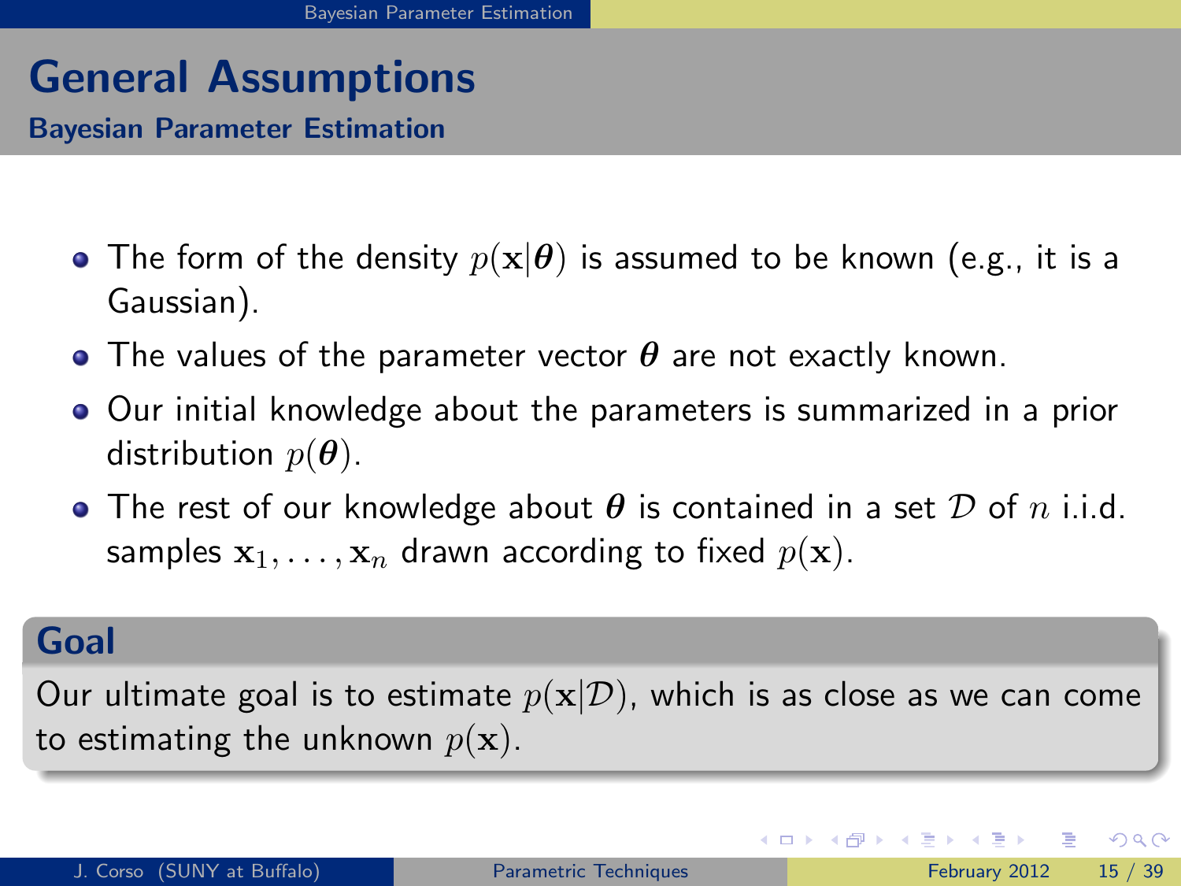# General Assumptions

## Bayesian Parameter Estimation

- The form of the density $p(\mathbf{x}|\boldsymbol{\theta})$ is assumed to be known (e.g., it is a Gaussian).
- The values of the parameter vector $\boldsymbol{\theta}$ are not exactly known.
- Our initial knowledge about the parameters is summarized in a prior distribution $p(\boldsymbol{\theta})$.
- The rest of our knowledge about $\boldsymbol{\theta}$ is contained in a set $\mathcal{D}$ of $n$ i.i.d. samples $\mathbf{x}_1, \ldots, \mathbf{x}_n$ drawn according to fixed $p(\mathbf{x})$.

### Goal

Our ultimate goal is to estimate $p(\mathbf{x}|\mathcal{D})$, which is as close as we can come to estimating the unknown $p(\mathbf{x})$.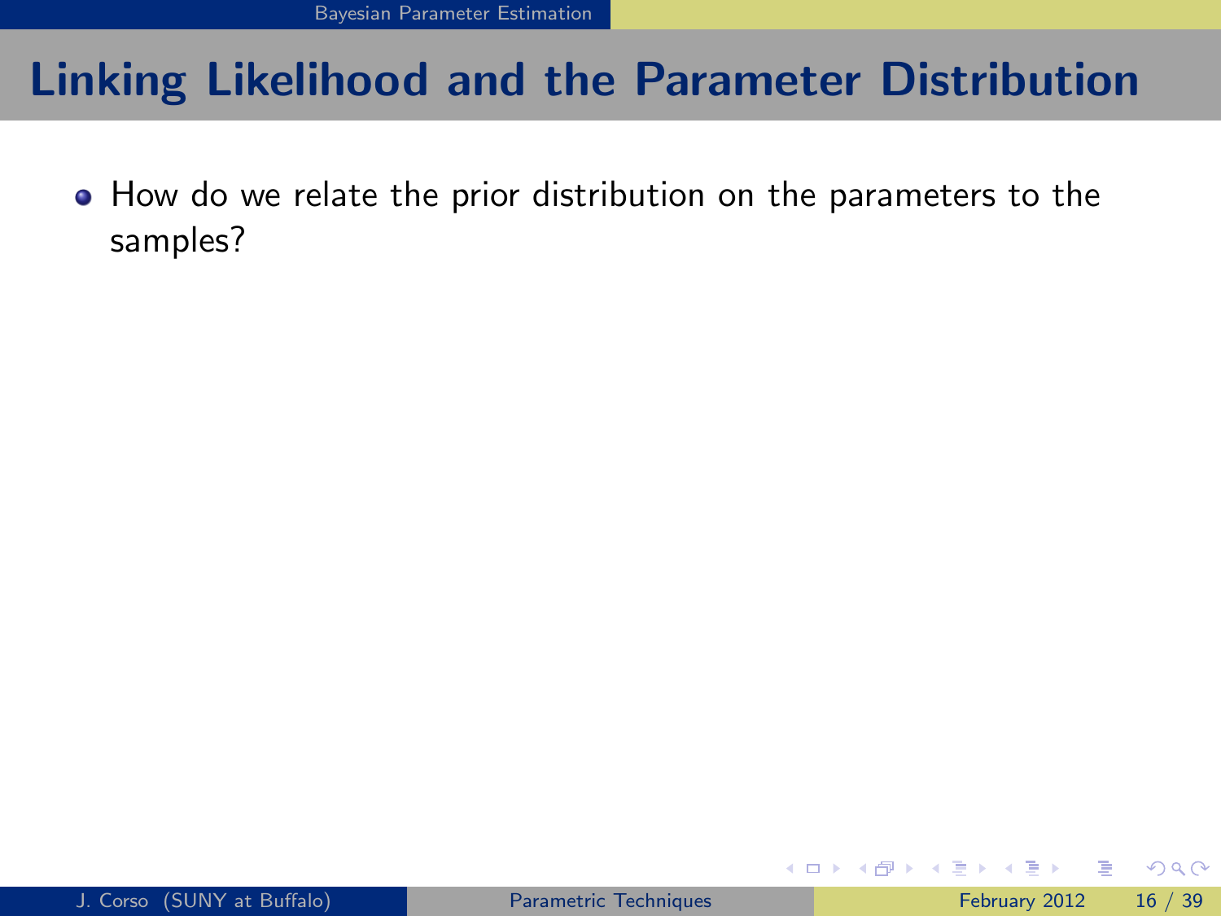# Linking Likelihood and the Parameter Distribution

- How do we relate the prior distribution on the parameters to the samples?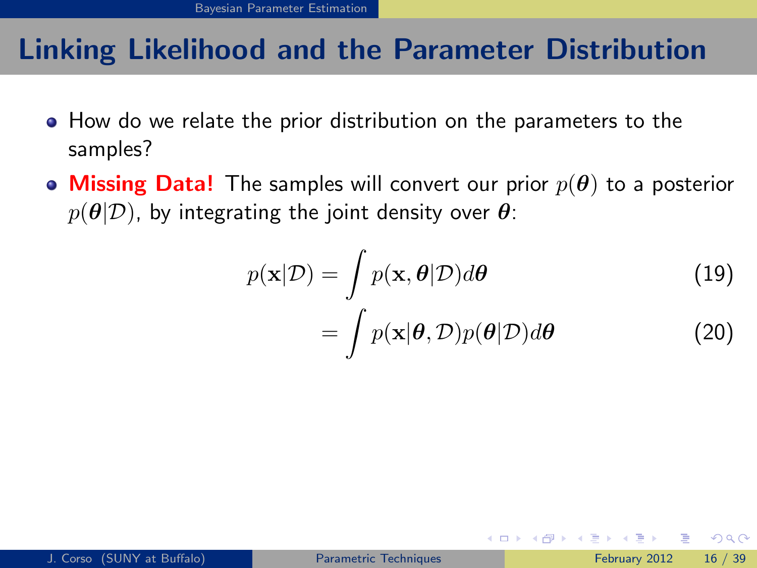# Linking Likelihood and the Parameter Distribution

- How do we relate the prior distribution on the parameters to the samples?
- **Missing Data!** The samples will convert our prior $p(\boldsymbol{\theta})$ to a posterior $p(\boldsymbol{\theta}|\mathcal{D})$, by integrating the joint density over $\boldsymbol{\theta}$:

$$p(\mathbf{x}|\mathcal{D}) = \int p(\mathbf{x}, \boldsymbol{\theta}|\mathcal{D}) d\boldsymbol{\theta} \tag{19}$$

$$= \int p(\mathbf{x}|\boldsymbol{\theta}, \mathcal{D}) p(\boldsymbol{\theta}|\mathcal{D}) d\boldsymbol{\theta} \tag{20}$$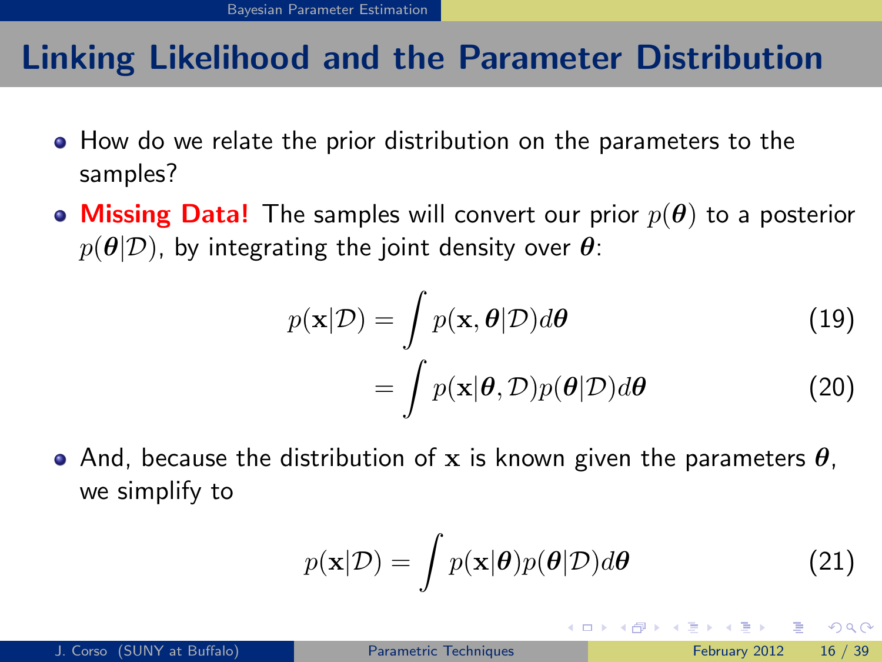# Linking Likelihood and the Parameter Distribution

- How do we relate the prior distribution on the parameters to the samples?
- **Missing Data!** The samples will convert our prior $p(\boldsymbol{\theta})$ to a posterior $p(\boldsymbol{\theta}|\mathcal{D})$, by integrating the joint density over $\boldsymbol{\theta}$:

$$p(\mathbf{x}|\mathcal{D}) = \int p(\mathbf{x}, \boldsymbol{\theta}|\mathcal{D}) d\boldsymbol{\theta} \tag{19}$$

$$= \int p(\mathbf{x}|\boldsymbol{\theta}, \mathcal{D}) p(\boldsymbol{\theta}|\mathcal{D}) d\boldsymbol{\theta} \tag{20}$$

- And, because the distribution of $\mathbf{x}$ is known given the parameters $\boldsymbol{\theta}$, we simplify to

$$p(\mathbf{x}|\mathcal{D}) = \int p(\mathbf{x}|\boldsymbol{\theta}) p(\boldsymbol{\theta}|\mathcal{D}) d\boldsymbol{\theta} \tag{21}$$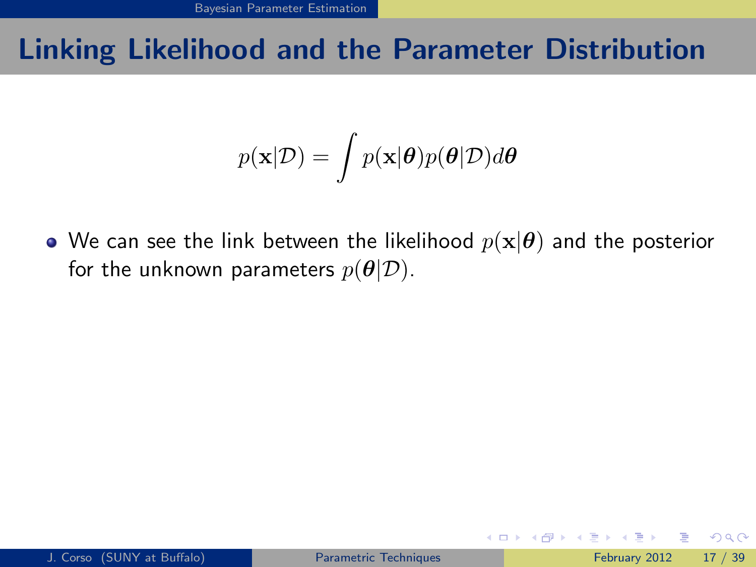## Linking Likelihood and the Parameter Distribution

$$p(\mathbf{x}|\mathcal{D}) = \int p(\mathbf{x}|\boldsymbol{\theta})p(\boldsymbol{\theta}|\mathcal{D})d\boldsymbol{\theta}$$

- We can see the link between the likelihood $p(\mathbf{x}|\boldsymbol{\theta})$ and the posterior for the unknown parameters $p(\boldsymbol{\theta}|\mathcal{D})$.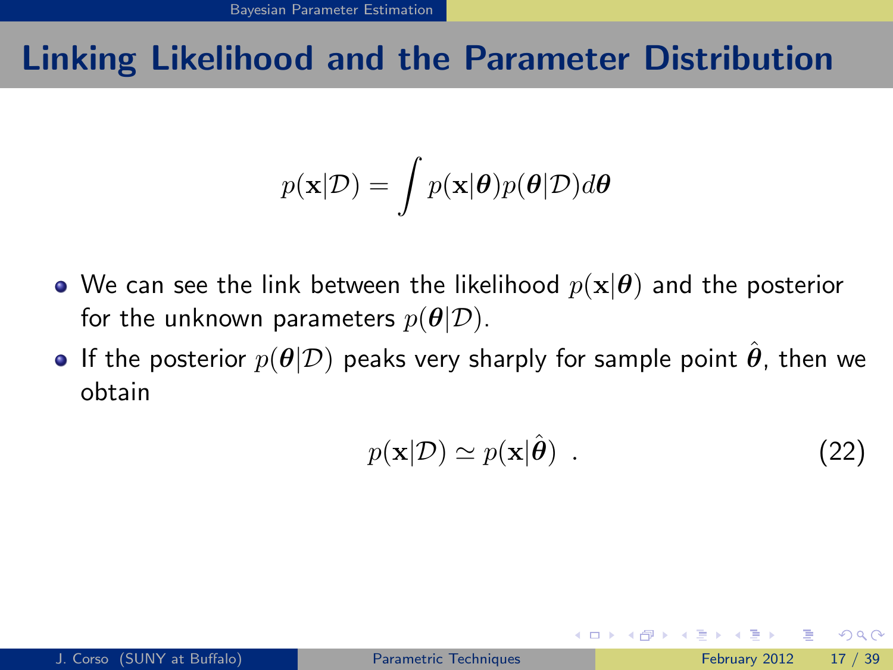## Linking Likelihood and the Parameter Distribution

$$p(\mathbf{x}|\mathcal{D}) = \int p(\mathbf{x}|\boldsymbol{\theta})p(\boldsymbol{\theta}|\mathcal{D})d\boldsymbol{\theta}$$

- We can see the link between the likelihood $p(\mathbf{x}|\boldsymbol{\theta})$ and the posterior for the unknown parameters $p(\boldsymbol{\theta}|\mathcal{D})$.
- If the posterior $p(\boldsymbol{\theta}|\mathcal{D})$ peaks very sharply for sample point $\hat{\boldsymbol{\theta}}$, then we obtain

$$p(\mathbf{x}|\mathcal{D}) \simeq p(\mathbf{x}|\hat{\boldsymbol{\theta}}) \ . \tag{22}$$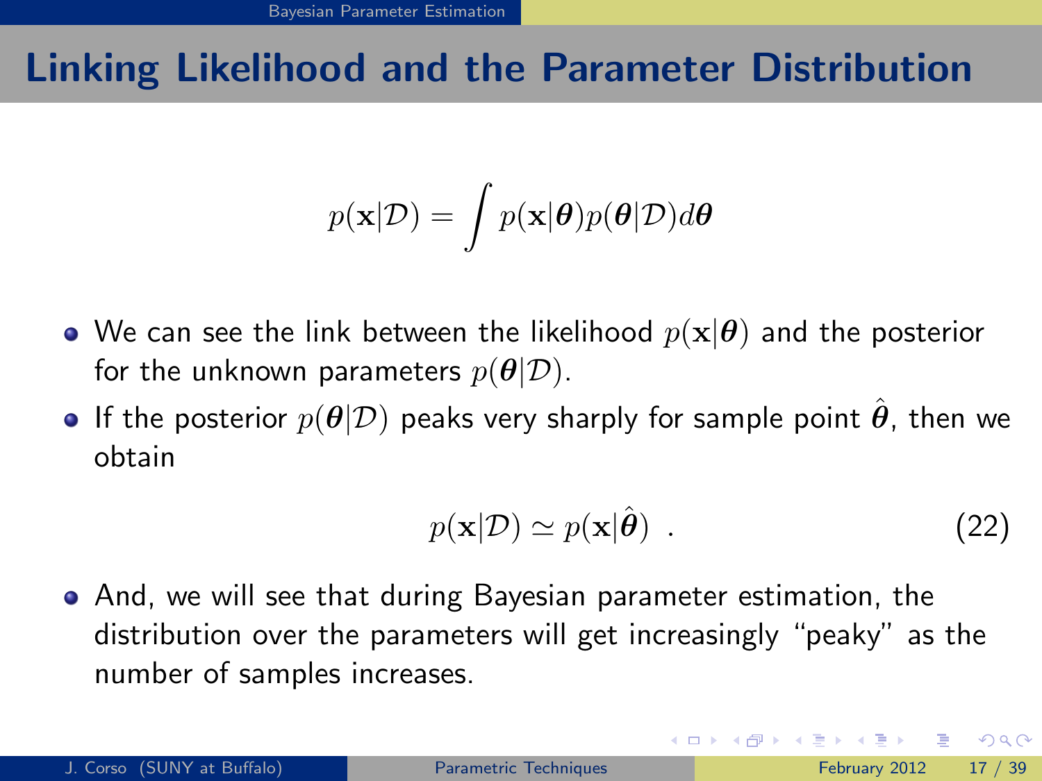## Linking Likelihood and the Parameter Distribution

$$p(\mathbf{x}|\mathcal{D}) = \int p(\mathbf{x}|\boldsymbol{\theta})p(\boldsymbol{\theta}|\mathcal{D})d\boldsymbol{\theta}$$

- We can see the link between the likelihood $p(\mathbf{x}|\boldsymbol{\theta})$ and the posterior for the unknown parameters $p(\boldsymbol{\theta}|\mathcal{D})$.
- If the posterior $p(\boldsymbol{\theta}|\mathcal{D})$ peaks very sharply for sample point $\hat{\boldsymbol{\theta}}$, then we obtain

$$p(\mathbf{x}|\mathcal{D}) \simeq p(\mathbf{x}|\hat{\boldsymbol{\theta}}) \ . \tag{22}$$

- And, we will see that during Bayesian parameter estimation, the distribution over the parameters will get increasingly "peaky" as the number of samples increases.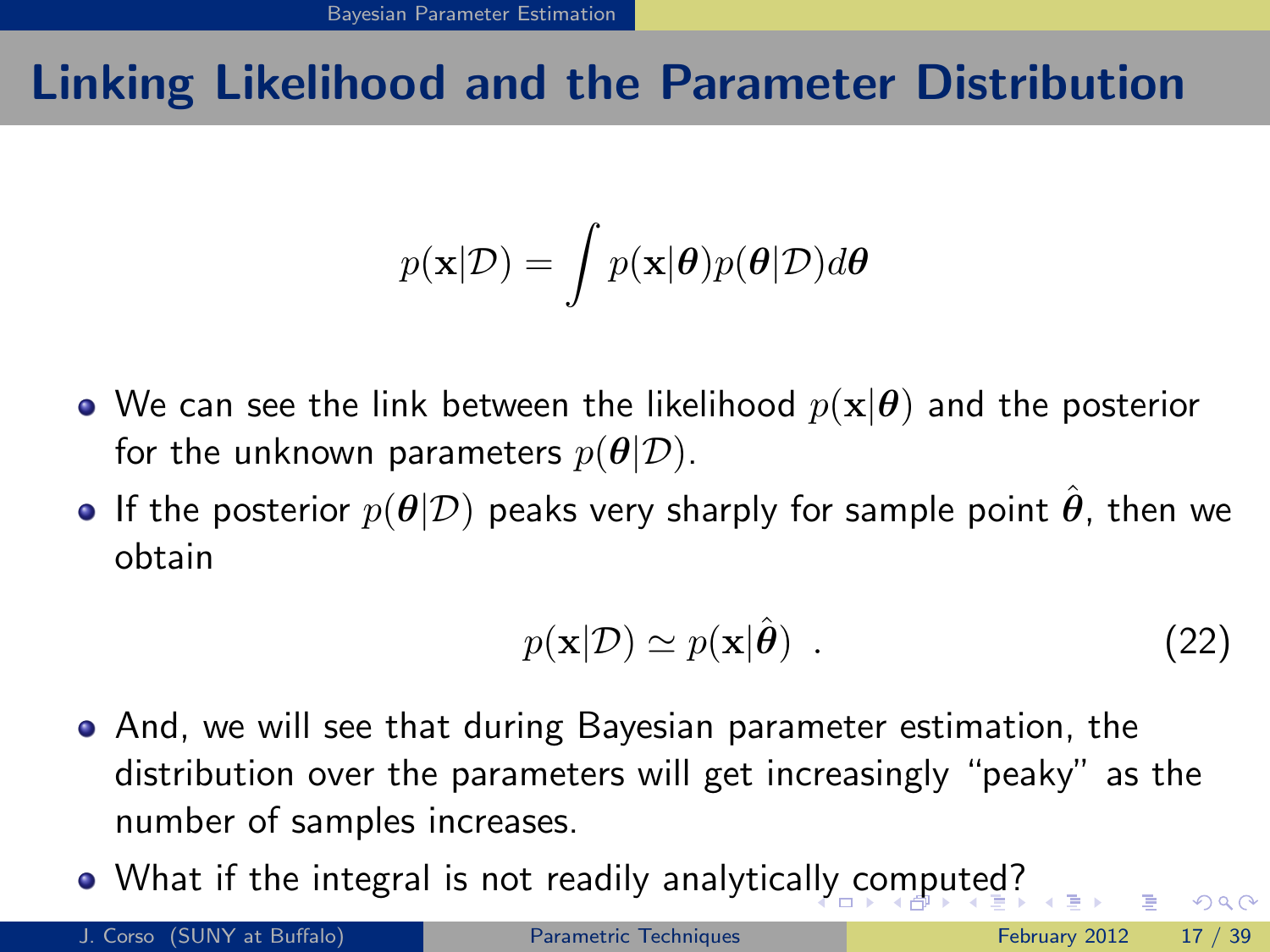# Linking Likelihood and the Parameter Distribution

$$p(\mathbf{x}|\mathcal{D}) = \int p(\mathbf{x}|\boldsymbol{\theta})p(\boldsymbol{\theta}|\mathcal{D})d\boldsymbol{\theta}$$

- We can see the link between the likelihood $p(\mathbf{x}|\boldsymbol{\theta})$ and the posterior for the unknown parameters $p(\boldsymbol{\theta}|\mathcal{D})$.
- If the posterior $p(\boldsymbol{\theta}|\mathcal{D})$ peaks very sharply for sample point $\hat{\boldsymbol{\theta}}$, then we obtain

$$p(\mathbf{x}|\mathcal{D}) \simeq p(\mathbf{x}|\hat{\boldsymbol{\theta}}) \ . \tag{22}$$

- And, we will see that during Bayesian parameter estimation, the distribution over the parameters will get increasingly "peaky" as the number of samples increases.
- What if the integral is not readily analytically computed?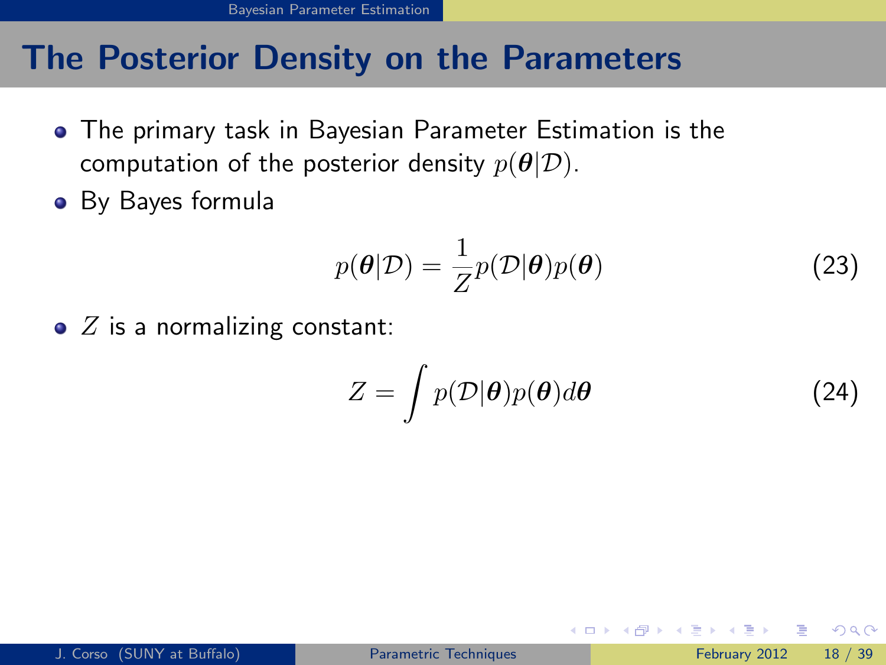## The Posterior Density on the Parameters

- The primary task in Bayesian Parameter Estimation is the computation of the posterior density $p(\boldsymbol{\theta}|\mathcal{D})$.
- By Bayes formula

$$p(\boldsymbol{\theta}|\mathcal{D}) = \frac{1}{Z} p(\mathcal{D}|\boldsymbol{\theta}) p(\boldsymbol{\theta}) \tag{23}$$

- $Z$ is a normalizing constant:

$$Z = \int p(\mathcal{D}|\boldsymbol{\theta}) p(\boldsymbol{\theta}) d\boldsymbol{\theta} \tag{24}$$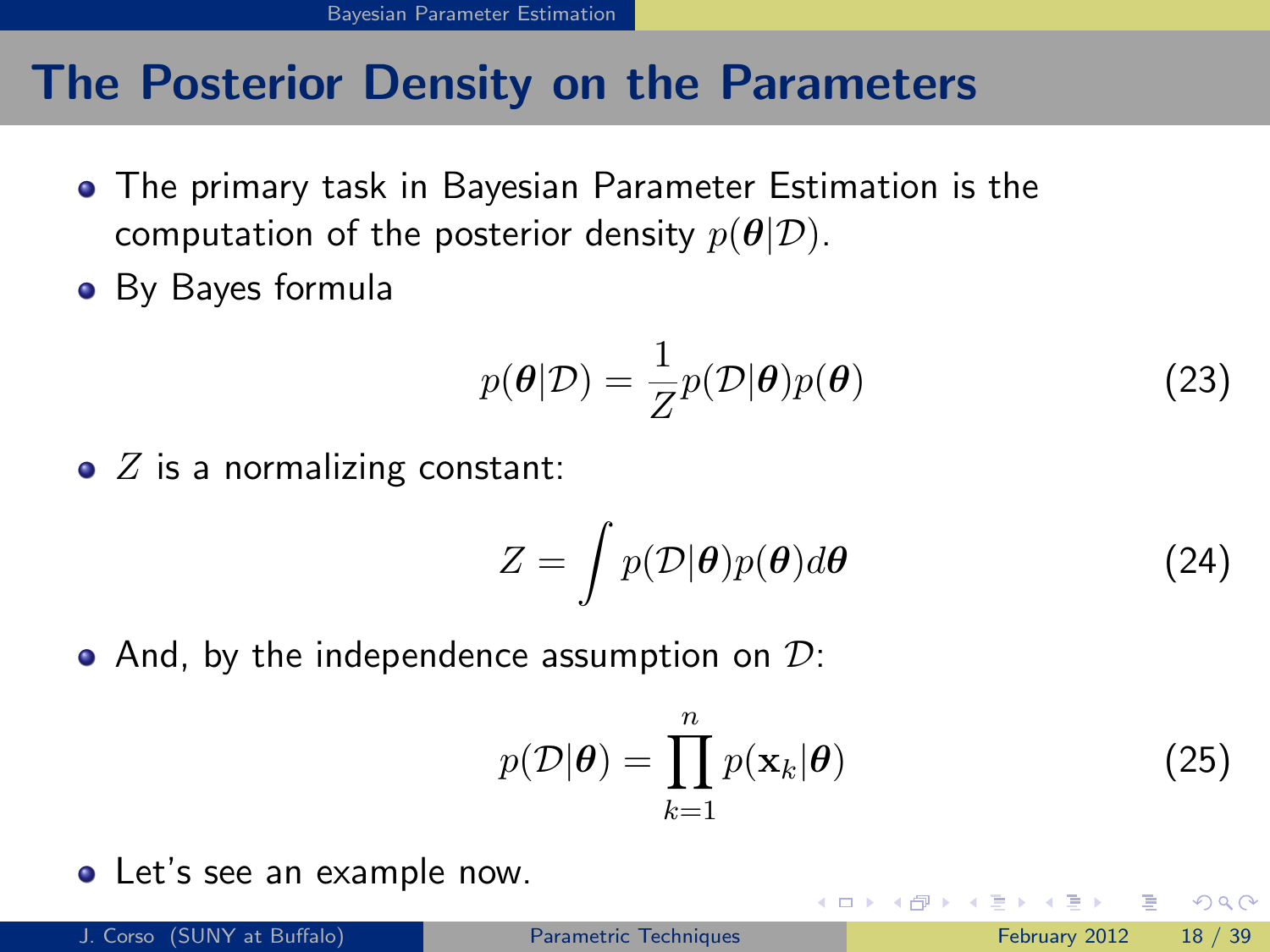# The Posterior Density on the Parameters

- The primary task in Bayesian Parameter Estimation is the computation of the posterior density $p(\boldsymbol{\theta}|\mathcal{D})$.
- By Bayes formula

$$p(\boldsymbol{\theta}|\mathcal{D}) = \frac{1}{Z} p(\mathcal{D}|\boldsymbol{\theta}) p(\boldsymbol{\theta}) \tag{23}$$

- $Z$ is a normalizing constant:

$$Z = \int p(\mathcal{D}|\boldsymbol{\theta}) p(\boldsymbol{\theta}) d\boldsymbol{\theta} \tag{24}$$

- And, by the independence assumption on $\mathcal{D}$:

$$p(\mathcal{D}|\boldsymbol{\theta}) = \prod_{k=1}^{n} p(\mathbf{x}_k|\boldsymbol{\theta}) \tag{25}$$

- Let's see an example now.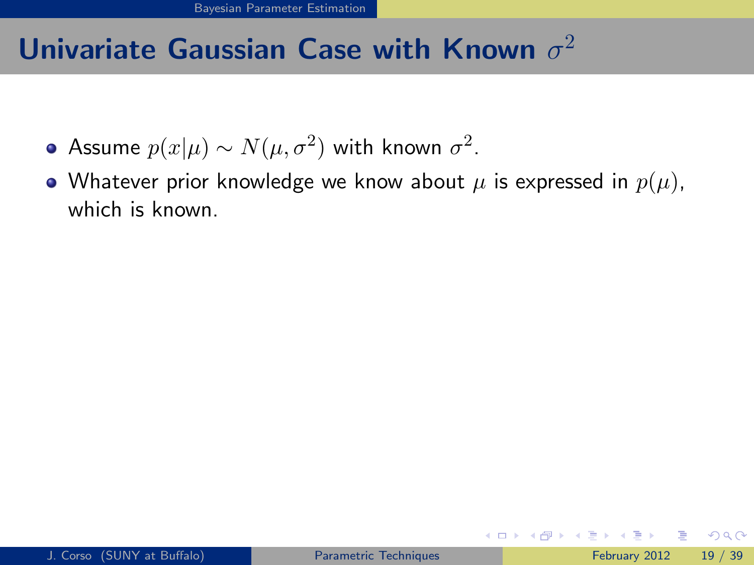# Univariate Gaussian Case with Known $\sigma^2$

- Assume $p(x|\mu) \sim N(\mu, \sigma^2)$ with known $\sigma^2$.
- Whatever prior knowledge we know about $\mu$ is expressed in $p(\mu)$, which is known.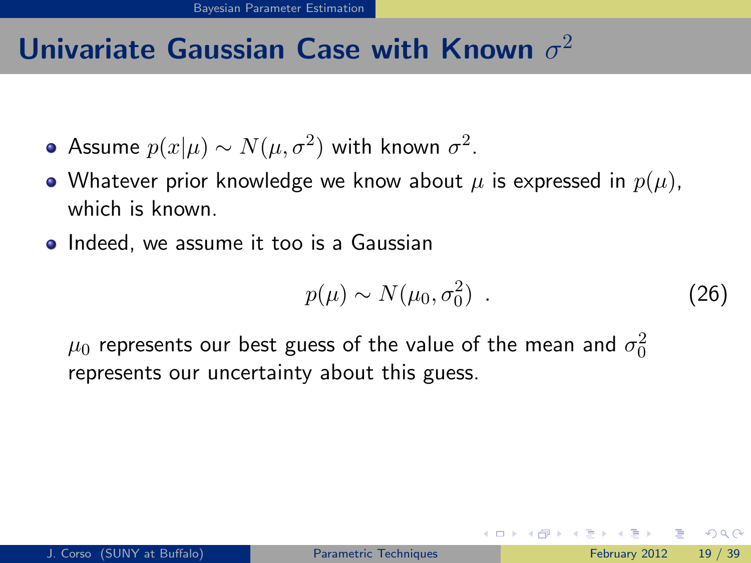## Univariate Gaussian Case with Known $\sigma^2$

- Assume $p(x|\mu) \sim N(\mu, \sigma^2)$ with known $\sigma^2$.
- Whatever prior knowledge we know about $\mu$ is expressed in $p(\mu)$, which is known.
- Indeed, we assume it too is a Gaussian

$$p(\mu) \sim N(\mu_0, \sigma_0^2) \ . \tag{26}$$

$\mu_0$ represents our best guess of the value of the mean and $\sigma_0^2$ represents our uncertainty about this guess.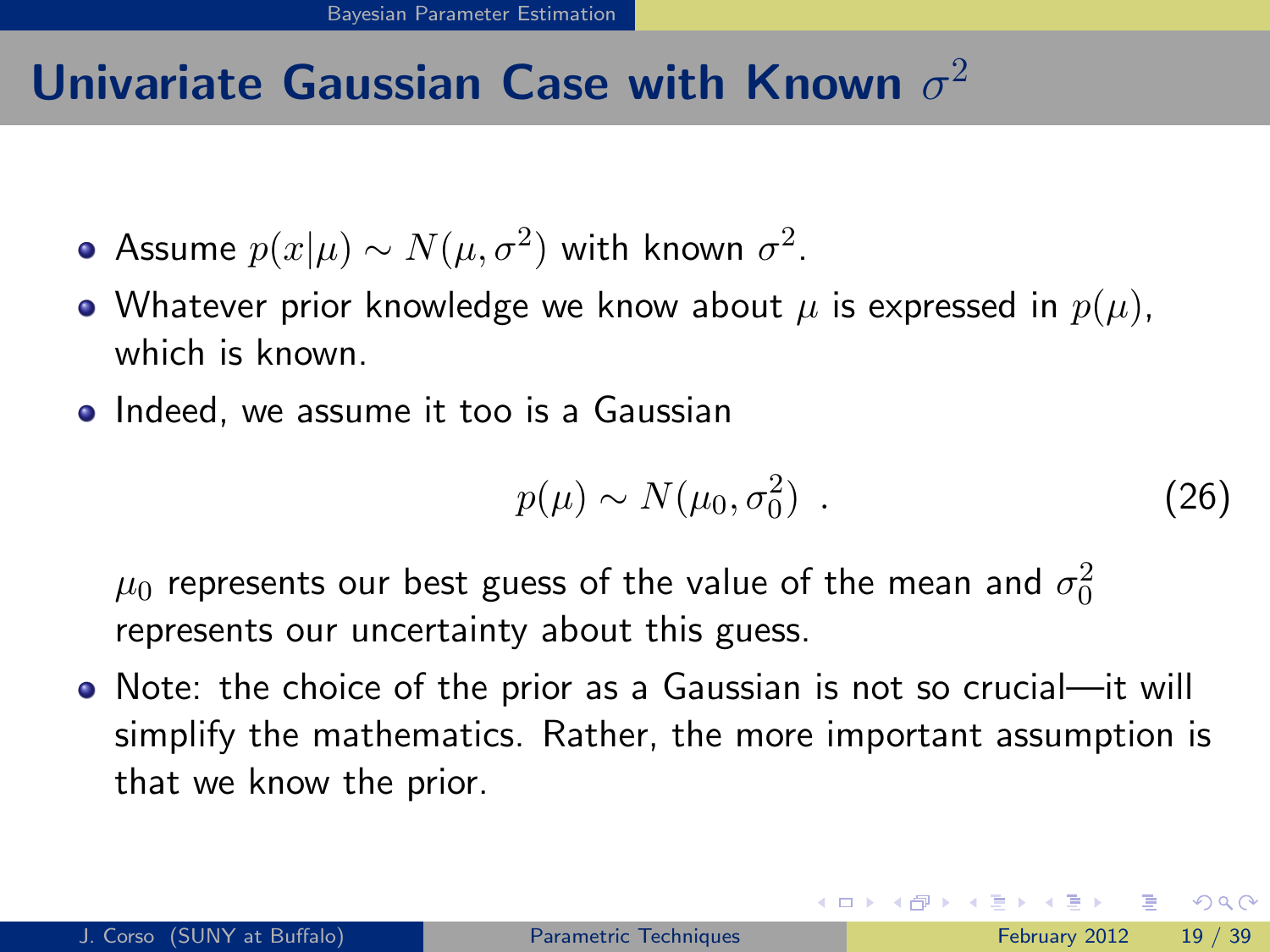# Univariate Gaussian Case with Known $\sigma^2$

- Assume $p(x|\mu) \sim N(\mu, \sigma^2)$ with known $\sigma^2$.
- Whatever prior knowledge we know about $\mu$ is expressed in $p(\mu)$, which is known.
- Indeed, we assume it too is a Gaussian

$$p(\mu) \sim N(\mu_0, \sigma_0^2) \ . \tag{26}$$

  $\mu_0$ represents our best guess of the value of the mean and $\sigma_0^2$ represents our uncertainty about this guess.

- Note: the choice of the prior as a Gaussian is not so crucial—it will simplify the mathematics. Rather, the more important assumption is that we know the prior.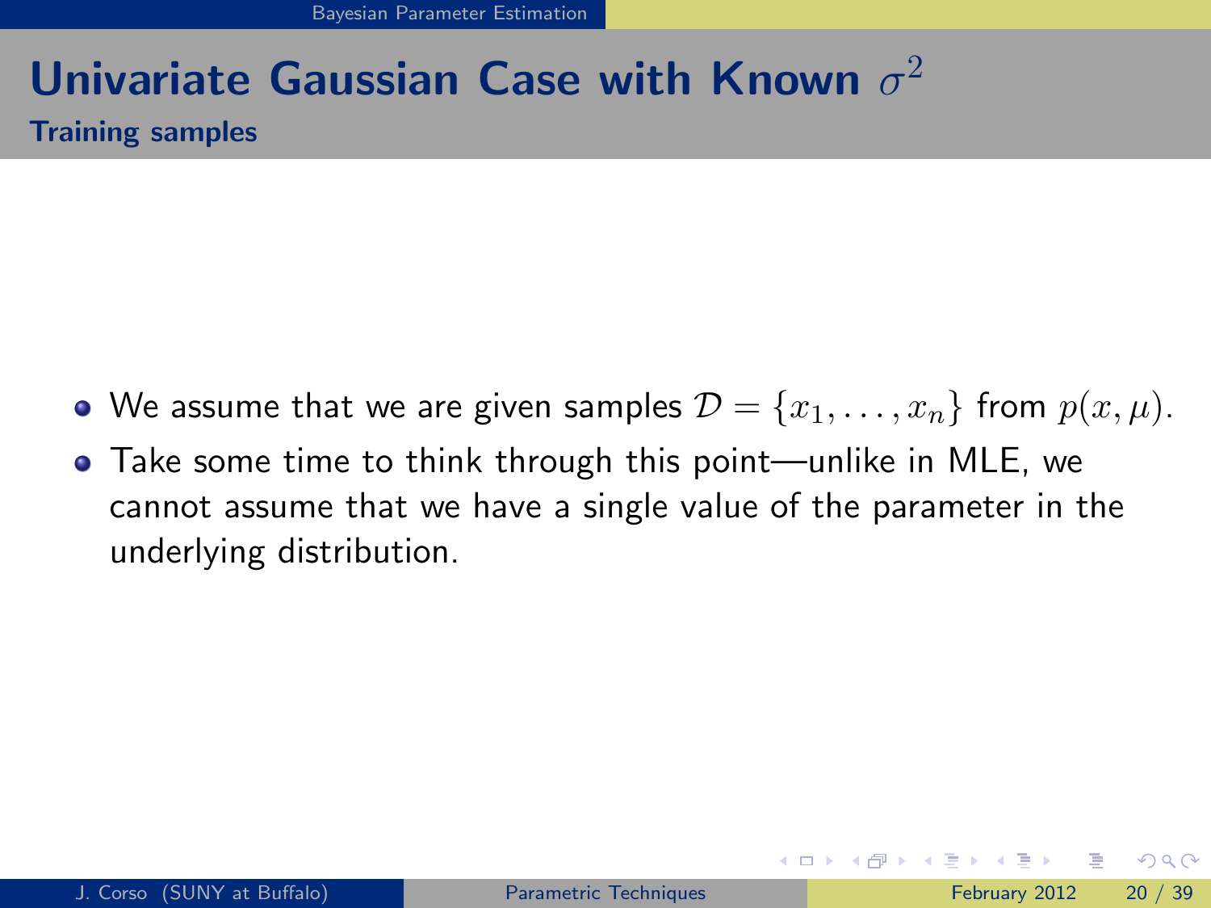# Univariate Gaussian Case with Known $\sigma^2$

## Training samples

- We assume that we are given samples $\mathcal{D} = \{x_1, \ldots, x_n\}$ from $p(x, \mu)$.
- Take some time to think through this point—unlike in MLE, we cannot assume that we have a single value of the parameter in the underlying distribution.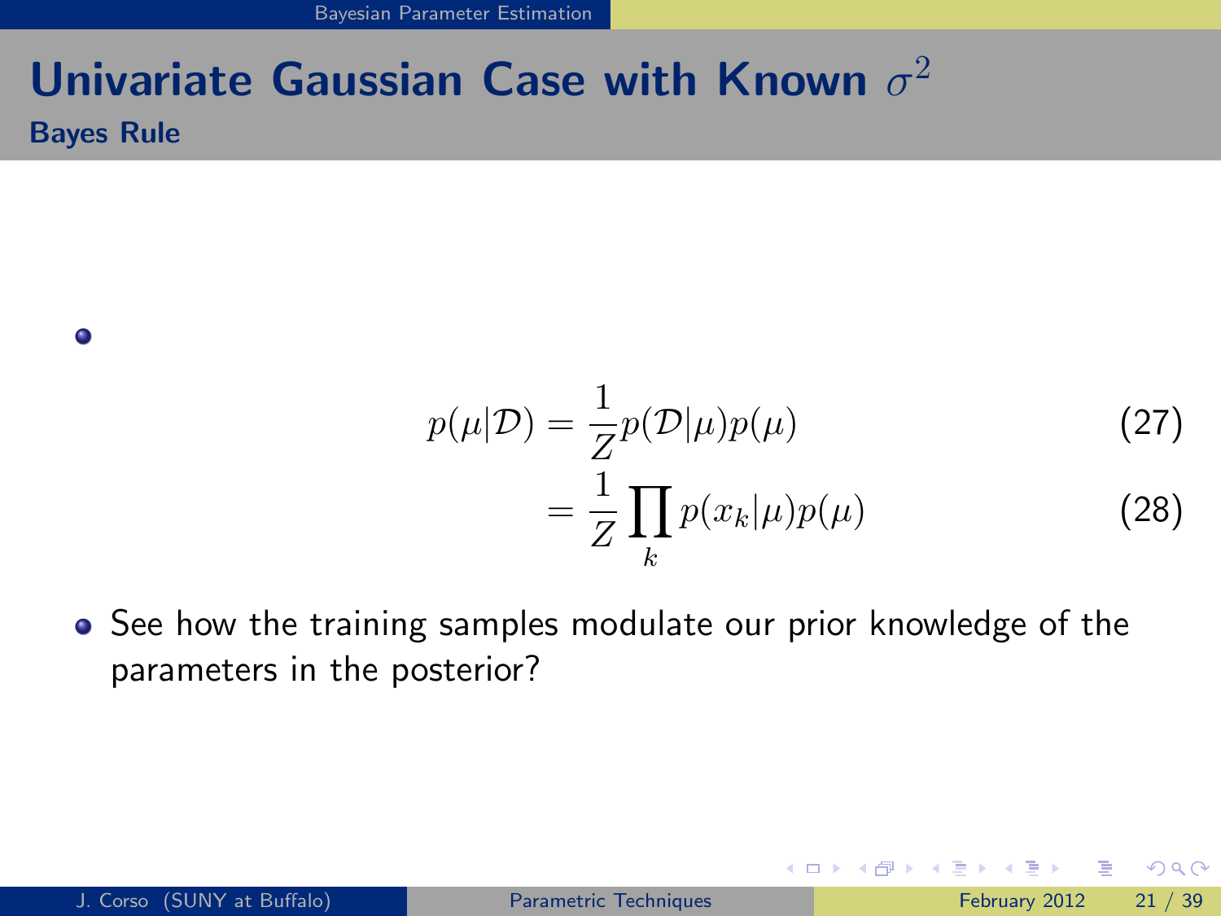# Univariate Gaussian Case with Known $\sigma^2$

## Bayes Rule

- $$p(\mu|\mathcal{D}) = \frac{1}{Z} p(\mathcal{D}|\mu) p(\mu) \tag{27}$$
  $$= \frac{1}{Z} \prod_k p(x_k|\mu) p(\mu) \tag{28}$$

- See how the training samples modulate our prior knowledge of the parameters in the posterior?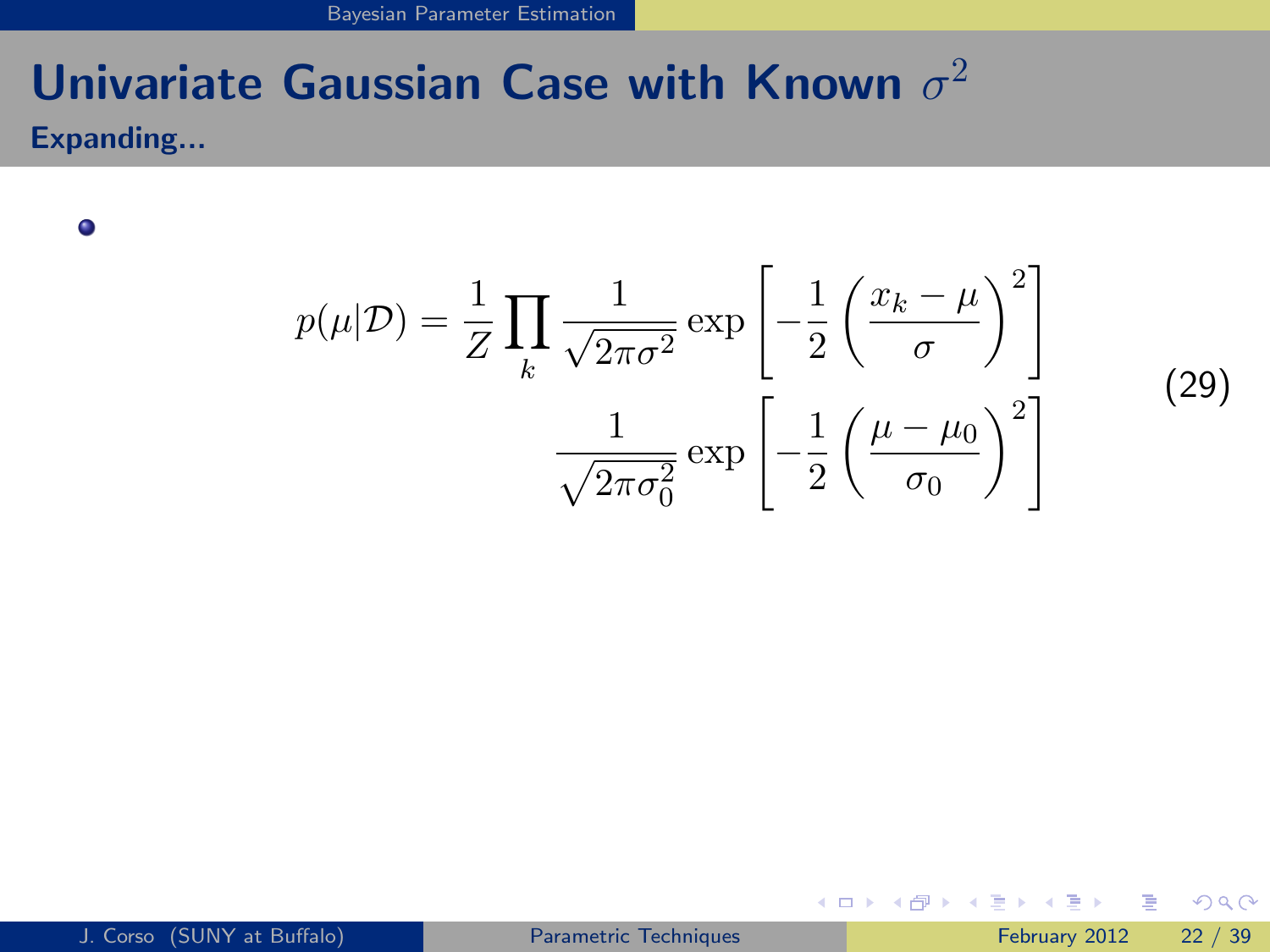# Univariate Gaussian Case with Known $\sigma^2$

## Expanding...

- $$p(\mu|\mathcal{D}) = \frac{1}{Z} \prod_k \frac{1}{\sqrt{2\pi\sigma^2}} \exp\left[-\frac{1}{2}\left(\frac{x_k - \mu}{\sigma}\right)^2\right] \frac{1}{\sqrt{2\pi\sigma_0^2}} \exp\left[-\frac{1}{2}\left(\frac{\mu - \mu_0}{\sigma_0}\right)^2\right] \tag{29}$$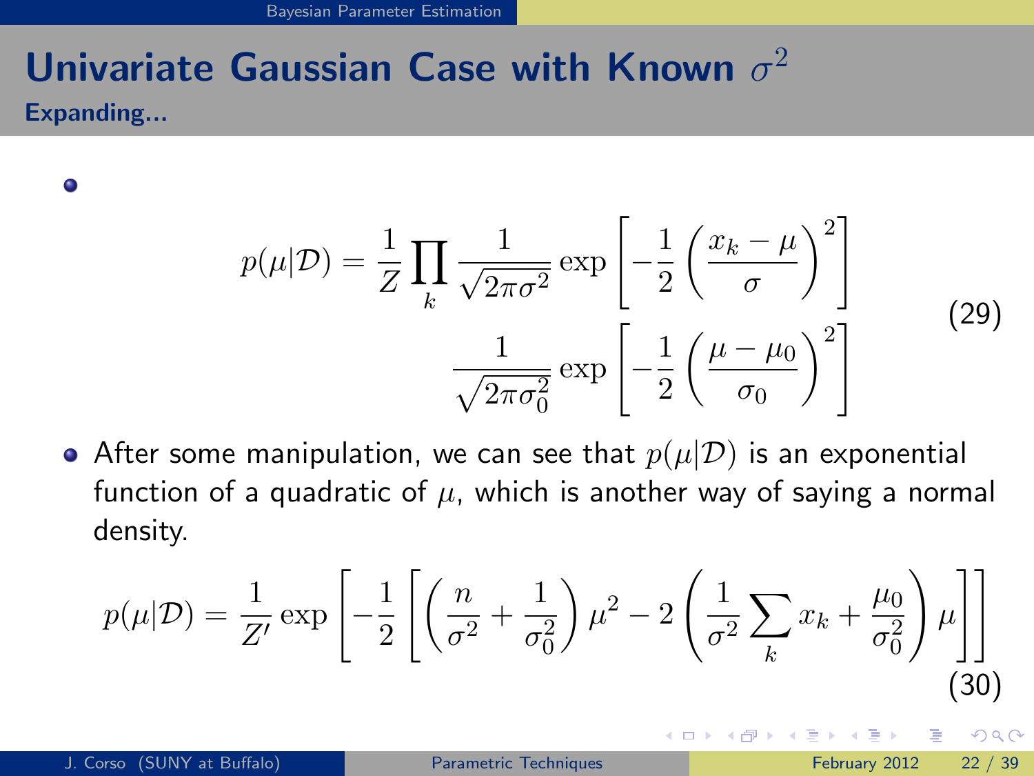# Univariate Gaussian Case with Known $\sigma^2$

### Expanding...

- $$p(\mu|\mathcal{D}) = \frac{1}{Z} \prod_k \frac{1}{\sqrt{2\pi\sigma^2}} \exp\left[-\frac{1}{2}\left(\frac{x_k - \mu}{\sigma}\right)^2\right] \frac{1}{\sqrt{2\pi\sigma_0^2}} \exp\left[-\frac{1}{2}\left(\frac{\mu - \mu_0}{\sigma_0}\right)^2\right] \tag{29}$$

- After some manipulation, we can see that $p(\mu|\mathcal{D})$ is an exponential function of a quadratic of $\mu$, which is another way of saying a normal density.

$$p(\mu|\mathcal{D}) = \frac{1}{Z'} \exp\left[-\frac{1}{2}\left[\left(\frac{n}{\sigma^2} + \frac{1}{\sigma_0^2}\right)\mu^2 - 2\left(\frac{1}{\sigma^2}\sum_k x_k + \frac{\mu_0}{\sigma_0^2}\right)\mu\right]\right] \tag{30}$$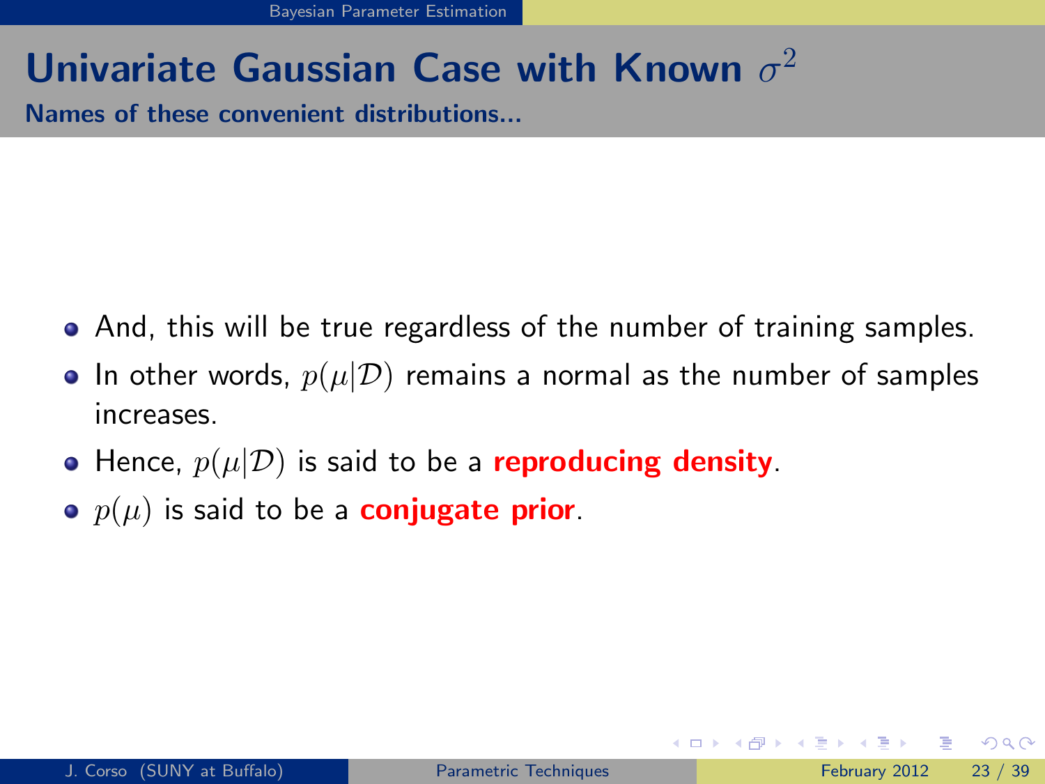## Univariate Gaussian Case with Known $\sigma^2$

### Names of these convenient distributions...

- And, this will be true regardless of the number of training samples.
- In other words, $p(\mu|\mathcal{D})$ remains a normal as the number of samples increases.
- Hence, $p(\mu|\mathcal{D})$ is said to be a **reproducing density**.
- $p(\mu)$ is said to be a **conjugate prior**.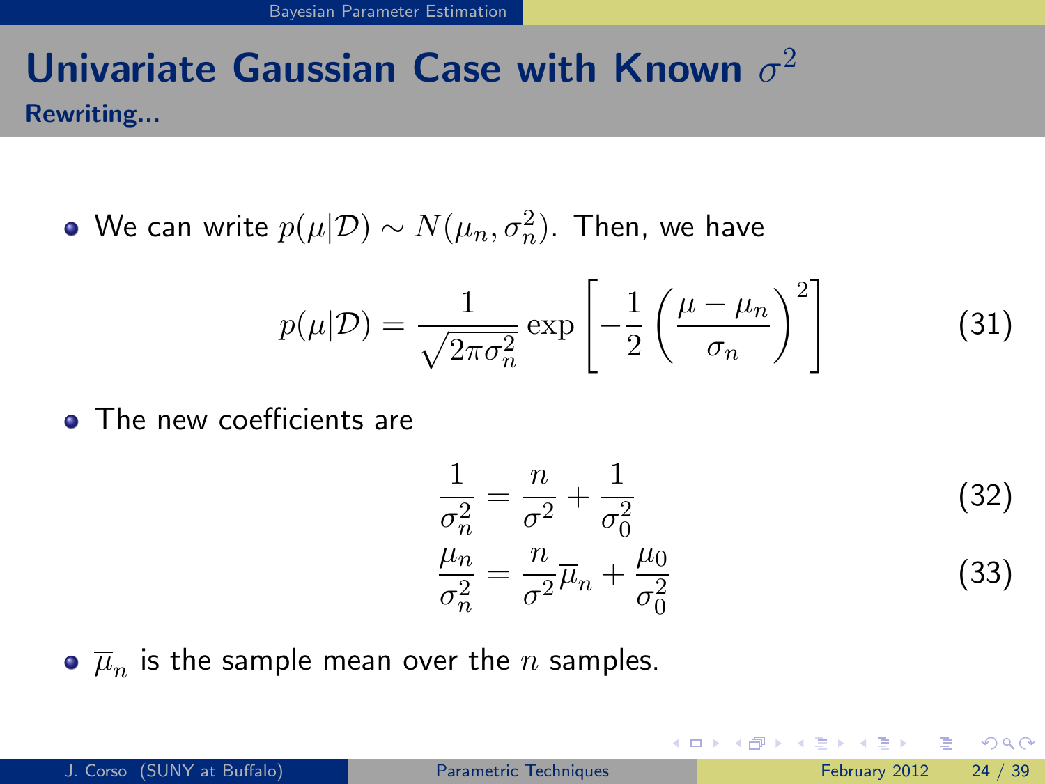## Univariate Gaussian Case with Known $\sigma^2$

### Rewriting...

- We can write $p(\mu|\mathcal{D}) \sim N(\mu_n, \sigma_n^2)$. Then, we have

$$p(\mu|\mathcal{D}) = \frac{1}{\sqrt{2\pi\sigma_n^2}} \exp\left[-\frac{1}{2}\left(\frac{\mu - \mu_n}{\sigma_n}\right)^2\right] \tag{31}$$

- The new coefficients are

$$\frac{1}{\sigma_n^2} = \frac{n}{\sigma^2} + \frac{1}{\sigma_0^2} \tag{32}$$

$$\frac{\mu_n}{\sigma_n^2} = \frac{n}{\sigma^2}\overline{\mu}_n + \frac{\mu_0}{\sigma_0^2} \tag{33}$$

- $\overline{\mu}_n$ is the sample mean over the $n$ samples.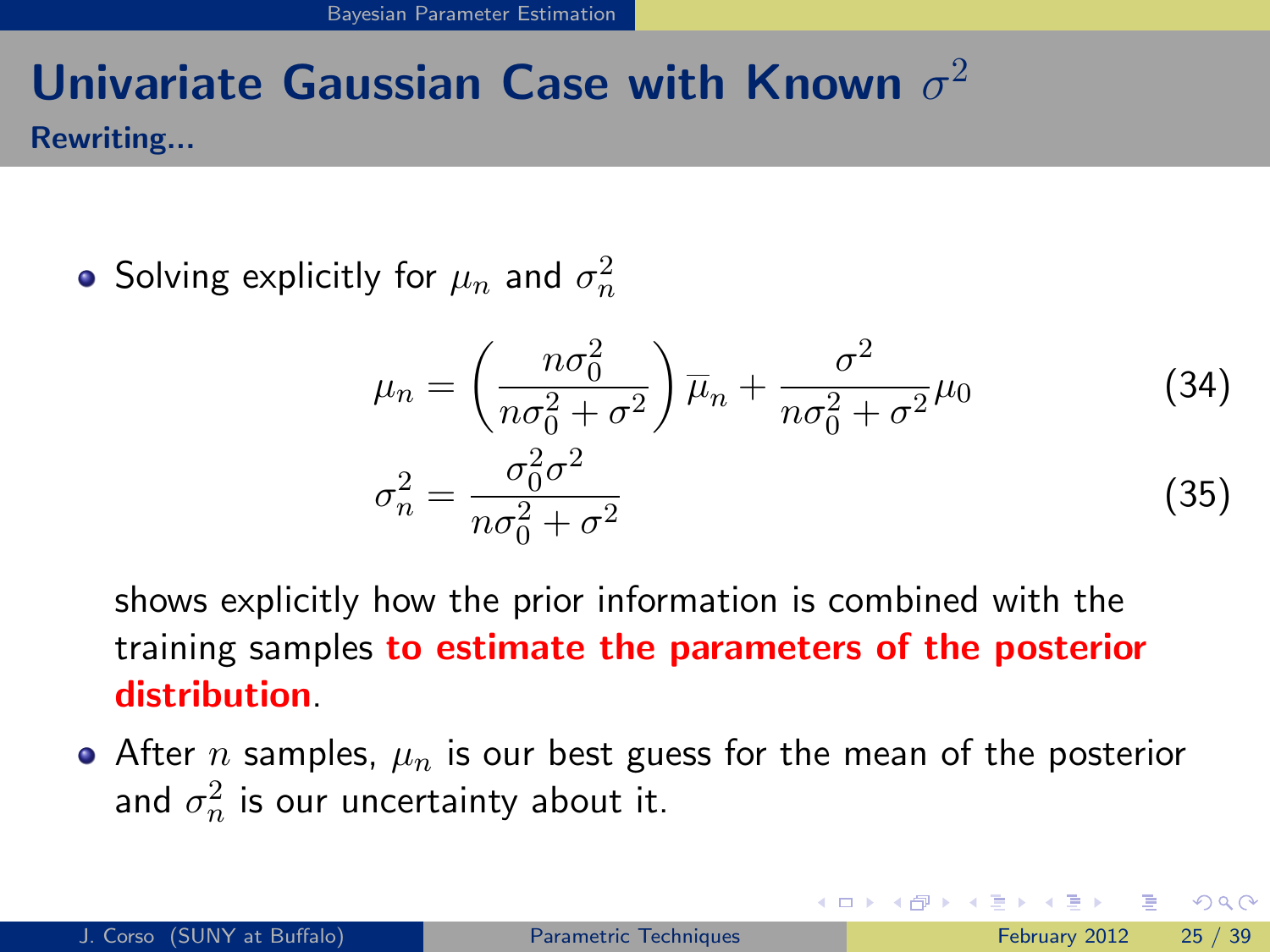# Univariate Gaussian Case with Known $\sigma^2$

## Rewriting...

- Solving explicitly for $\mu_n$ and $\sigma_n^2$

$$\mu_n = \left(\frac{n\sigma_0^2}{n\sigma_0^2 + \sigma^2}\right)\overline{\mu}_n + \frac{\sigma^2}{n\sigma_0^2 + \sigma^2}\mu_0 \tag{34}$$

$$\sigma_n^2 = \frac{\sigma_0^2\sigma^2}{n\sigma_0^2 + \sigma^2} \tag{35}$$

  shows explicitly how the prior information is combined with the training samples **to estimate the parameters of the posterior distribution**.

- After $n$ samples, $\mu_n$ is our best guess for the mean of the posterior and $\sigma_n^2$ is our uncertainty about it.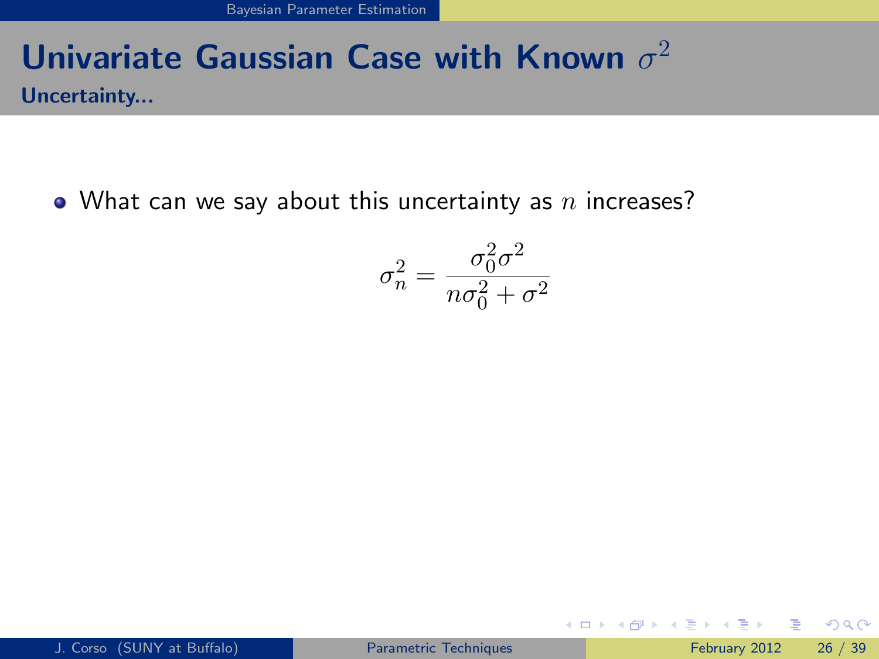# Univariate Gaussian Case with Known $\sigma^2$

## Uncertainty...

- What can we say about this uncertainty as $n$ increases?

$$\sigma_n^2 = \frac{\sigma_0^2 \sigma^2}{n\sigma_0^2 + \sigma^2}$$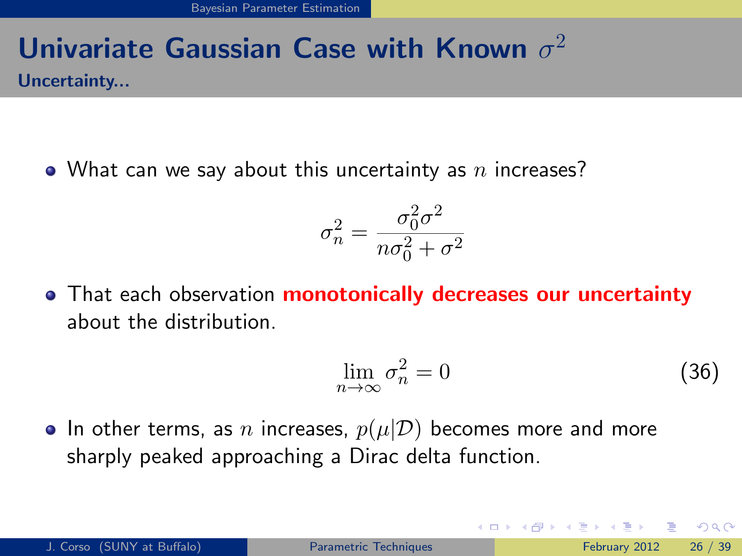# Univariate Gaussian Case with Known $\sigma^2$

## Uncertainty...

- What can we say about this uncertainty as $n$ increases?

$$\sigma_n^2 = \frac{\sigma_0^2 \sigma^2}{n\sigma_0^2 + \sigma^2}$$

- That each observation **monotonically decreases our uncertainty** about the distribution.

$$\lim_{n \to \infty} \sigma_n^2 = 0 \tag{36}$$

- In other terms, as $n$ increases, $p(\mu|\mathcal{D})$ becomes more and more sharply peaked approaching a Dirac delta function.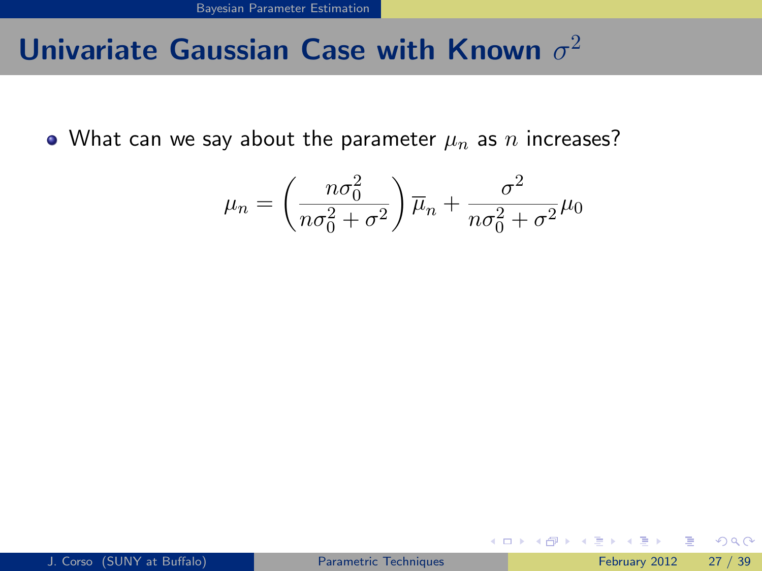## Univariate Gaussian Case with Known $\sigma^2$

- What can we say about the parameter $\mu_n$ as $n$ increases?

$$\mu_n = \left( \frac{n\sigma_0^2}{n\sigma_0^2 + \sigma^2} \right) \overline{\mu}_n + \frac{\sigma^2}{n\sigma_0^2 + \sigma^2} \mu_0$$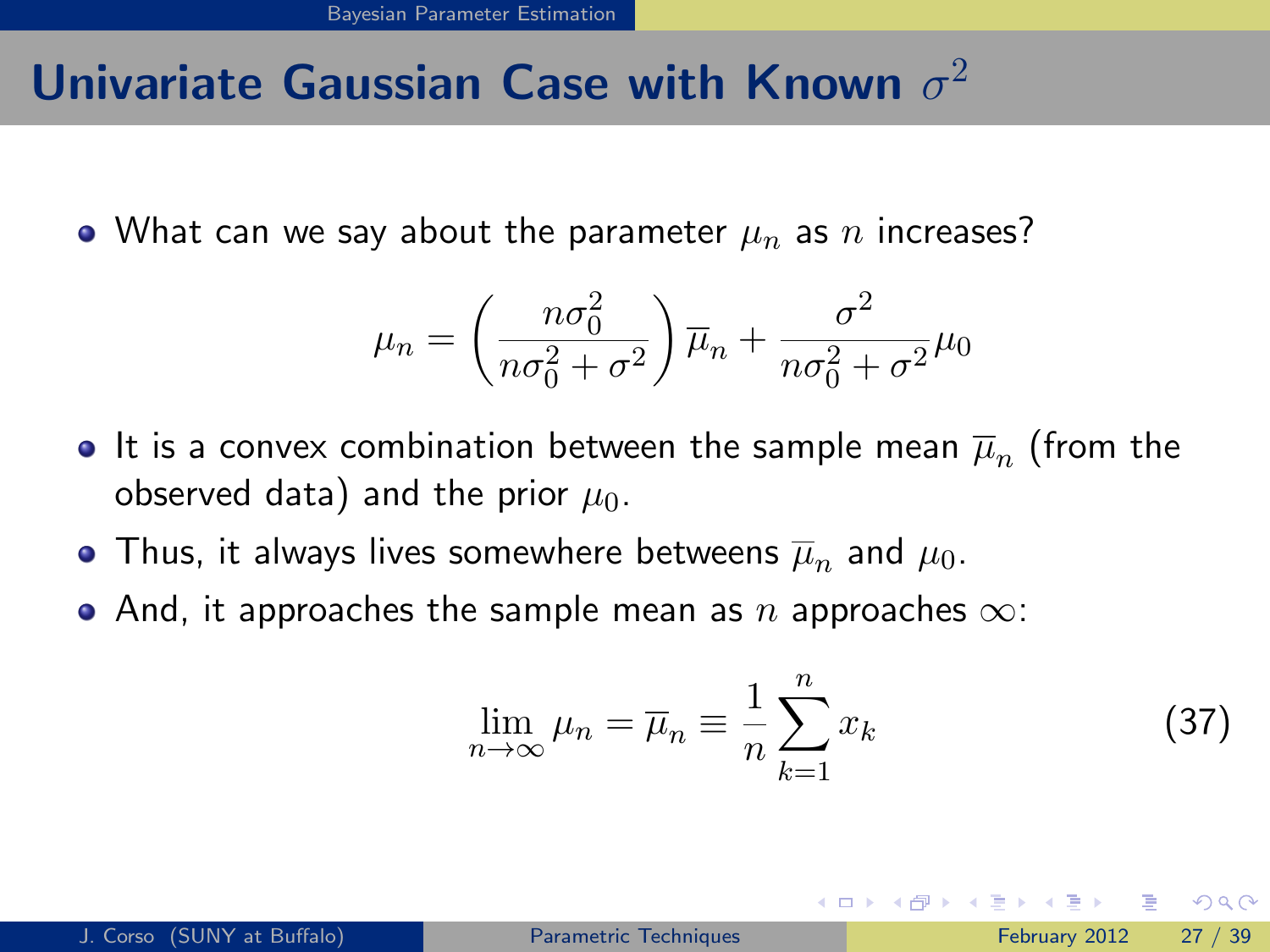# Univariate Gaussian Case with Known $\sigma^2$

- What can we say about the parameter $\mu_n$ as $n$ increases?

$$\mu_n = \left(\frac{n\sigma_0^2}{n\sigma_0^2 + \sigma^2}\right)\overline{\mu}_n + \frac{\sigma^2}{n\sigma_0^2 + \sigma^2}\mu_0$$

- It is a convex combination between the sample mean $\overline{\mu}_n$ (from the observed data) and the prior $\mu_0$.
- Thus, it always lives somewhere betweens $\overline{\mu}_n$ and $\mu_0$.
- And, it approaches the sample mean as $n$ approaches $\infty$:

$$\lim_{n\to\infty} \mu_n = \overline{\mu}_n \equiv \frac{1}{n}\sum_{k=1}^{n} x_k \tag{37}$$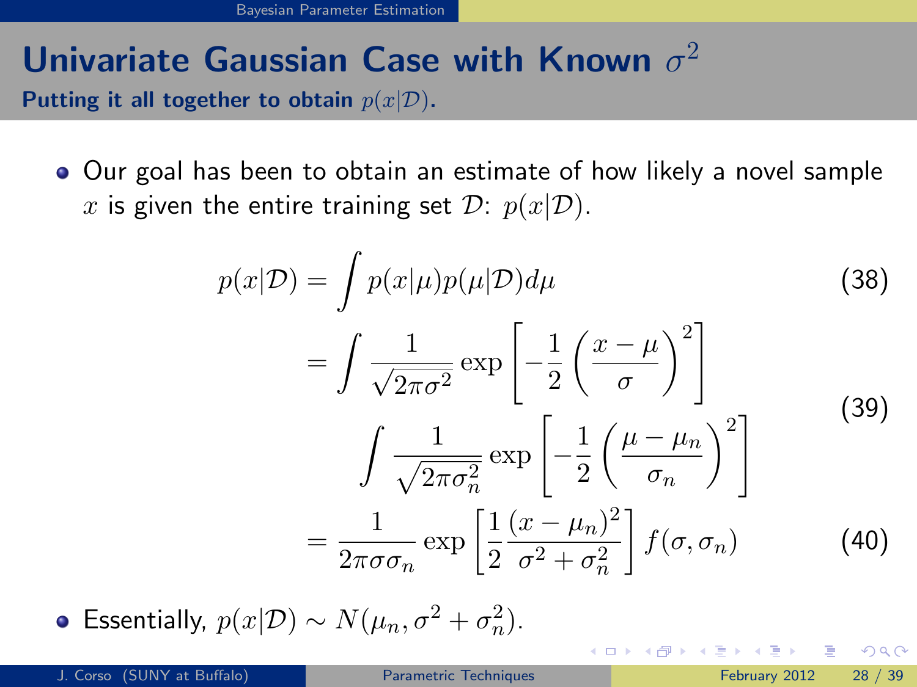# Univariate Gaussian Case with Known $\sigma^2$

**Putting it all together to obtain $p(x|\mathcal{D})$.**

- Our goal has been to obtain an estimate of how likely a novel sample $x$ is given the entire training set $\mathcal{D}$: $p(x|\mathcal{D})$.

$$p(x|\mathcal{D}) = \int p(x|\mu)p(\mu|\mathcal{D})d\mu \tag{38}$$

$$= \int \frac{1}{\sqrt{2\pi\sigma^2}} \exp\left[-\frac{1}{2}\left(\frac{x-\mu}{\sigma}\right)^2\right] \int \frac{1}{\sqrt{2\pi\sigma_n^2}} \exp\left[-\frac{1}{2}\left(\frac{\mu-\mu_n}{\sigma_n}\right)^2\right] \tag{39}$$

$$= \frac{1}{2\pi\sigma\sigma_n} \exp\left[\frac{1}{2}\frac{(x-\mu_n)^2}{\sigma^2+\sigma_n^2}\right] f(\sigma,\sigma_n) \tag{40}$$

- Essentially, $p(x|\mathcal{D}) \sim N(\mu_n, \sigma^2 + \sigma_n^2)$.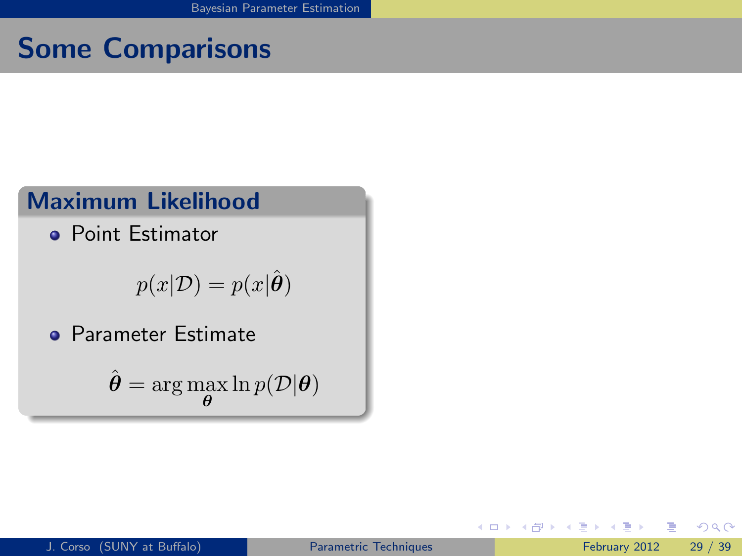# Some Comparisons

## Maximum Likelihood

- Point Estimator

$$p(x|\mathcal{D}) = p(x|\hat{\boldsymbol{\theta}})$$

- Parameter Estimate

$$\hat{\boldsymbol{\theta}} = \arg\max_{\boldsymbol{\theta}} \ln p(\mathcal{D}|\boldsymbol{\theta})$$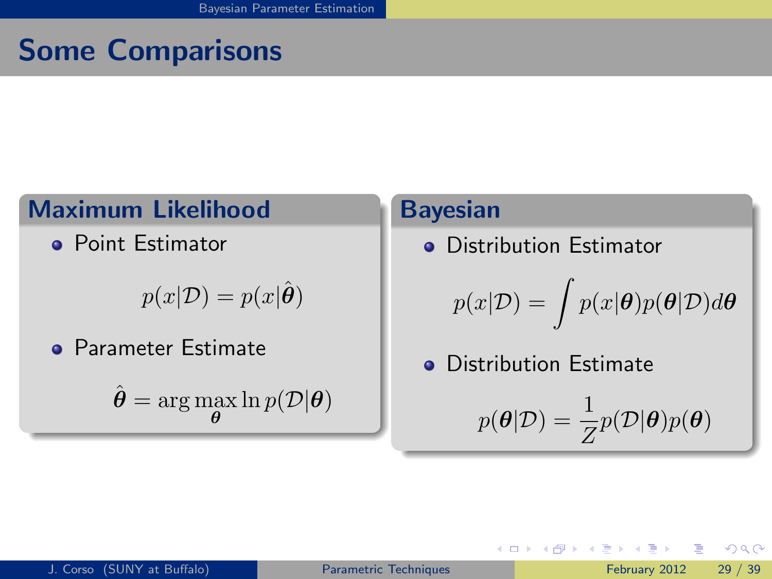# Some Comparisons

## Maximum Likelihood

- Point Estimator

$$p(x|\mathcal{D}) = p(x|\hat{\boldsymbol{\theta}})$$

- Parameter Estimate

$$\hat{\boldsymbol{\theta}} = \arg\max_{\boldsymbol{\theta}} \ln p(\mathcal{D}|\boldsymbol{\theta})$$

## Bayesian

- Distribution Estimator

$$p(x|\mathcal{D}) = \int p(x|\boldsymbol{\theta}) p(\boldsymbol{\theta}|\mathcal{D}) d\boldsymbol{\theta}$$

- Distribution Estimate

$$p(\boldsymbol{\theta}|\mathcal{D}) = \frac{1}{Z} p(\mathcal{D}|\boldsymbol{\theta}) p(\boldsymbol{\theta})$$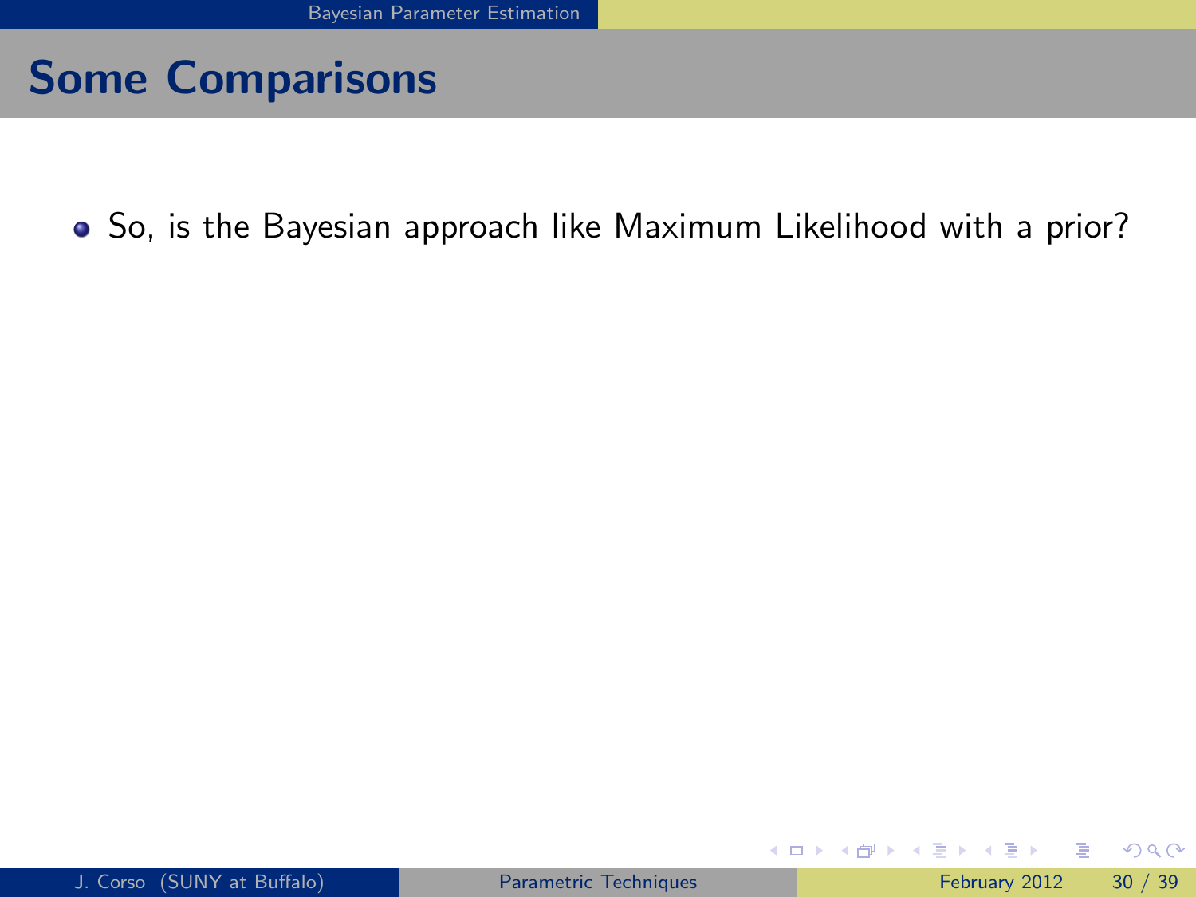## Some Comparisons

- So, is the Bayesian approach like Maximum Likelihood with a prior?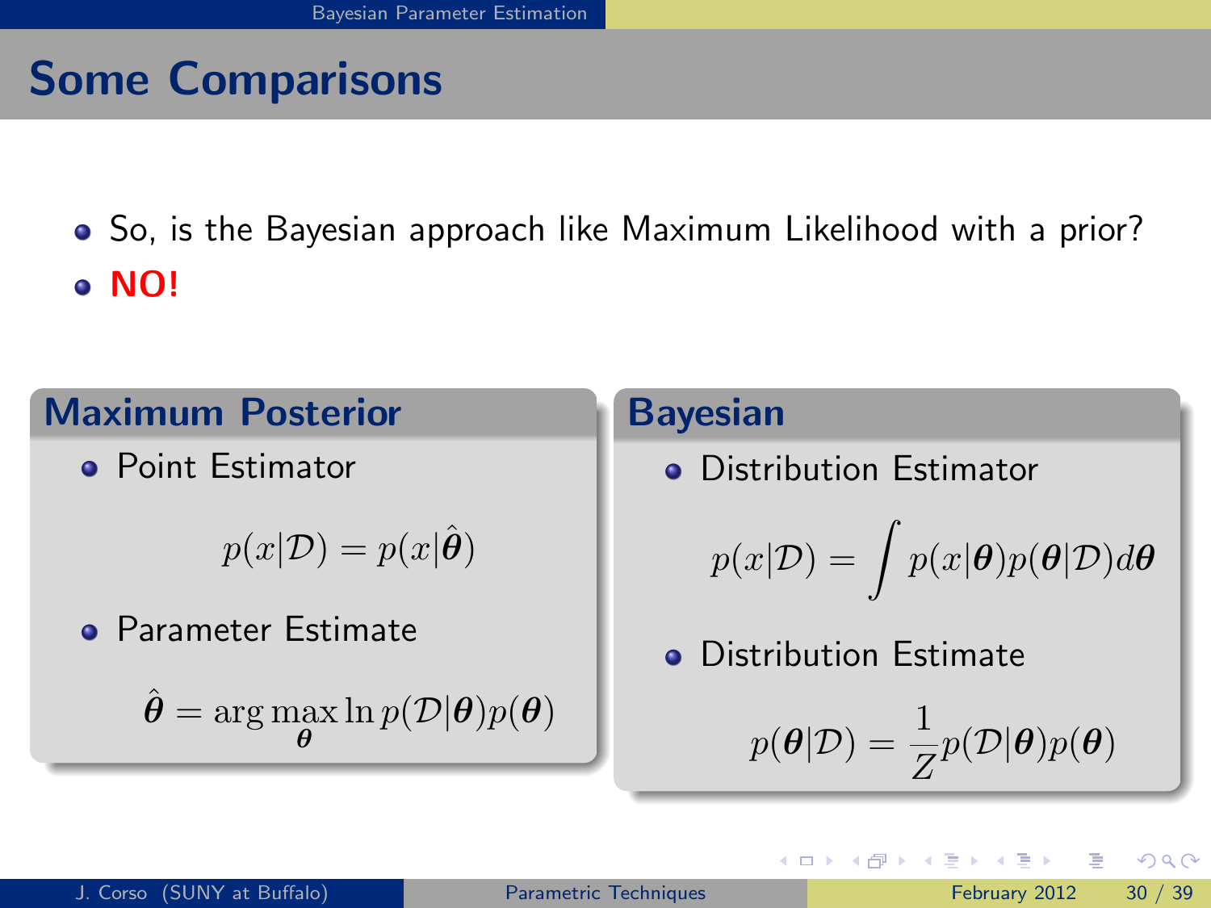## Some Comparisons

- So, is the Bayesian approach like Maximum Likelihood with a prior?
- **NO!**

### Maximum Posterior

- Point Estimator

$$p(x|\mathcal{D}) = p(x|\hat{\boldsymbol{\theta}})$$

- Parameter Estimate

$$\hat{\boldsymbol{\theta}} = \arg\max_{\boldsymbol{\theta}} \ln p(\mathcal{D}|\boldsymbol{\theta})p(\boldsymbol{\theta})$$

### Bayesian

- Distribution Estimator

$$p(x|\mathcal{D}) = \int p(x|\boldsymbol{\theta})p(\boldsymbol{\theta}|\mathcal{D})d\boldsymbol{\theta}$$

- Distribution Estimate

$$p(\boldsymbol{\theta}|\mathcal{D}) = \frac{1}{Z}p(\mathcal{D}|\boldsymbol{\theta})p(\boldsymbol{\theta})$$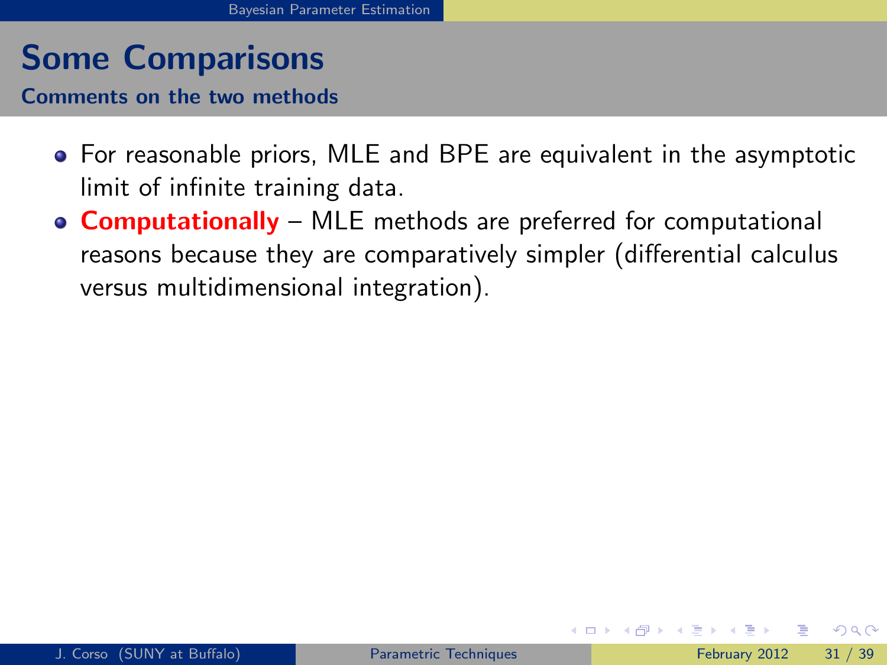# Some Comparisons

## Comments on the two methods

- For reasonable priors, MLE and BPE are equivalent in the asymptotic limit of infinite training data.
- **Computationally** – MLE methods are preferred for computational reasons because they are comparatively simpler (differential calculus versus multidimensional integration).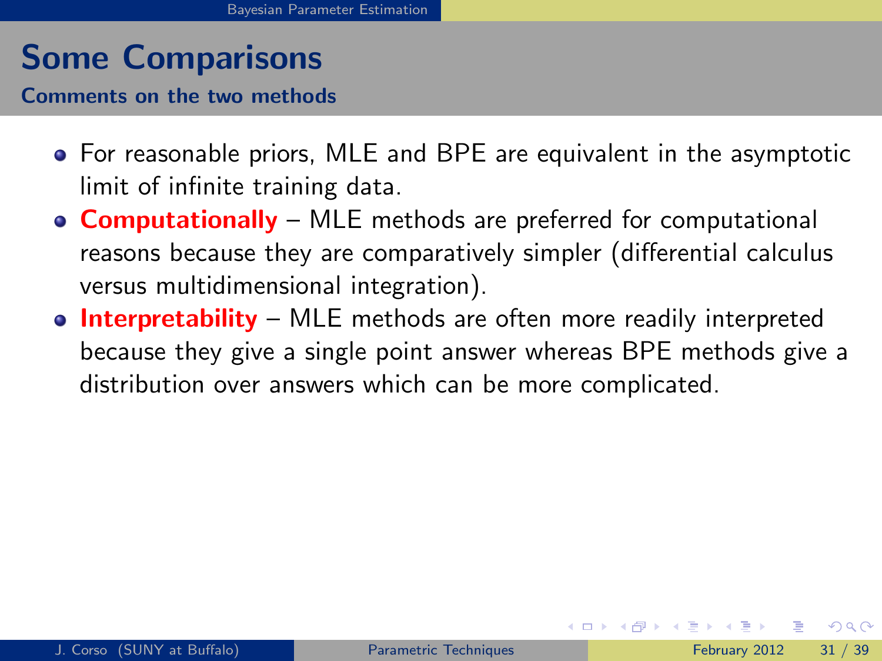## Some Comparisons

### Comments on the two methods

- For reasonable priors, MLE and BPE are equivalent in the asymptotic limit of infinite training data.
- **Computationally** – MLE methods are preferred for computational reasons because they are comparatively simpler (differential calculus versus multidimensional integration).
- **Interpretability** – MLE methods are often more readily interpreted because they give a single point answer whereas BPE methods give a distribution over answers which can be more complicated.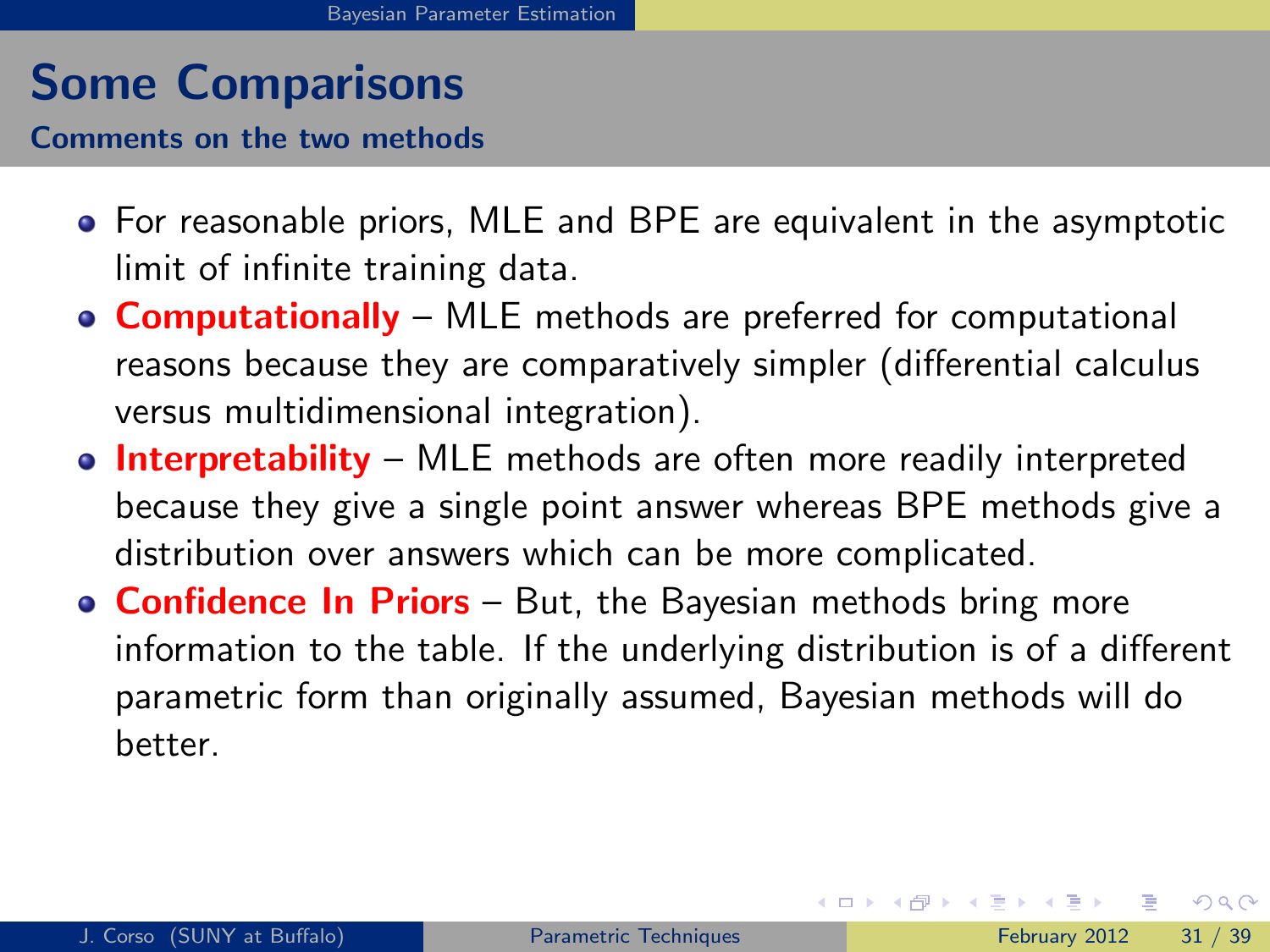# Some Comparisons

## Comments on the two methods

- For reasonable priors, MLE and BPE are equivalent in the asymptotic limit of infinite training data.
- **Computationally** – MLE methods are preferred for computational reasons because they are comparatively simpler (differential calculus versus multidimensional integration).
- **Interpretability** – MLE methods are often more readily interpreted because they give a single point answer whereas BPE methods give a distribution over answers which can be more complicated.
- **Confidence In Priors** – But, the Bayesian methods bring more information to the table. If the underlying distribution is of a different parametric form than originally assumed, Bayesian methods will do better.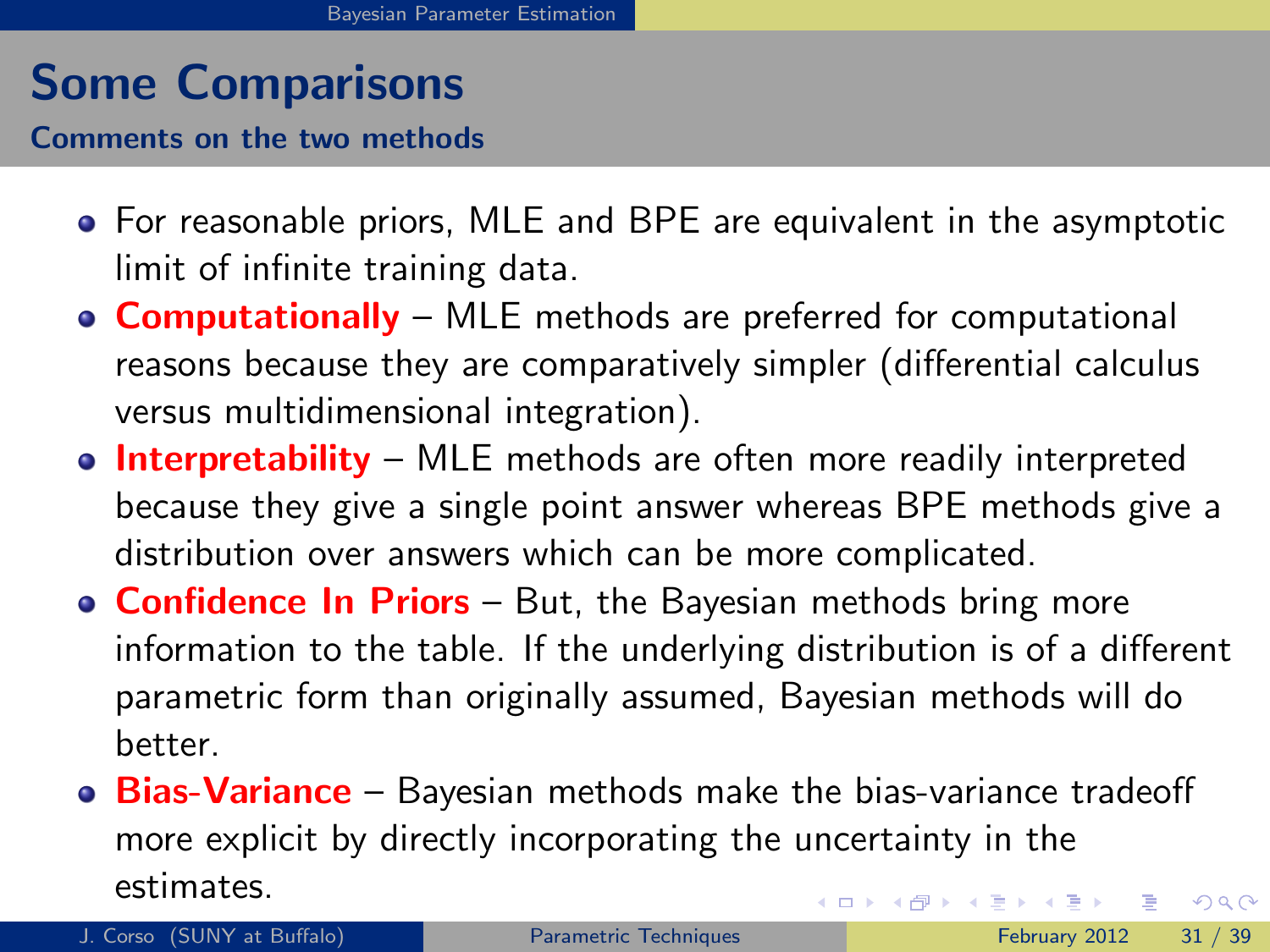# Some Comparisons

## Comments on the two methods

- For reasonable priors, MLE and BPE are equivalent in the asymptotic limit of infinite training data.
- **Computationally** – MLE methods are preferred for computational reasons because they are comparatively simpler (differential calculus versus multidimensional integration).
- **Interpretability** – MLE methods are often more readily interpreted because they give a single point answer whereas BPE methods give a distribution over answers which can be more complicated.
- **Confidence In Priors** – But, the Bayesian methods bring more information to the table. If the underlying distribution is of a different parametric form than originally assumed, Bayesian methods will do better.
- **Bias-Variance** – Bayesian methods make the bias-variance tradeoff more explicit by directly incorporating the uncertainty in the estimates.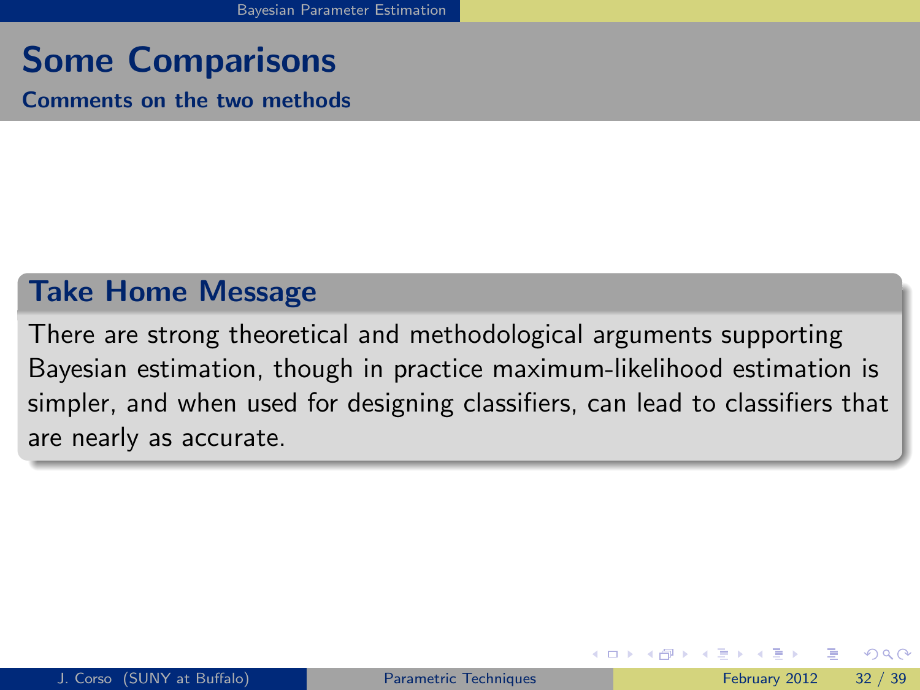# Some Comparisons

## Comments on the two methods

### Take Home Message

There are strong theoretical and methodological arguments supporting Bayesian estimation, though in practice maximum-likelihood estimation is simpler, and when used for designing classifiers, can lead to classifiers that are nearly as accurate.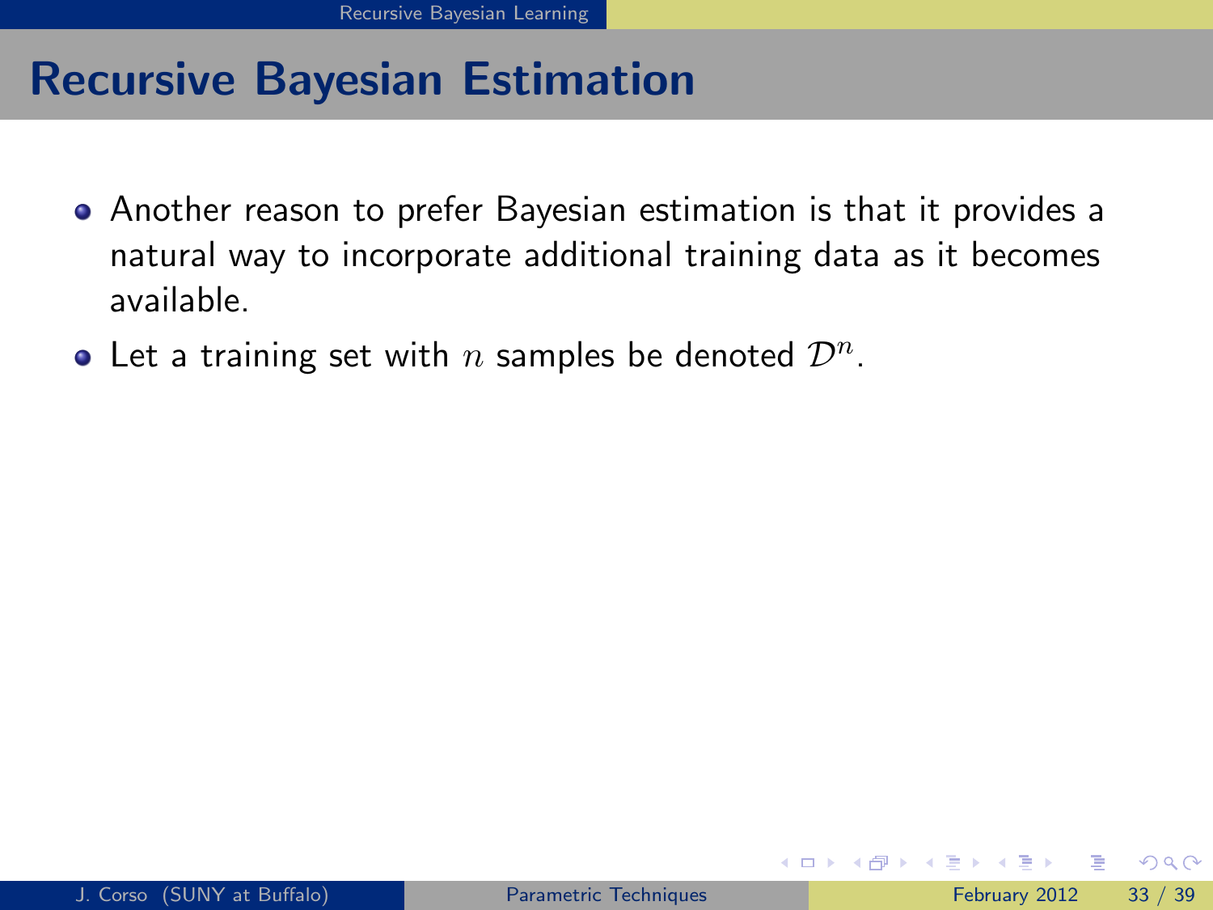# Recursive Bayesian Estimation

- Another reason to prefer Bayesian estimation is that it provides a natural way to incorporate additional training data as it becomes available.
- Let a training set with $n$ samples be denoted $\mathcal{D}^n$.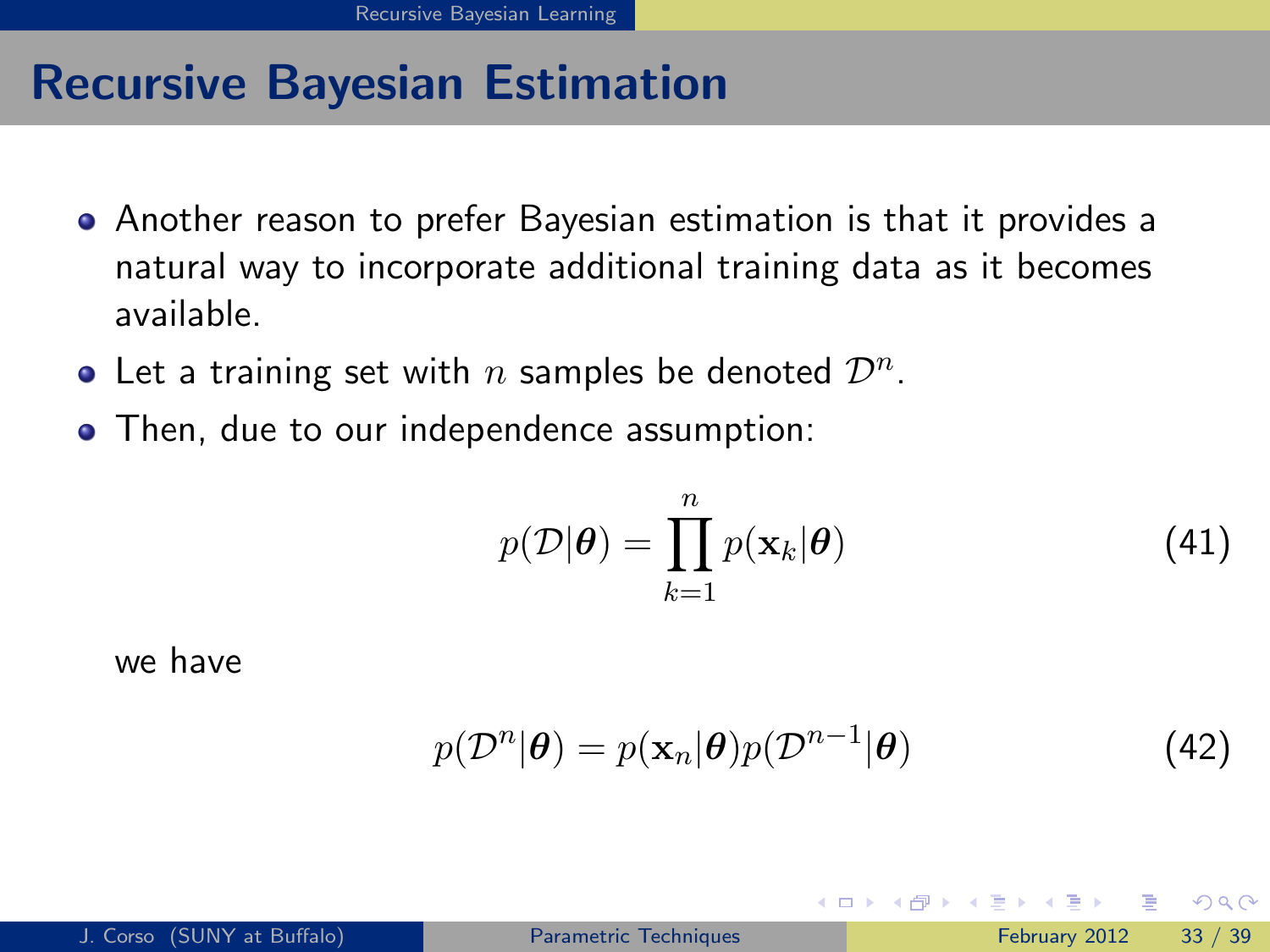# Recursive Bayesian Estimation

- Another reason to prefer Bayesian estimation is that it provides a natural way to incorporate additional training data as it becomes available.
- Let a training set with $n$ samples be denoted $\mathcal{D}^n$.
- Then, due to our independence assumption:

$$p(\mathcal{D}|\boldsymbol{\theta}) = \prod_{k=1}^{n} p(\mathbf{x}_k|\boldsymbol{\theta}) \tag{41}$$

we have

$$p(\mathcal{D}^n|\boldsymbol{\theta}) = p(\mathbf{x}_n|\boldsymbol{\theta})p(\mathcal{D}^{n-1}|\boldsymbol{\theta}) \tag{42}$$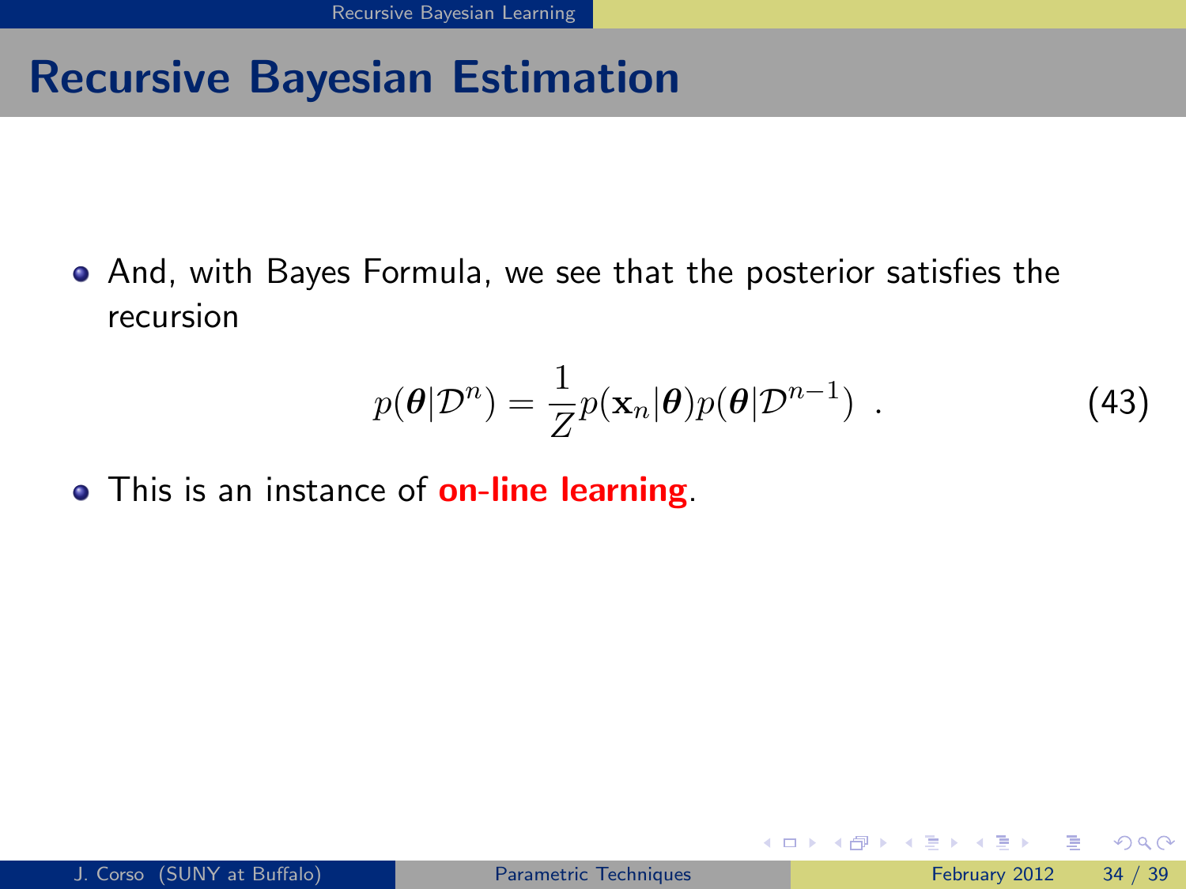# Recursive Bayesian Estimation

- And, with Bayes Formula, we see that the posterior satisfies the recursion

$$p(\boldsymbol{\theta}|\mathcal{D}^n) = \frac{1}{Z} p(\mathbf{x}_n|\boldsymbol{\theta}) p(\boldsymbol{\theta}|\mathcal{D}^{n-1}) \ . \tag{43}$$

- This is an instance of **on-line learning**.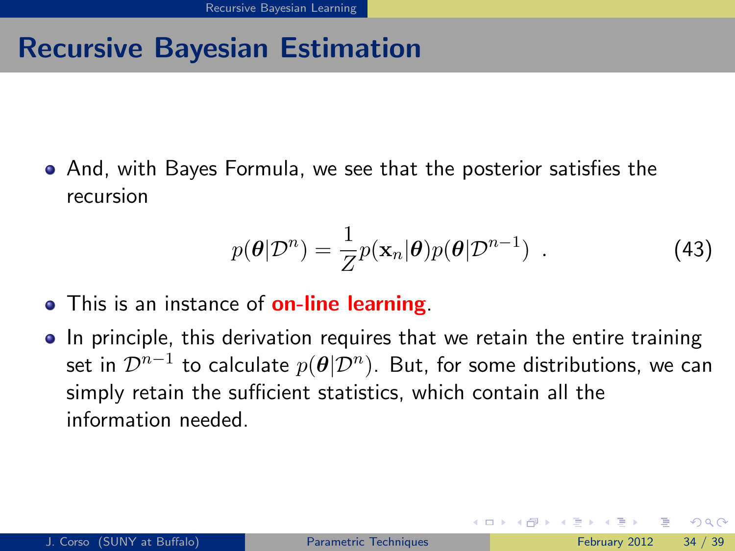# Recursive Bayesian Estimation

- And, with Bayes Formula, we see that the posterior satisfies the recursion

$$p(\boldsymbol{\theta}|\mathcal{D}^n) = \frac{1}{Z} p(\mathbf{x}_n|\boldsymbol{\theta}) p(\boldsymbol{\theta}|\mathcal{D}^{n-1}) \ . \tag{43}$$

- This is an instance of **on-line learning**.
- In principle, this derivation requires that we retain the entire training set in $\mathcal{D}^{n-1}$ to calculate $p(\boldsymbol{\theta}|\mathcal{D}^n)$. But, for some distributions, we can simply retain the sufficient statistics, which contain all the information needed.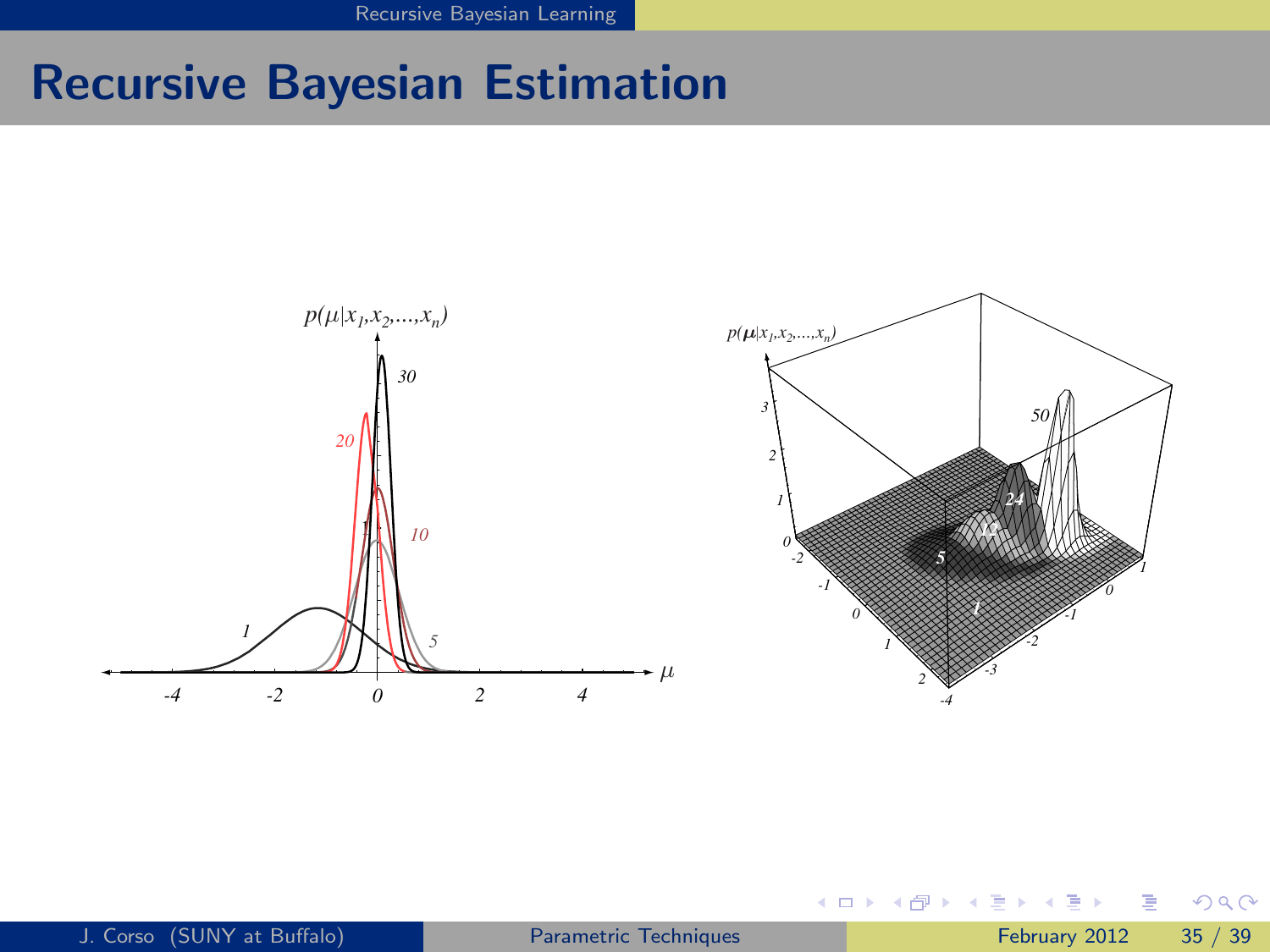## Recursive Bayesian Estimation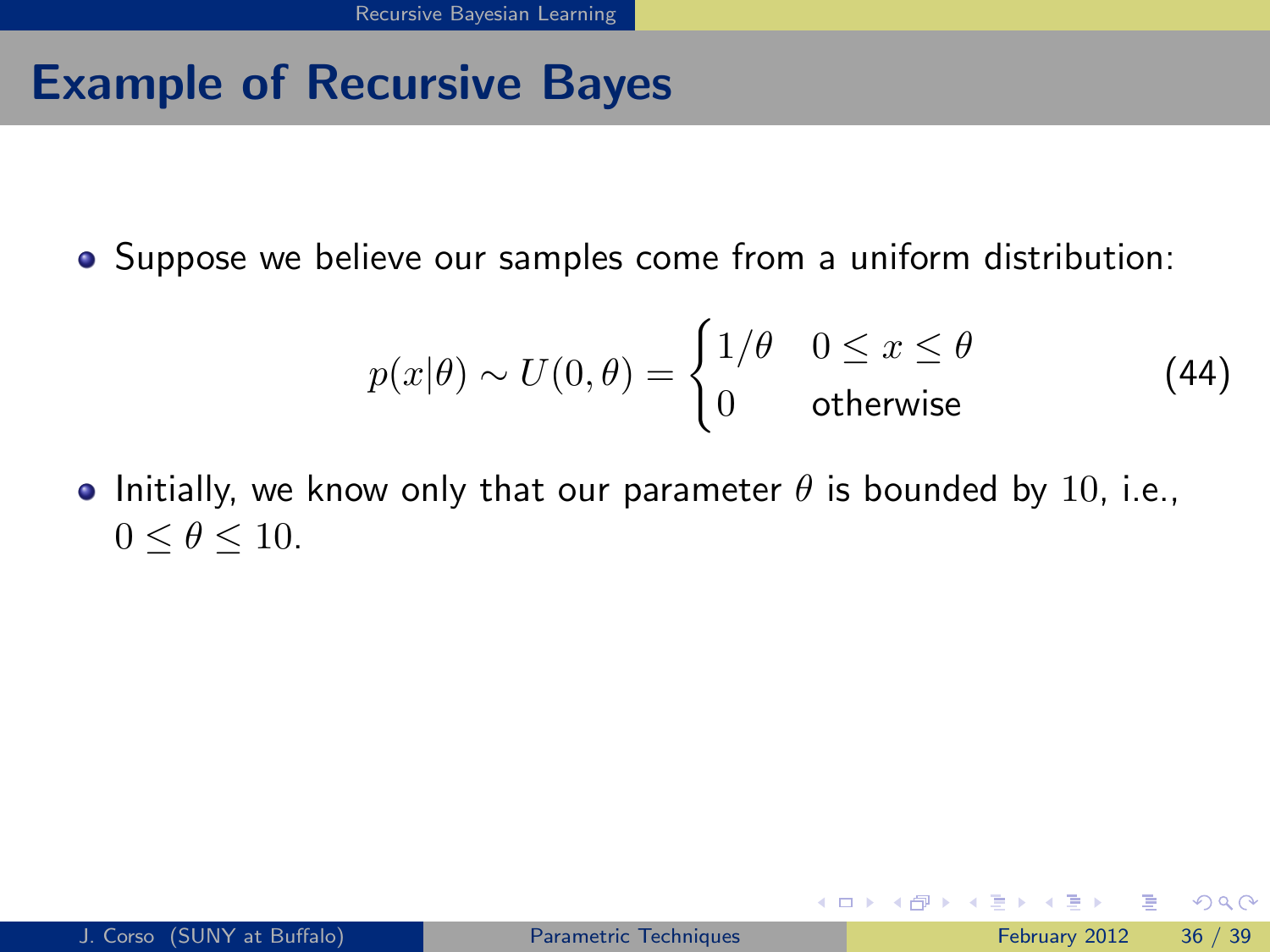## Example of Recursive Bayes

- Suppose we believe our samples come from a uniform distribution:

$$p(x|\theta) \sim U(0,\theta) = \begin{cases} 1/\theta & 0 \leq x \leq \theta \\ 0 & \text{otherwise} \end{cases} \tag{44}$$

- Initially, we know only that our parameter $\theta$ is bounded by $10$, i.e., $0 \leq \theta \leq 10$.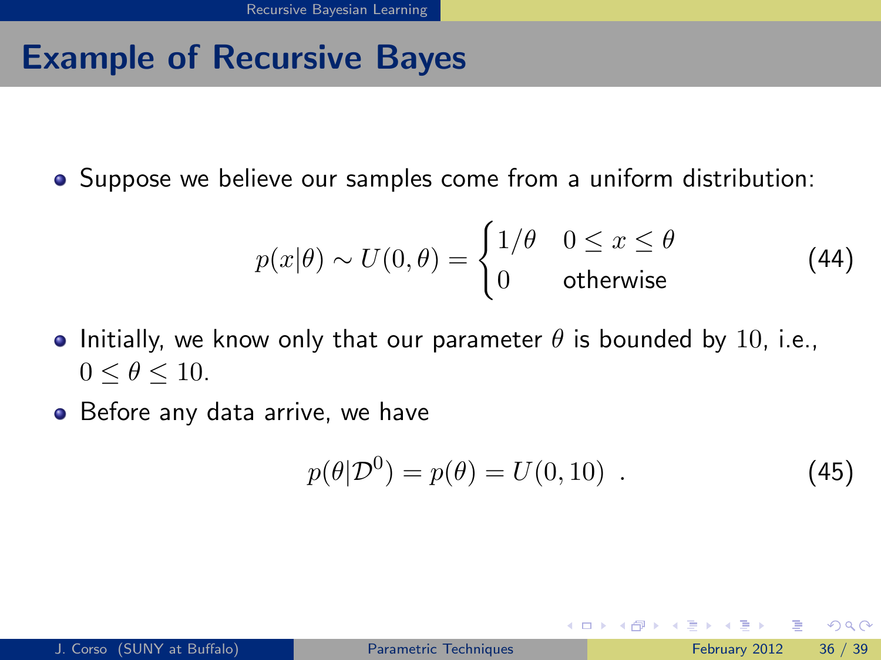## Example of Recursive Bayes

- Suppose we believe our samples come from a uniform distribution:

$$p(x|\theta) \sim U(0,\theta) = \begin{cases} 1/\theta & 0 \le x \le \theta \\ 0 & \text{otherwise} \end{cases} \tag{44}$$

- Initially, we know only that our parameter $\theta$ is bounded by $10$, i.e., $0 \le \theta \le 10$.
- Before any data arrive, we have

$$p(\theta|\mathcal{D}^0) = p(\theta) = U(0,10) \ . \tag{45}$$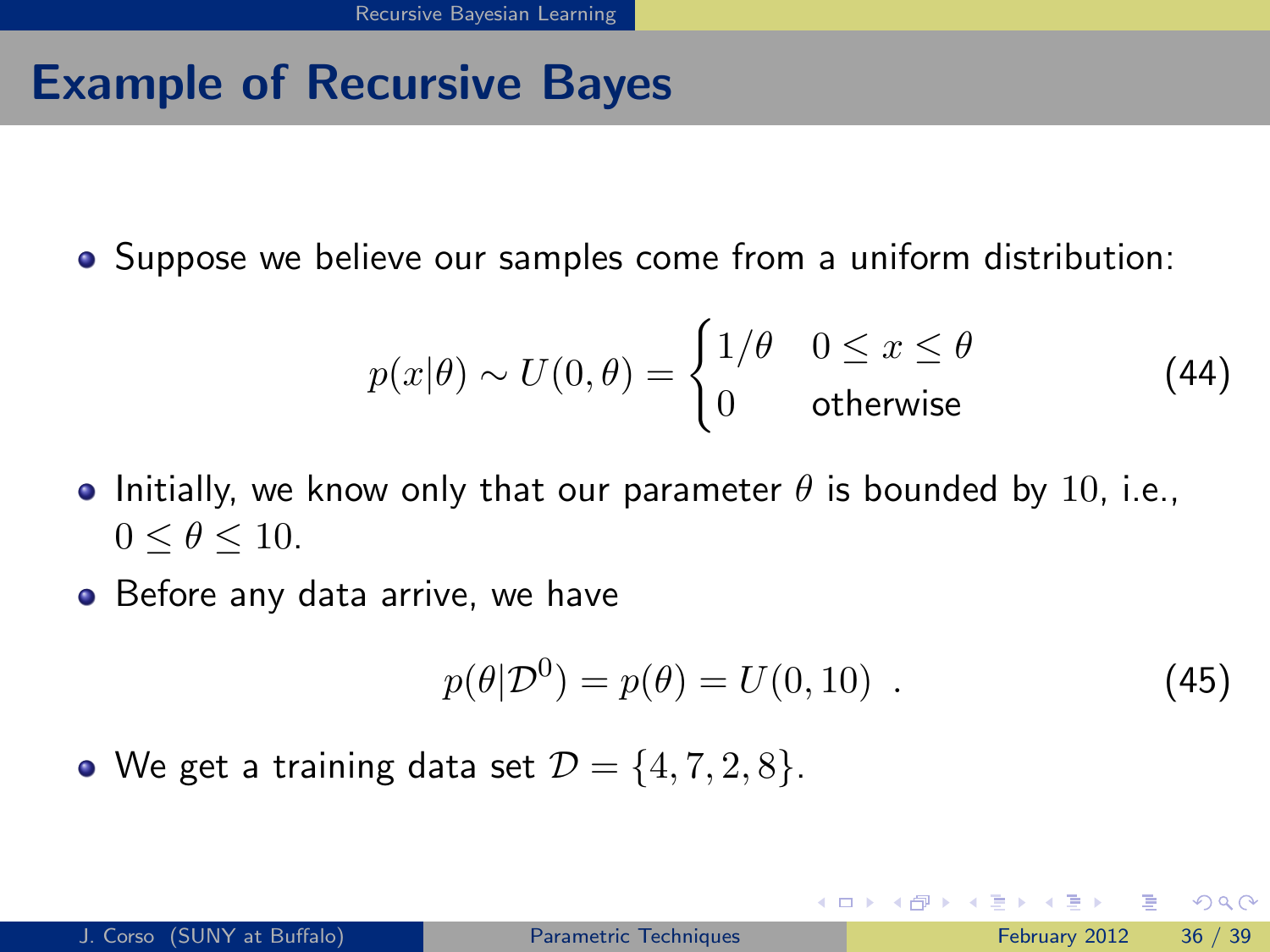## Example of Recursive Bayes

- Suppose we believe our samples come from a uniform distribution:

$$p(x|\theta) \sim U(0,\theta) = \begin{cases} 1/\theta & 0 \leq x \leq \theta \\ 0 & \text{otherwise} \end{cases} \tag{44}$$

- Initially, we know only that our parameter $\theta$ is bounded by $10$, i.e., $0 \leq \theta \leq 10$.
- Before any data arrive, we have

$$p(\theta|\mathcal{D}^0) = p(\theta) = U(0, 10) \ . \tag{45}$$

- We get a training data set $\mathcal{D} = \{4, 7, 2, 8\}$.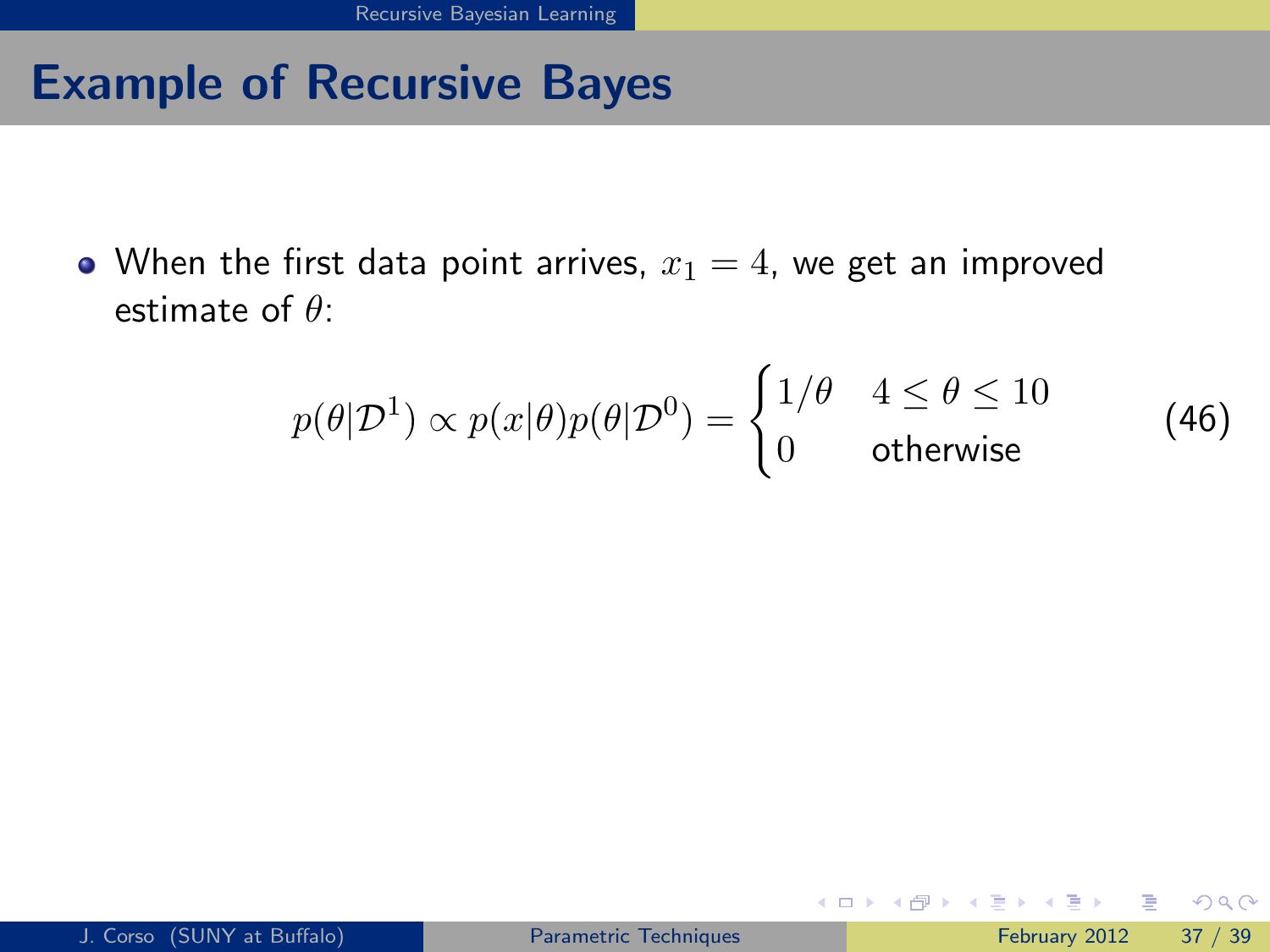## Example of Recursive Bayes

- When the first data point arrives, $x_1 = 4$, we get an improved estimate of $\theta$:

$$p(\theta|\mathcal{D}^1) \propto p(x|\theta)p(\theta|\mathcal{D}^0) = \begin{cases} 1/\theta & 4 \leq \theta \leq 10 \\ 0 & \text{otherwise} \end{cases} \tag{46}$$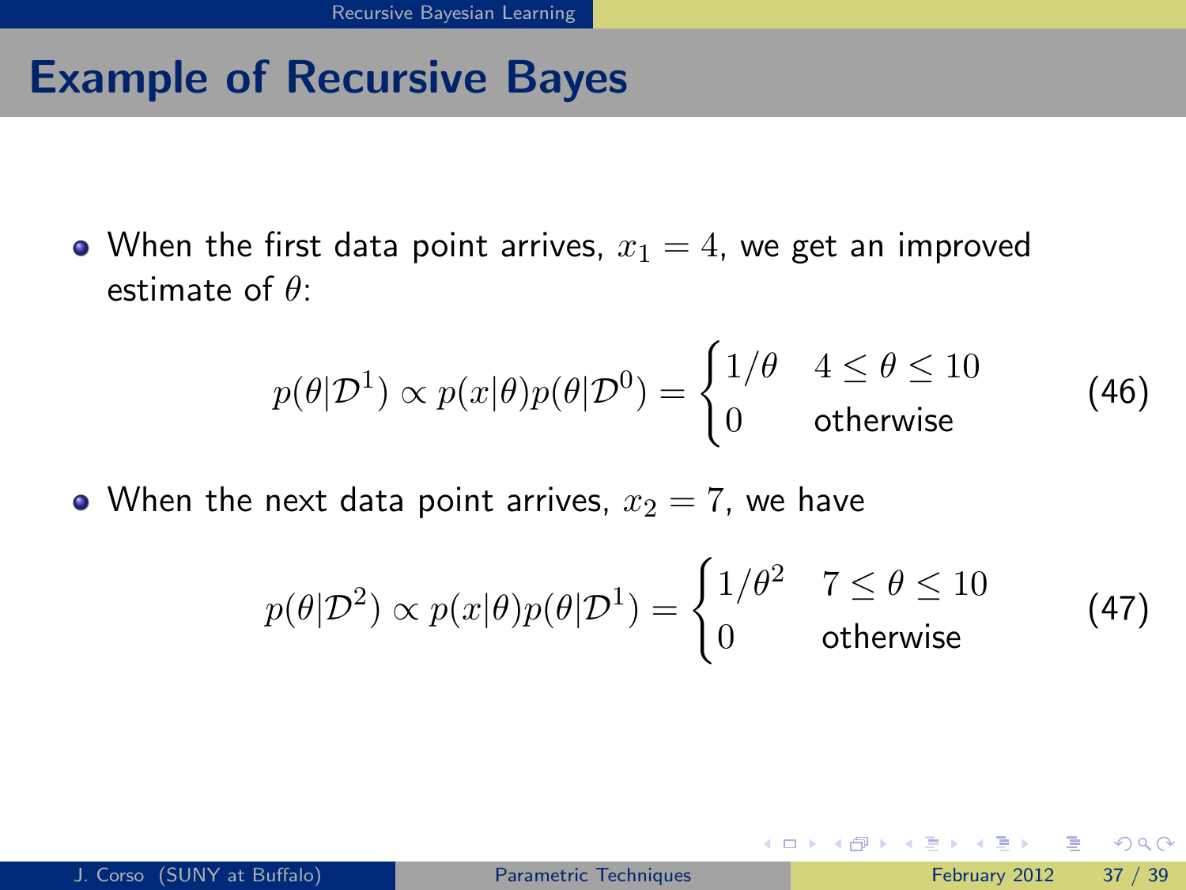## Example of Recursive Bayes

- When the first data point arrives, $x_1 = 4$, we get an improved estimate of $\theta$:

$$p(\theta|\mathcal{D}^1) \propto p(x|\theta)p(\theta|\mathcal{D}^0) = \begin{cases} 1/\theta & 4 \leq \theta \leq 10 \\ 0 & \text{otherwise} \end{cases} \quad (46)$$

- When the next data point arrives, $x_2 = 7$, we have

$$p(\theta|\mathcal{D}^2) \propto p(x|\theta)p(\theta|\mathcal{D}^1) = \begin{cases} 1/\theta^2 & 7 \leq \theta \leq 10 \\ 0 & \text{otherwise} \end{cases} \quad (47)$$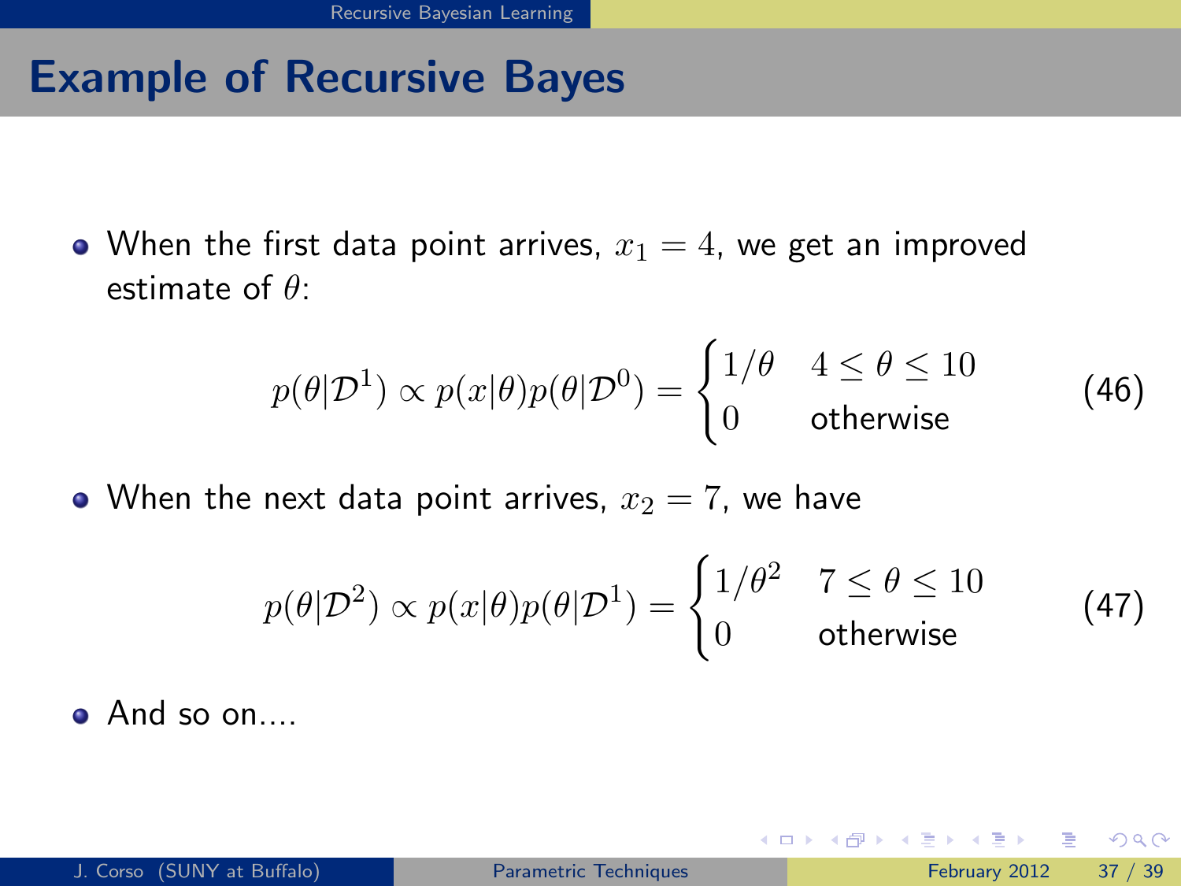## Example of Recursive Bayes

- When the first data point arrives, $x_1 = 4$, we get an improved estimate of $\theta$:

$$p(\theta|\mathcal{D}^1) \propto p(x|\theta)p(\theta|\mathcal{D}^0) = \begin{cases} 1/\theta & 4 \leq \theta \leq 10 \\ 0 & \text{otherwise} \end{cases} \tag{46}$$

- When the next data point arrives, $x_2 = 7$, we have

$$p(\theta|\mathcal{D}^2) \propto p(x|\theta)p(\theta|\mathcal{D}^1) = \begin{cases} 1/\theta^2 & 7 \leq \theta \leq 10 \\ 0 & \text{otherwise} \end{cases} \tag{47}$$

- And so on....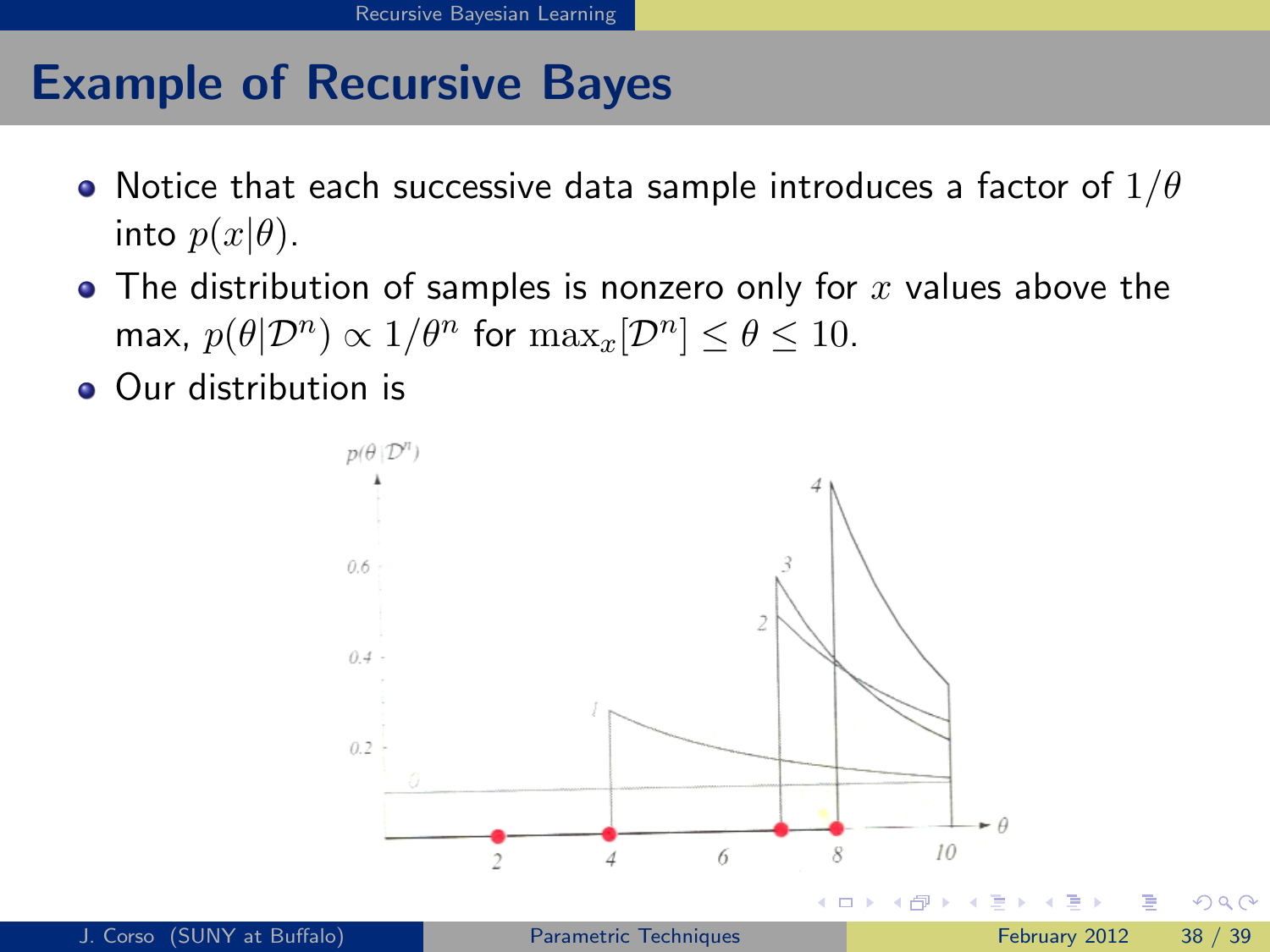## Example of Recursive Bayes

- Notice that each successive data sample introduces a factor of $1/\theta$ into $p(x|\theta)$.
- The distribution of samples is nonzero only for $x$ values above the max, $p(\theta|\mathcal{D}^n) \propto 1/\theta^n$ for $\max_x[\mathcal{D}^n] \leq \theta \leq 10$.
- Our distribution is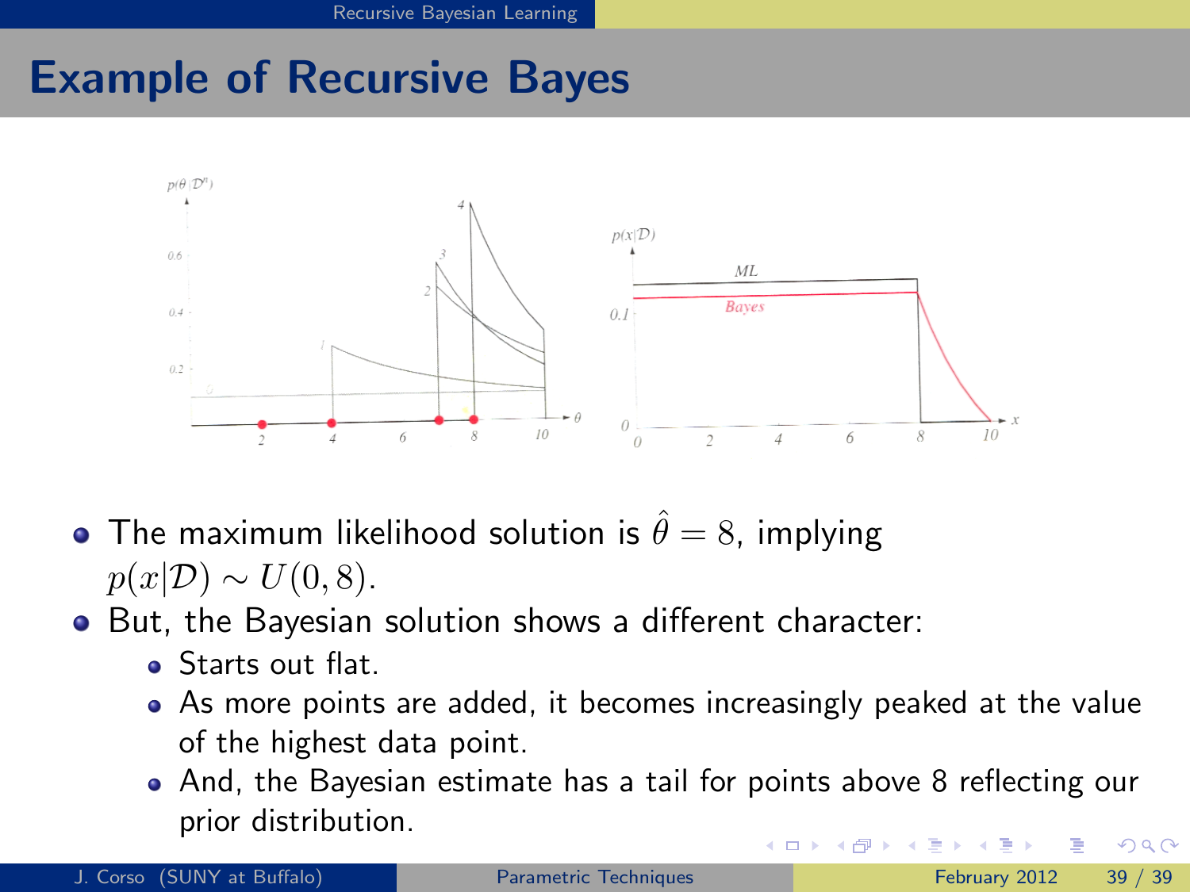# Example of Recursive Bayes

$p(\theta|\mathcal{D}^n)$

0.6

0.4

0.2

0

1

2

3

4

2 4 6 8 10 $\theta$

$p(x|\mathcal{D})$

ML

Bayes

0.1

0

0 2 4 6 8 10 $x$

- The maximum likelihood solution is $\hat{\theta} = 8$, implying $p(x|\mathcal{D}) \sim U(0, 8)$.
- But, the Bayesian solution shows a different character:
  - Starts out flat.
  - As more points are added, it becomes increasingly peaked at the value of the highest data point.
  - And, the Bayesian estimate has a tail for points above 8 reflecting our prior distribution.